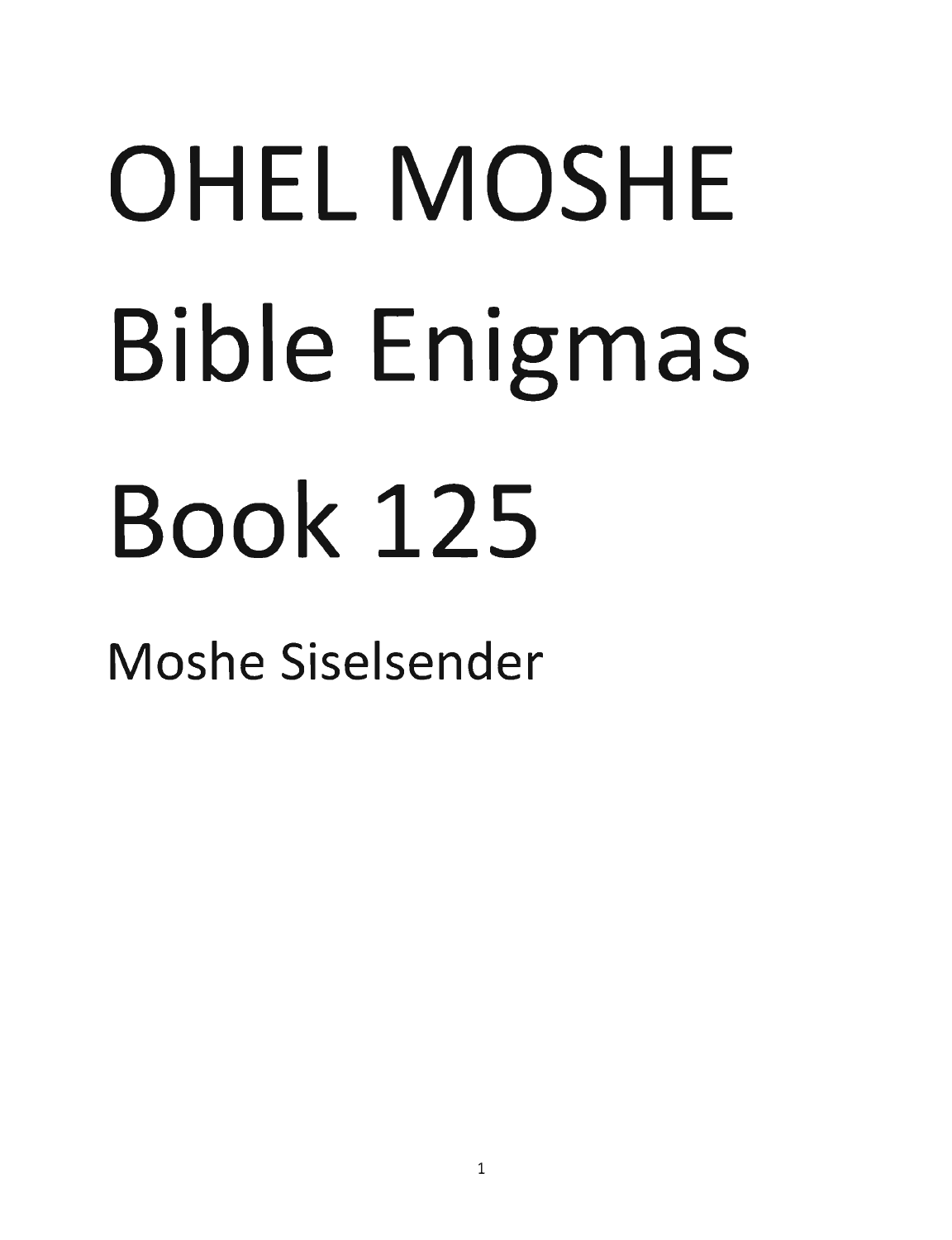# OHEL MOSHE Bible Enigmas Book 125

Moshe Siselsender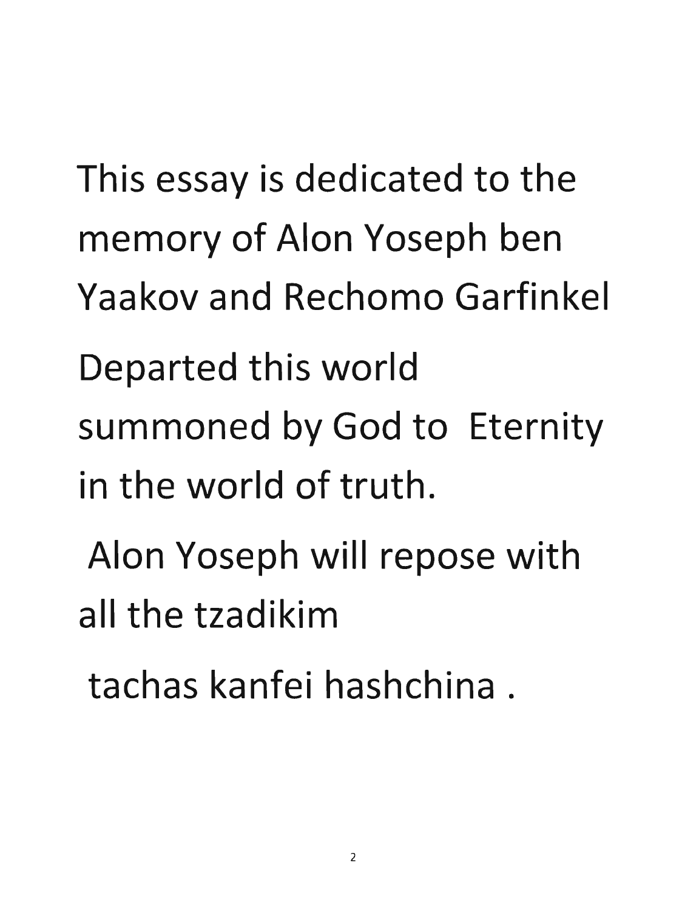This essay is dedicated to the memory of Alon Yoseph ben Yaakov and Rechomo Garfinkel

Departed this world summoned by God to Eternity in the world of truth.

Alon Yoseph will repose with all the tzadikim

tachas kanfei hashchina .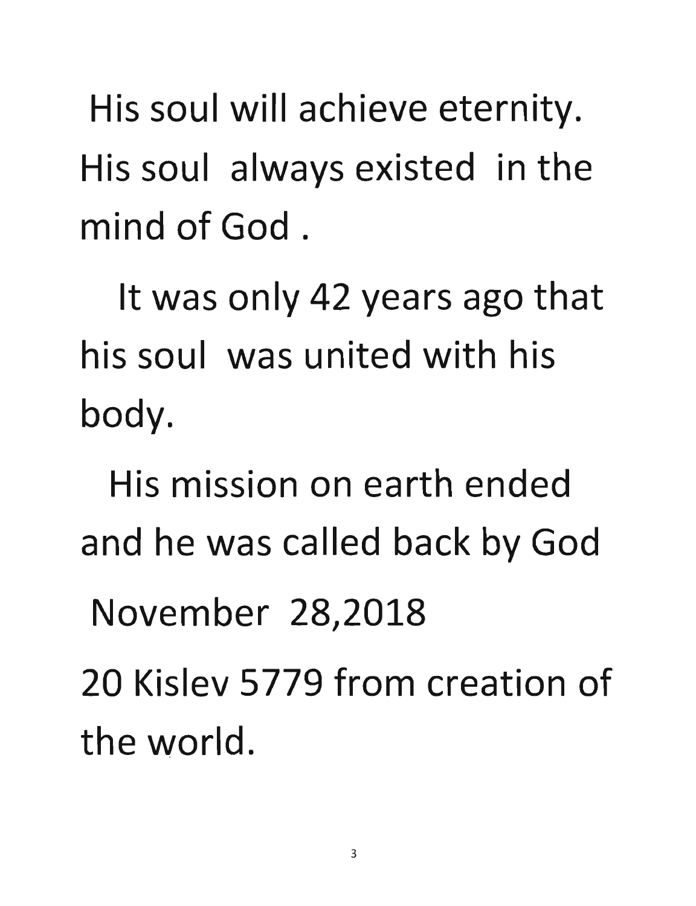His soul will achieve eternity. His soul always existed in the mind of God .

It was only 42 years ago that his soul was united with his body.

His mission on earth ended and he was called back by God

November 28,2018

20 Kislev 5779 from creation of the world.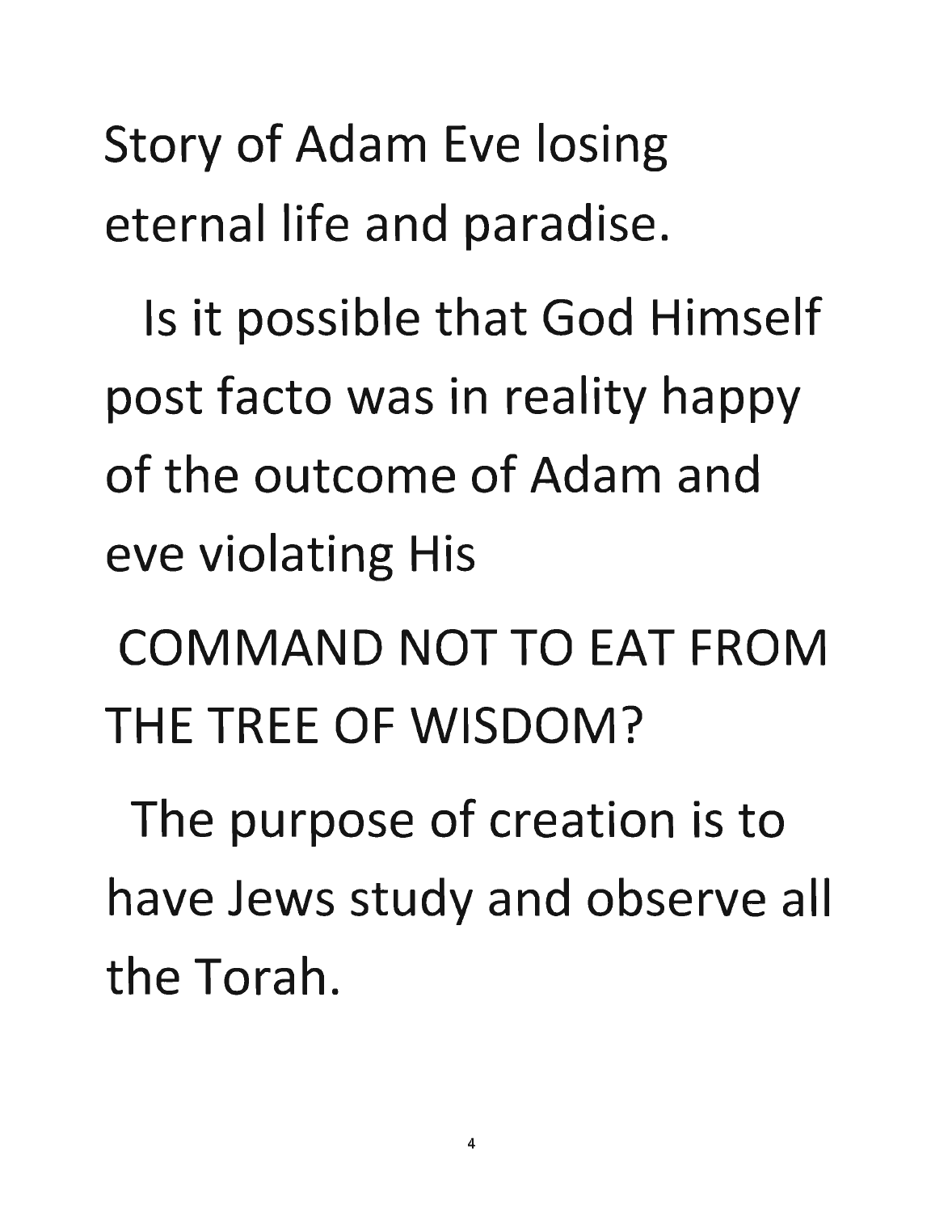Story of Adam Eve losing eternal life and paradise.

Is it possible that God Himself post facto was in reality happy of the outcome of Adam and eve violating His COMMAND NOT TO EAT FROM THE TREE OF WISDOM?

The purpose of creation is to have Jews study and observe all the Torah.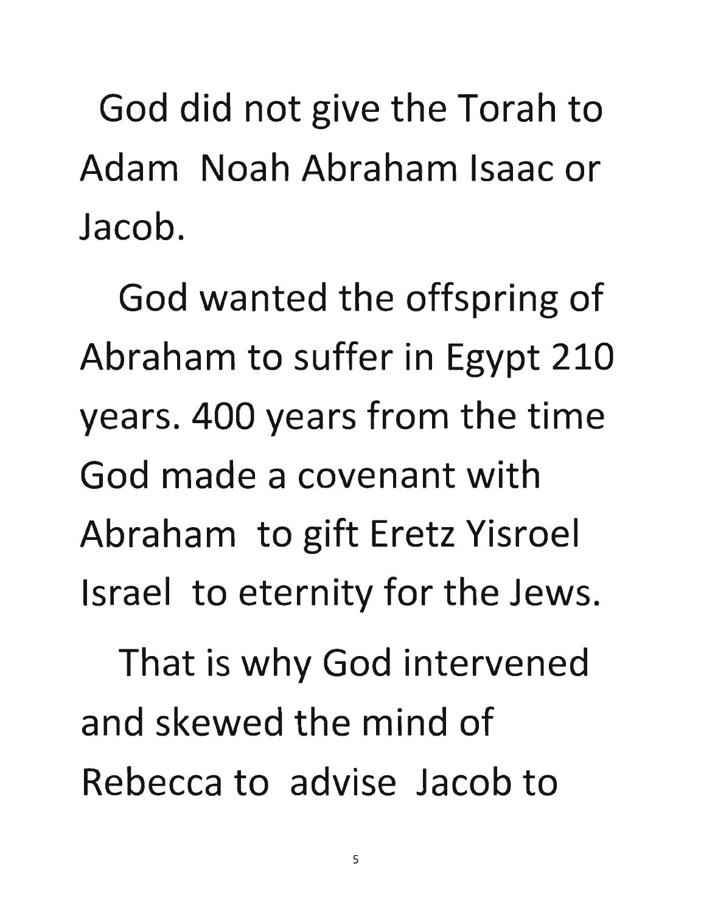God did not give the Torah to Adam Noah Abraham Isaac or Jacob.

God wanted the offspring of Abraham to suffer in Egypt 210 years. 400 years from the time God made a covenant with Abraham to gift Eretz Yisroel Israel to eternity for the Jews.

That is why God intervened and skewed the mind of Rebecca to advise Jacob to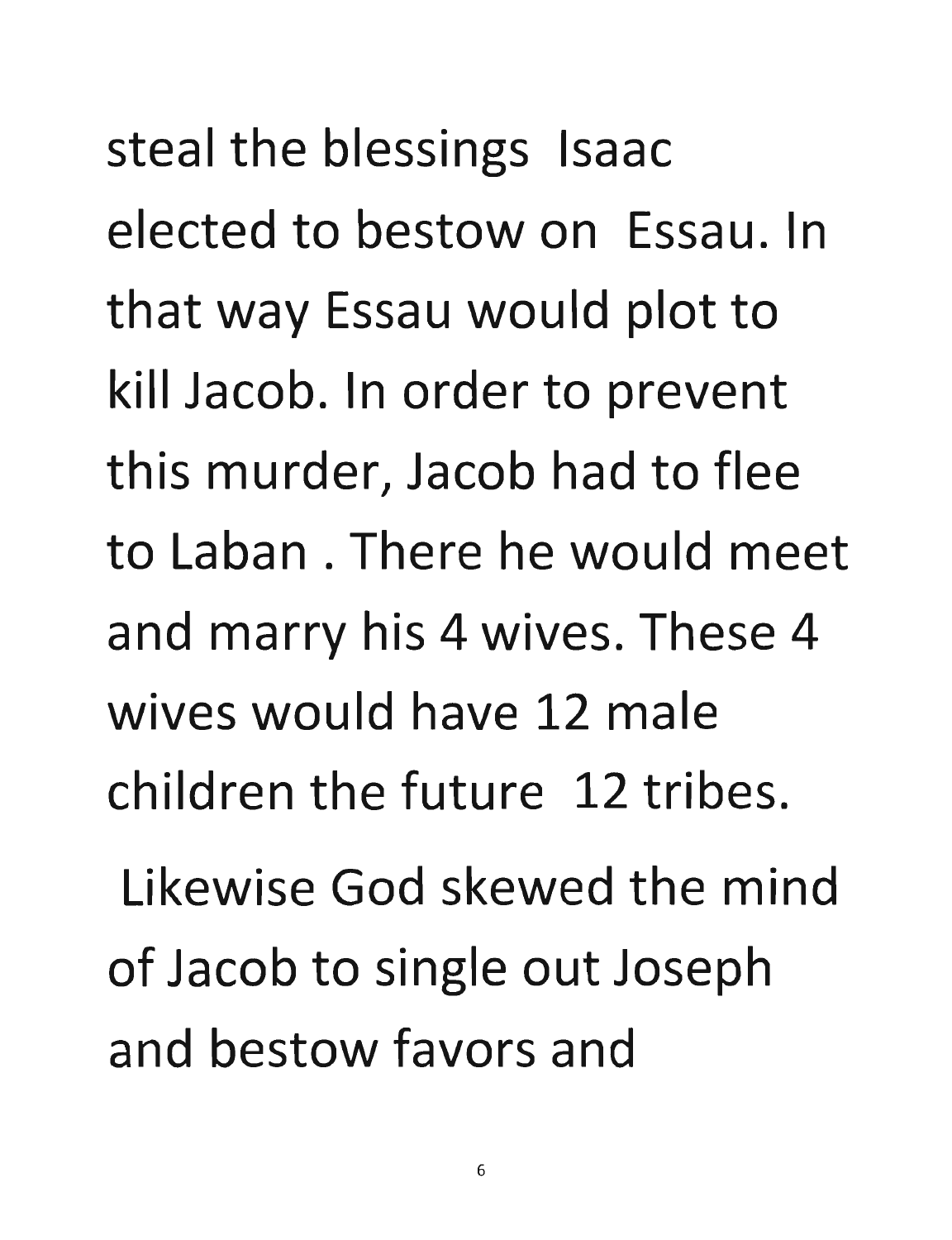steal the blessings Isaac elected to bestow on Essau. In that way Essau would plot to kill Jacob. In order to prevent this murder, Jacob had to flee to Laban . There he would meet and marry his 4 wives. These 4 wives would have 12 male children the future 12 tribes.

Likewise God skewed the mind of Jacob to single out Joseph and bestow favors and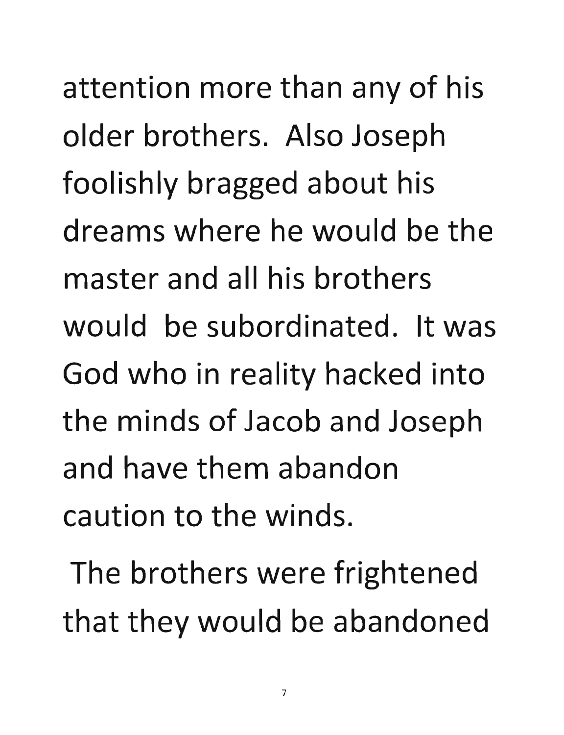attention more than any of his older brothers. Also Joseph foolishly bragged about his dreams where he would be the master and all his brothers would be subordinated. It was God who in reality hacked into the minds of Jacob and Joseph and have them abandon caution to the winds.

The brothers were frightened that they would be abandoned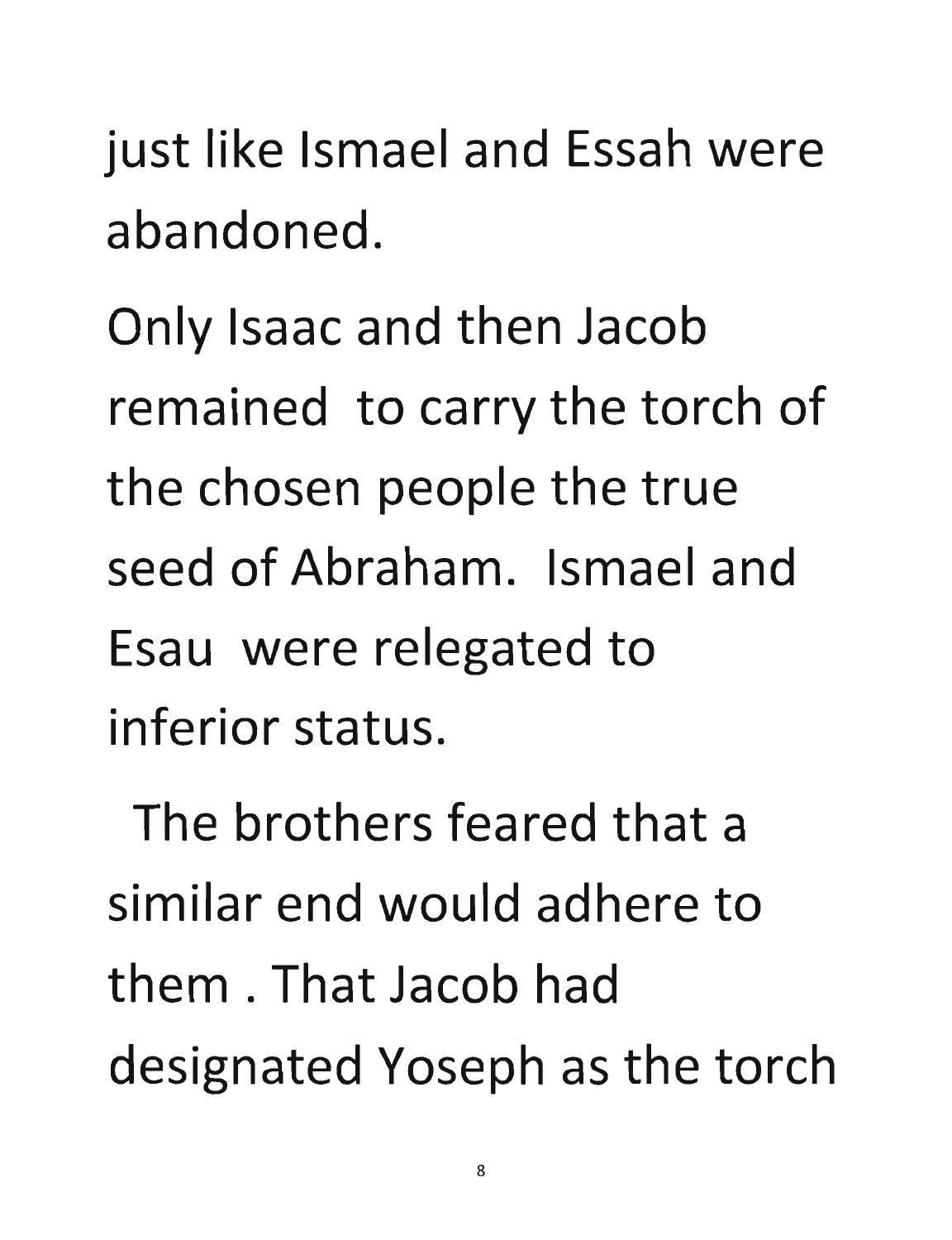just like Ismael and Essah were abandoned.

Only Isaac and then Jacob remained to carry the torch of the chosen people the true seed of Abraham. Ismael and Esau were relegated to inferior status.

The brothers feared that a similar end would adhere to them . That Jacob had designated Yoseph as the torch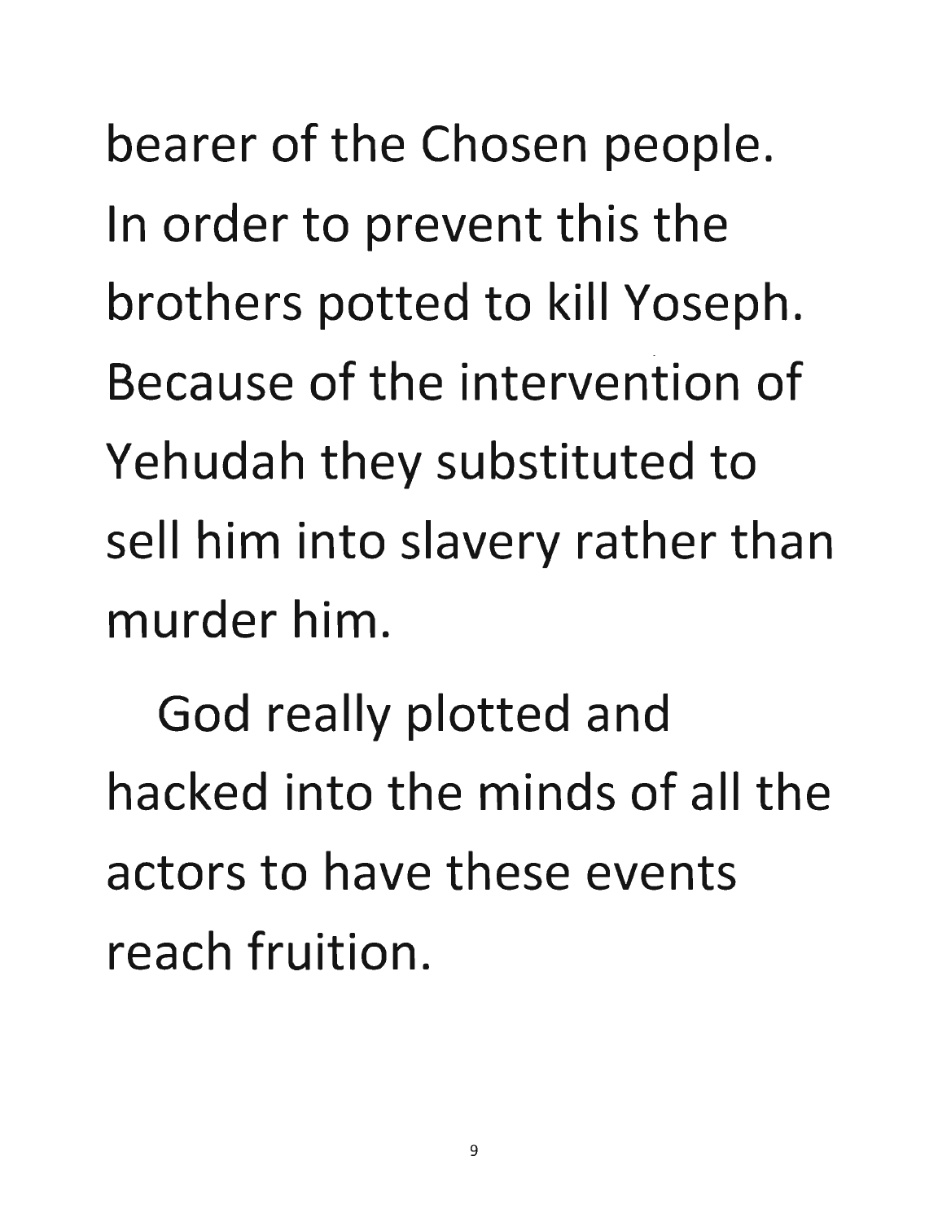bearer of the Chosen people. In order to prevent this the brothers potted to kill Yoseph. Because of the intervention of Yehudah they substituted to sell him into slavery rather than murder him.

God really plotted and hacked into the minds of all the actors to have these events reach fruition.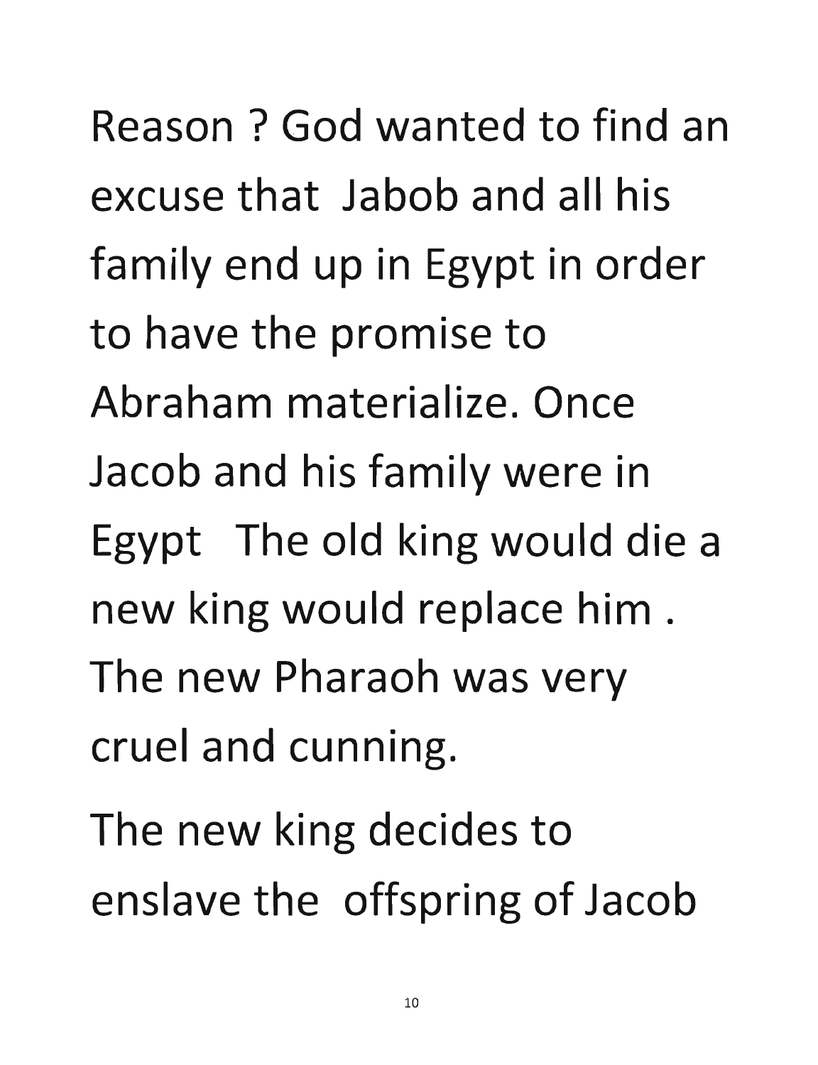Reason ? God wanted to find an excuse that Jabob and all his family end up in Egypt in order to have the promise to Abraham materialize. Once Jacob and his family were in Egypt The old king would die a new king would replace him . The new Pharaoh was very cruel and cunning.

The new king decides to enslave the offspring of Jacob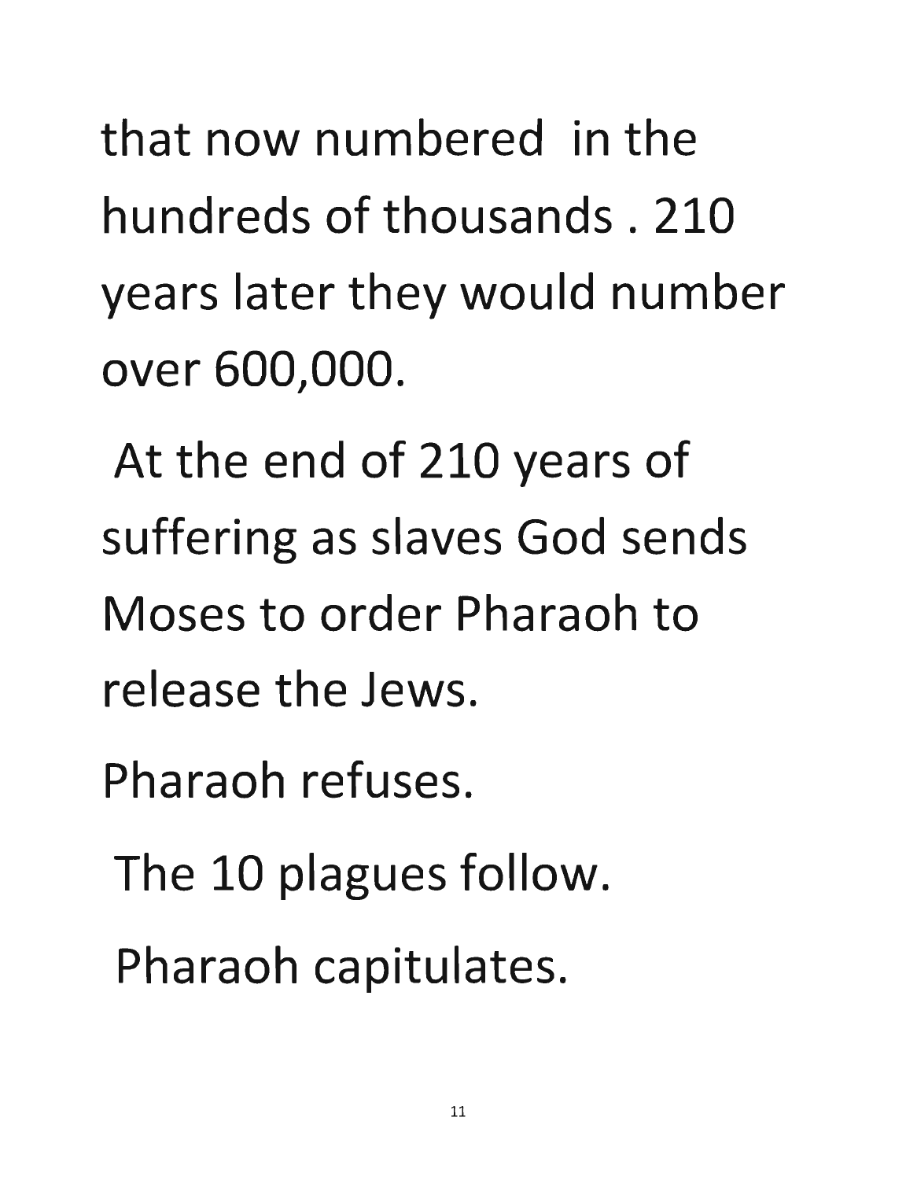that now numbered in the hundreds of thousands . 210 years later they would number over 600,000.

At the end of 210 years of suffering as slaves God sends Moses to order Pharaoh to release the Jews.

Pharaoh refuses.

The 10 plagues follow.

Pharaoh capitulates.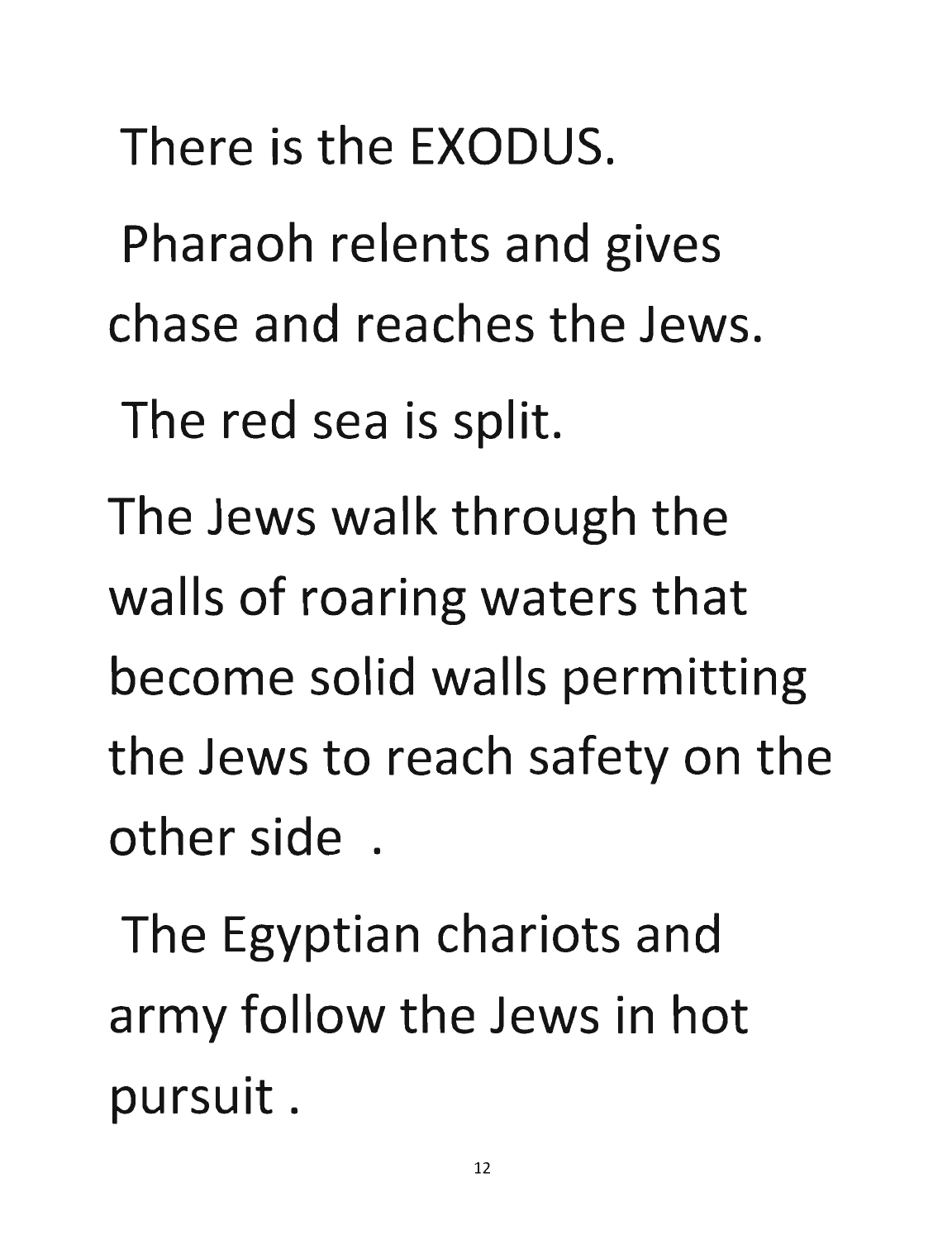There is the EXODUS.

Pharaoh relents and gives chase and reaches the Jews.

The red sea is split.

The Jews walk through the walls of roaring waters that become solid walls permitting the Jews to reach safety on the other side .

The Egyptian chariots and army follow the Jews in hot pursuit .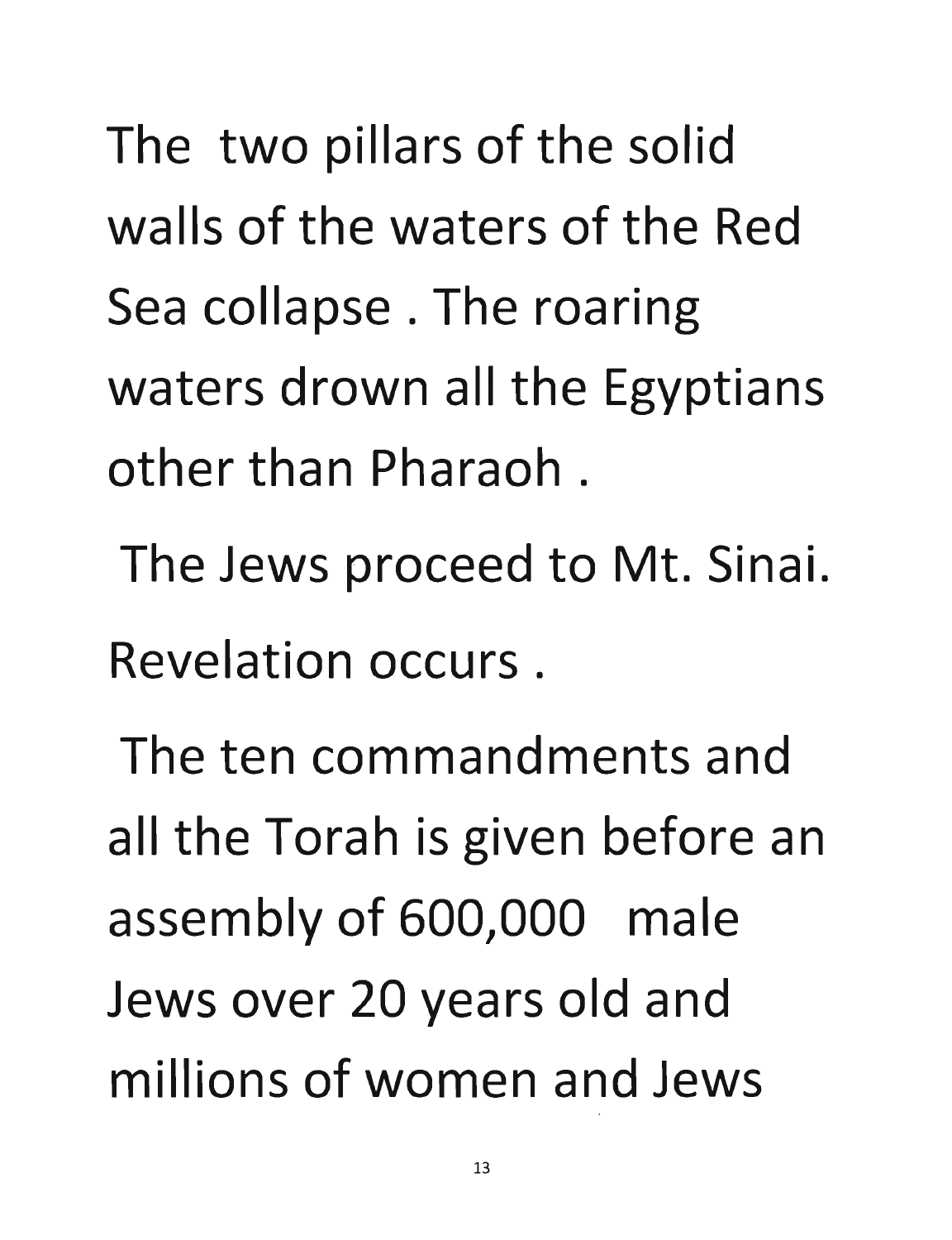The two pillars of the solid walls of the waters of the Red Sea collapse . The roaring waters drown all the Egyptians other than Pharaoh .

The Jews proceed to Mt. Sinai. Revelation occurs .

The ten commandments and all the Torah is given before an assembly of 600,000 male Jews over 20 years old and millions of women and Jews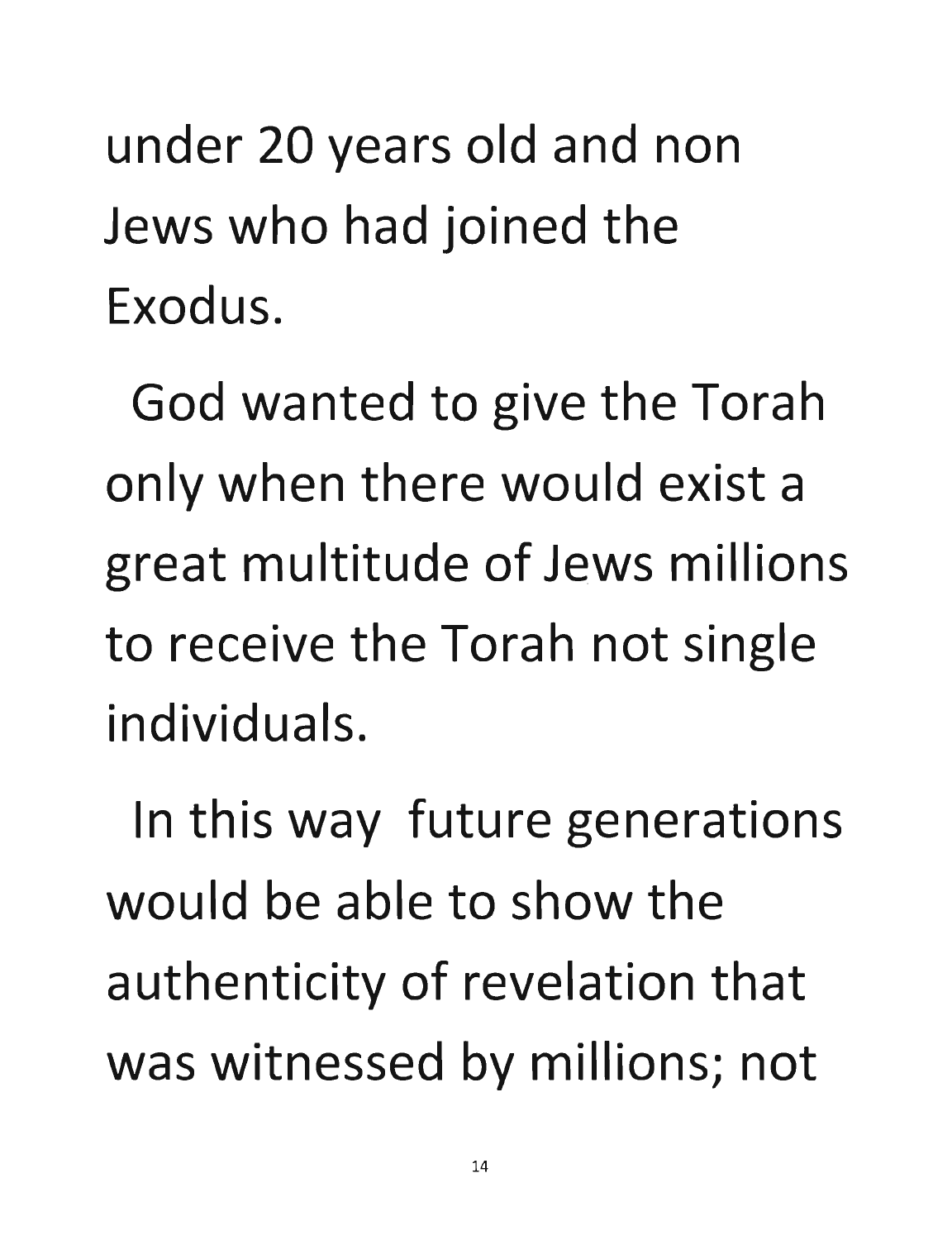under 20 years old and non Jews who had joined the Exodus.

God wanted to give the Torah only when there would exist a great multitude of Jews millions to receive the Torah not single individuals.

In this way future generations would be able to show the authenticity of revelation that was witnessed by millions; not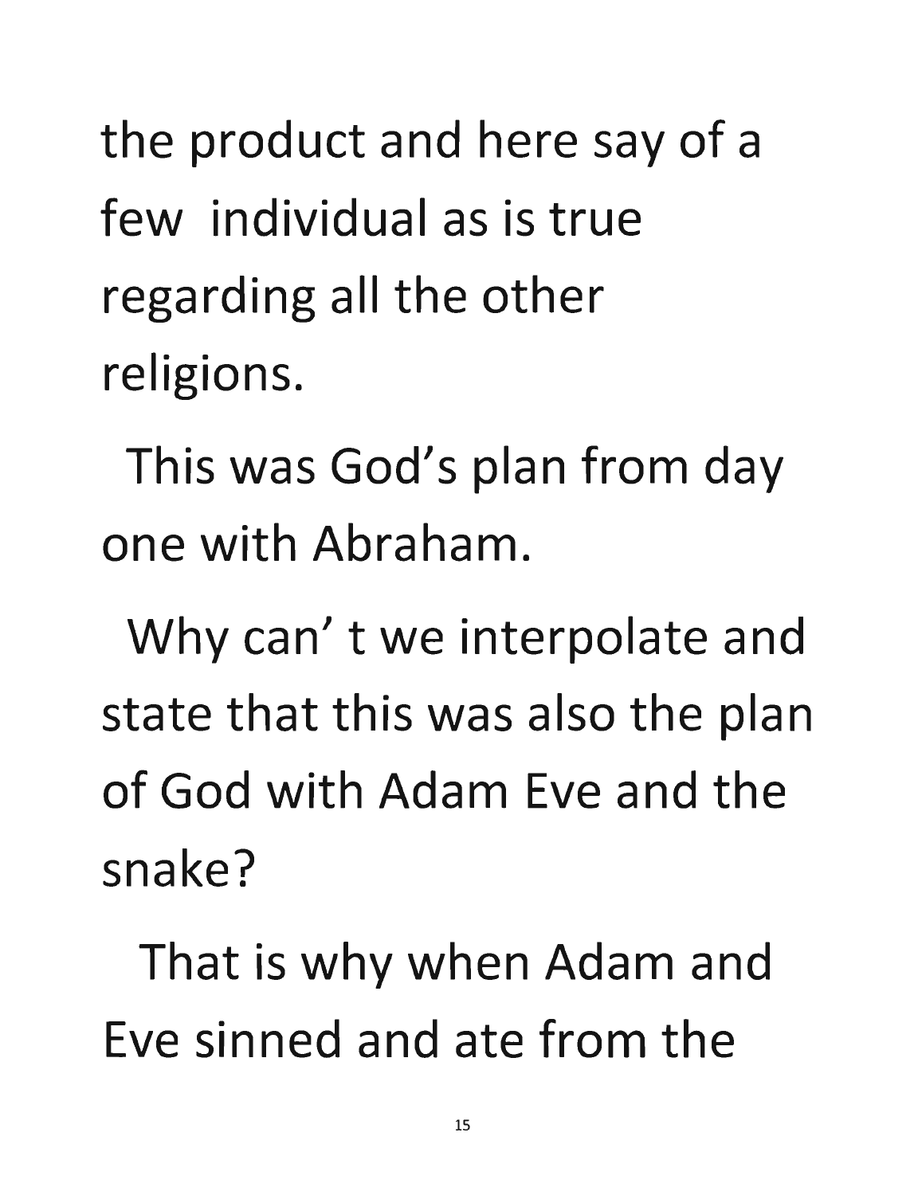the product and here say of a few individual as is true regarding all the other religions.

This was God's plan from day one with Abraham.

Why can' t we interpolate and state that this was also the plan of God with Adam Eve and the snake?

That is why when Adam and Eve sinned and ate from the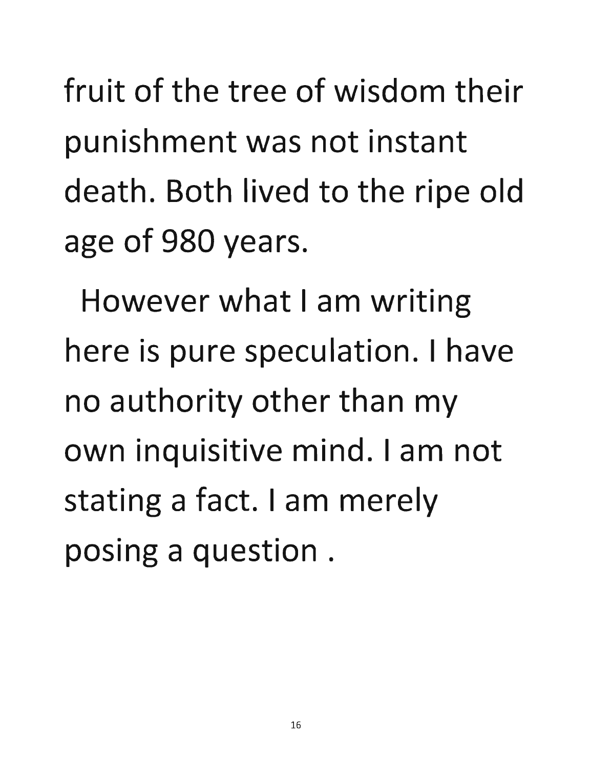fruit of the tree of wisdom their punishment was not instant death. Both lived to the ripe old age of 980 years.

However what I am writing here is pure speculation. I have no authority other than my own inquisitive mind. I am not stating a fact. I am merely posing a question .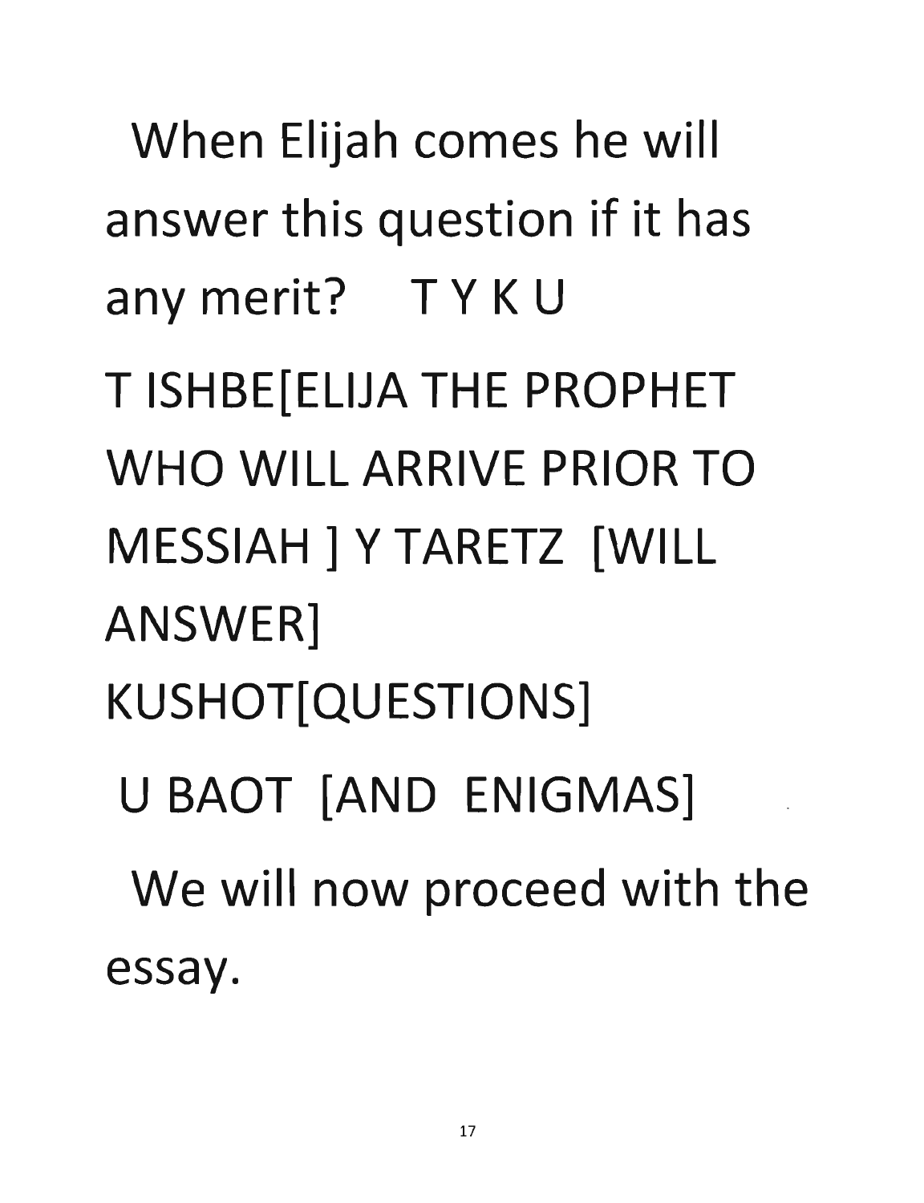When Elijah comes he will answer this question if it has any merit? T Y K U

T ISHBE[ELIJA THE PROPHET WHO WILL ARRIVE PRIOR TO MESSIAH ] Y TARETZ [WILL ANSWER]

KUSHOT[QUESTIONS]

U BAOT [AND ENIGMAS]

We will now proceed with the essay.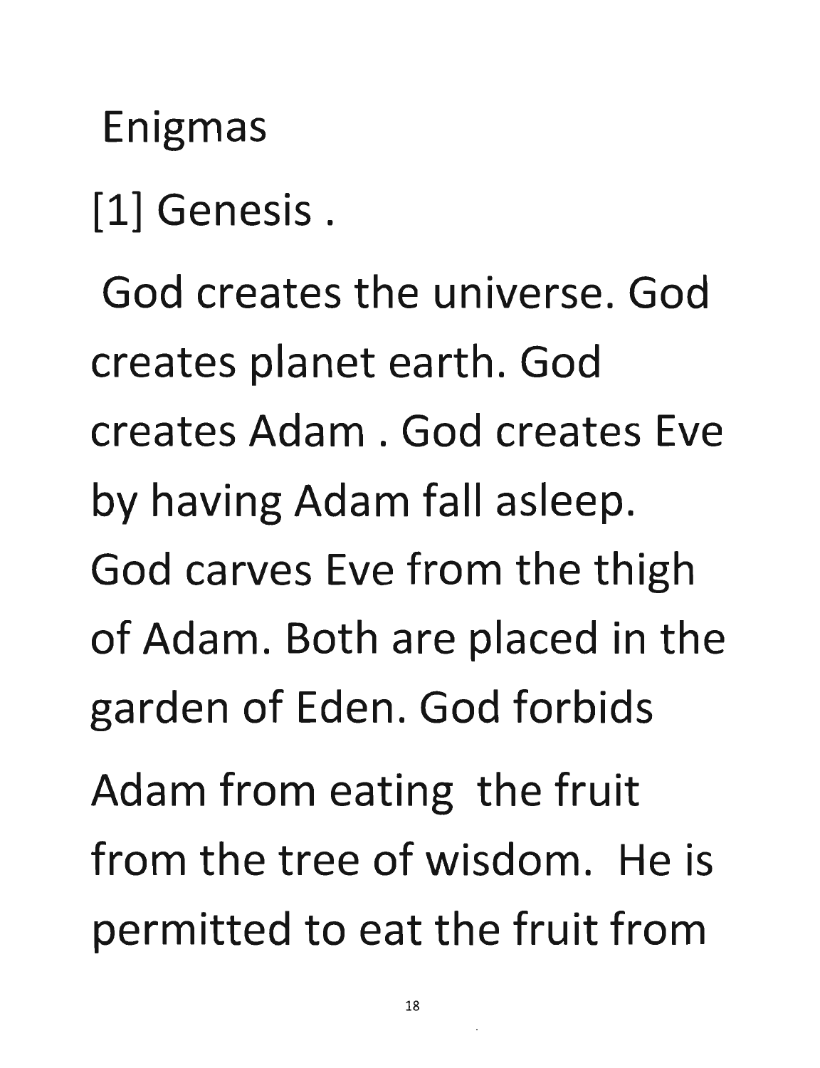Enigmas

[1] Genesis .

God creates the universe. God creates planet earth. God creates Adam . God creates Eve by having Adam fall asleep. God carves Eve from the thigh of Adam. Both are placed in the garden of Eden. God forbids Adam from eating the fruit from the tree of wisdom. He is permitted to eat the fruit from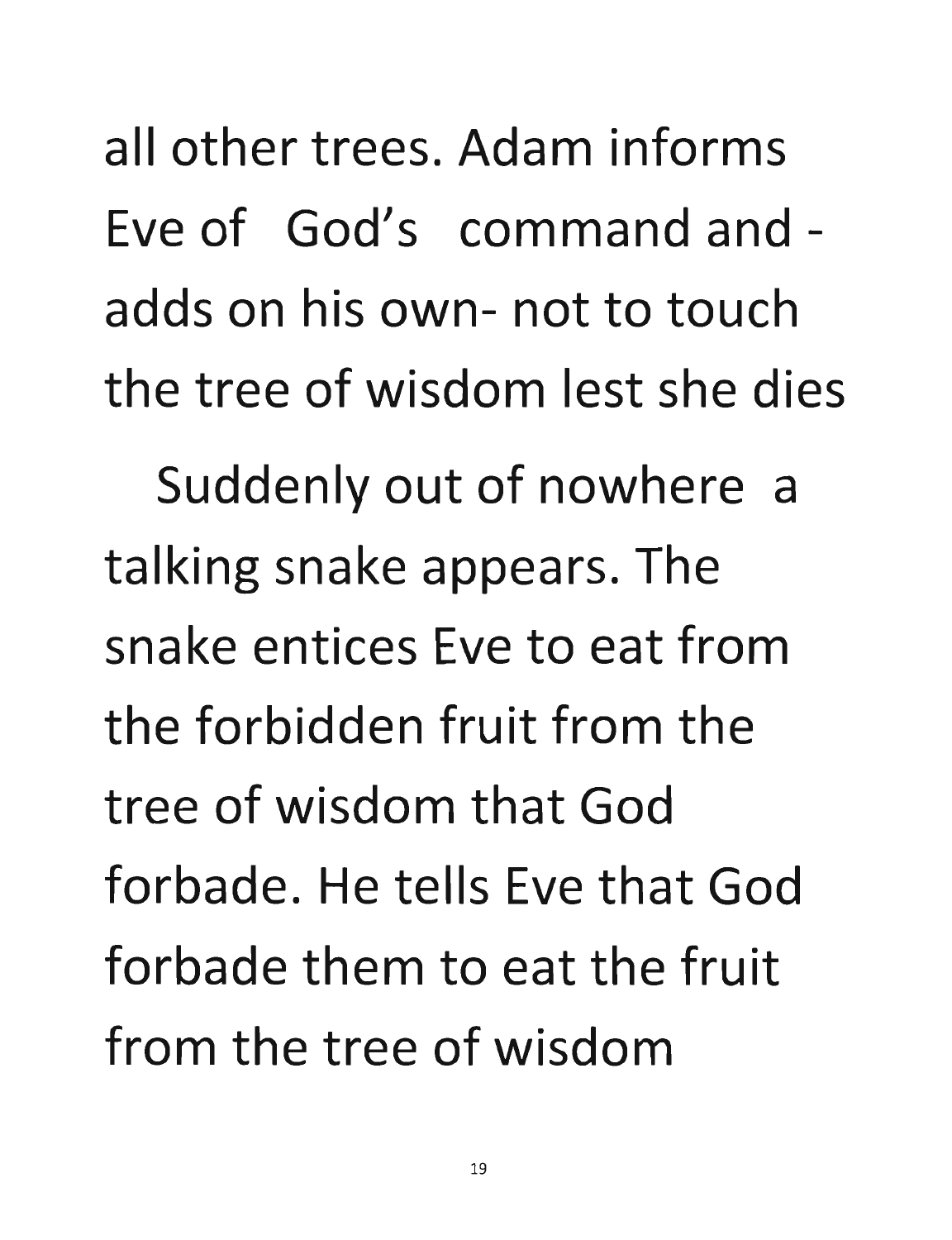all other trees. Adam informs Eve of God's command and - adds on his own- not to touch the tree of wisdom lest she dies

Suddenly out of nowhere a talking snake appears. The snake entices Eve to eat from the forbidden fruit from the tree of wisdom that God forbade. He tells Eve that God forbade them to eat the fruit from the tree of wisdom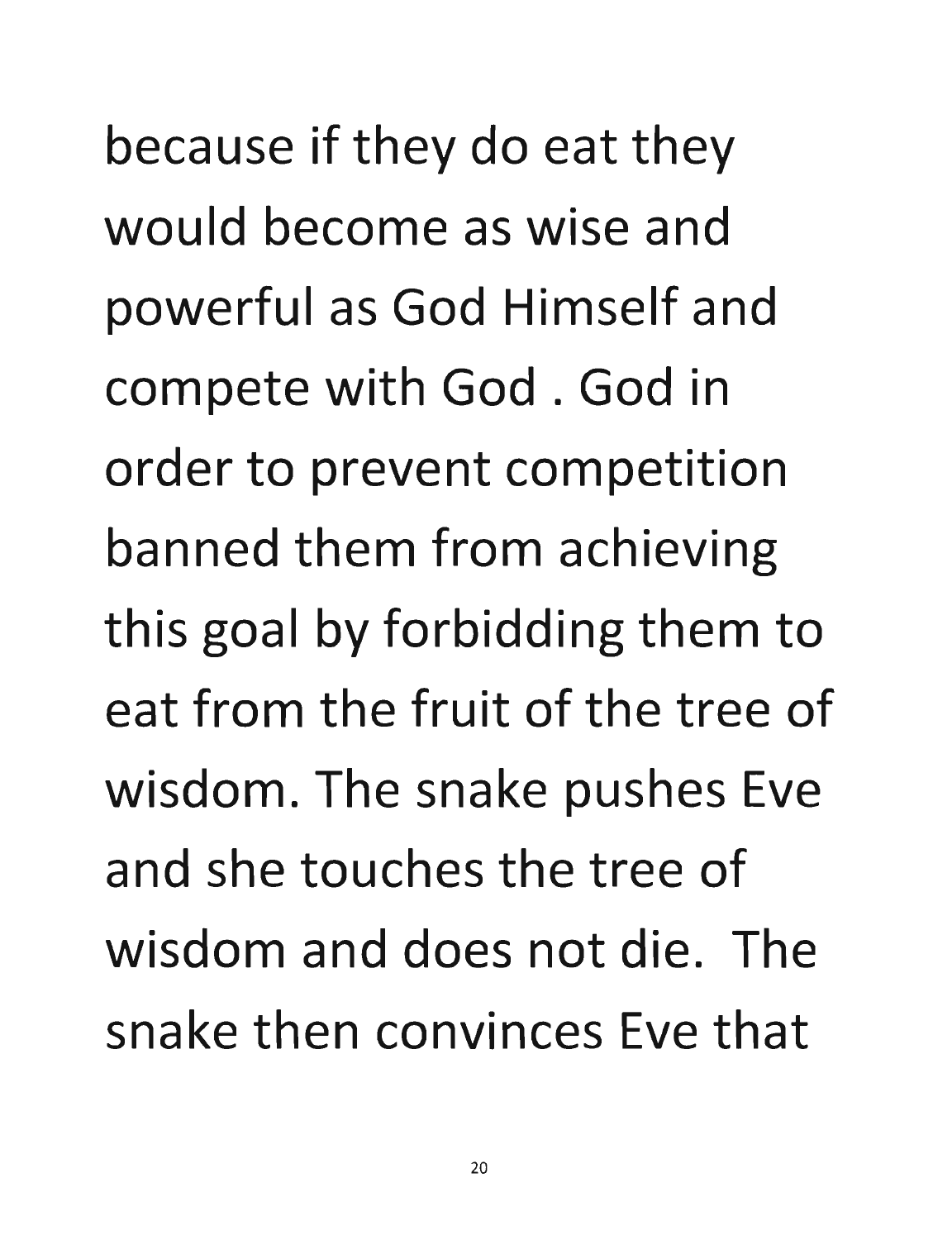because if they do eat they would become as wise and powerful as God Himself and compete with God . God in order to prevent competition banned them from achieving this goal by forbidding them to eat from the fruit of the tree of wisdom. The snake pushes Eve and she touches the tree of wisdom and does not die. The snake then convinces Eve that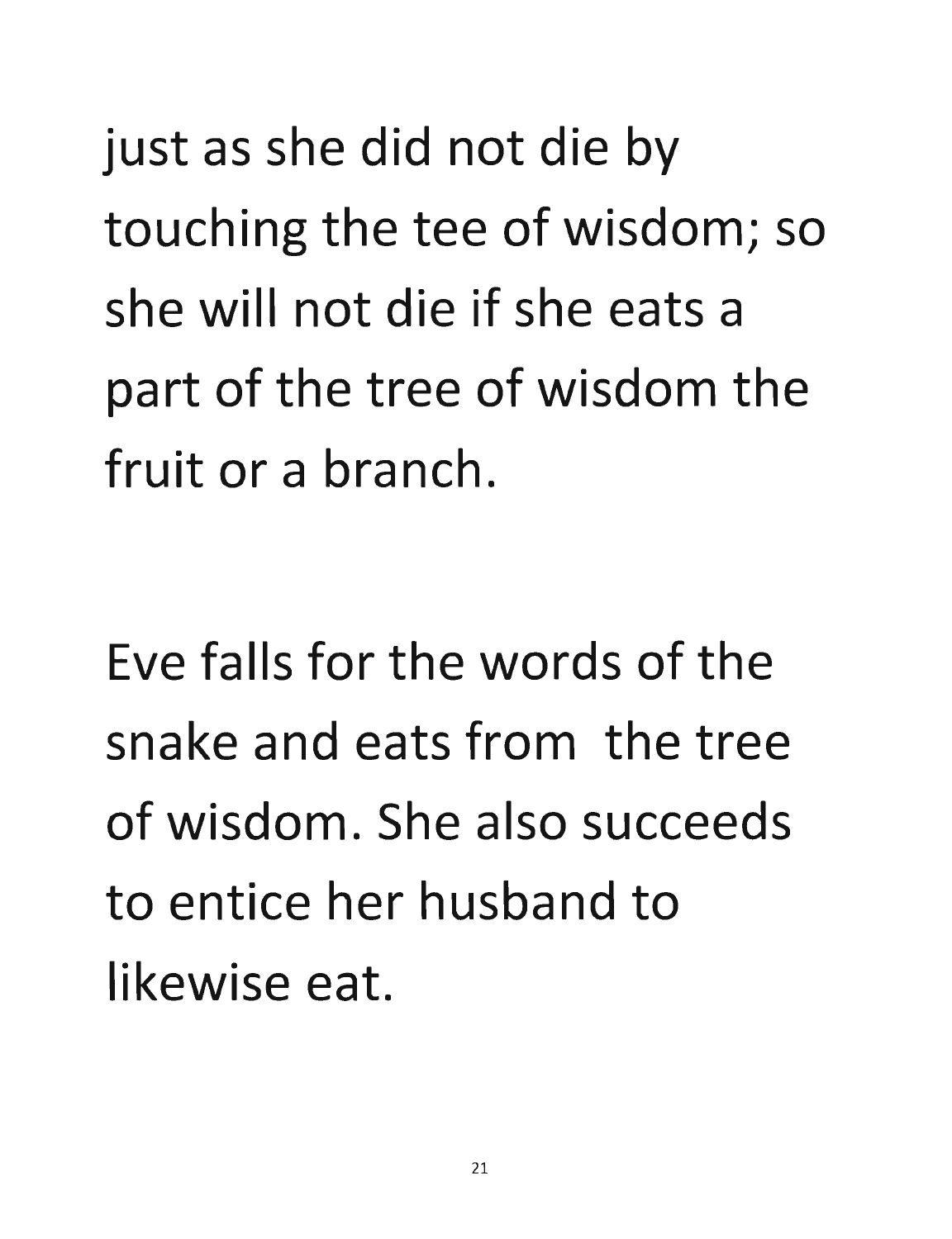just as she did not die by touching the tee of wisdom; so she will not die if she eats a part of the tree of wisdom the fruit or a branch.

Eve falls for the words of the snake and eats from  the tree of wisdom. She also succeeds to entice her husband to likewise eat.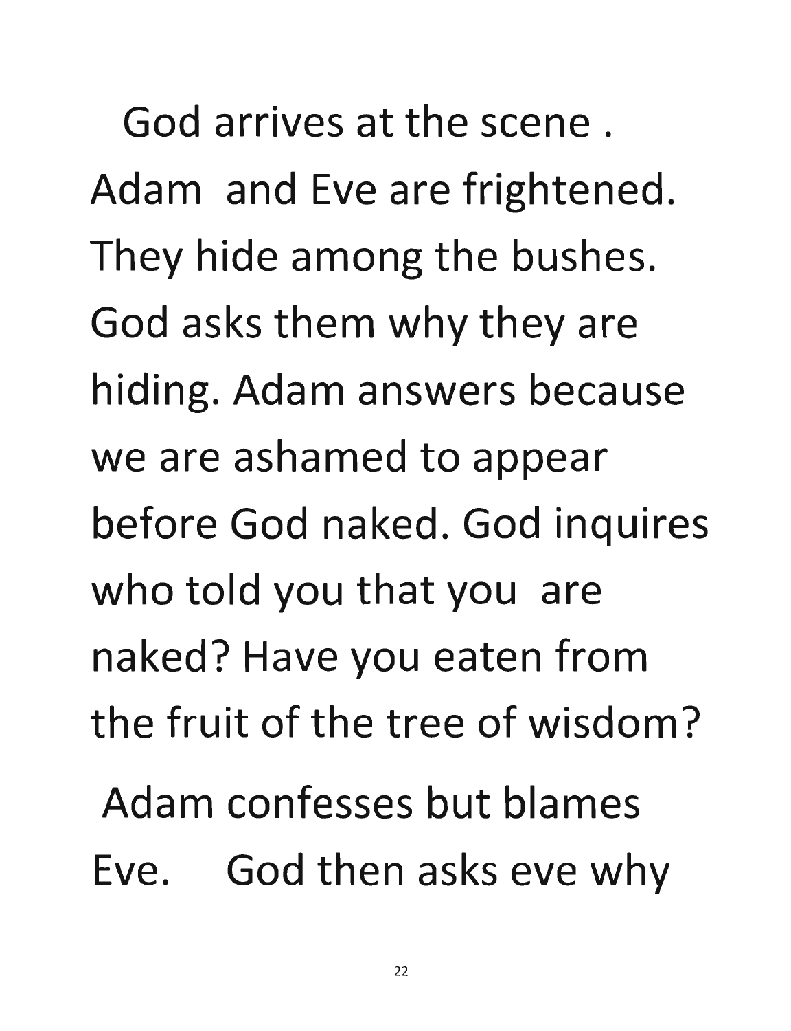God arrives at the scene . Adam and Eve are frightened. They hide among the bushes. God asks them why they are hiding. Adam answers because we are ashamed to appear before God naked. God inquires who told you that you are naked? Have you eaten from the fruit of the tree of wisdom?

Adam confesses but blames Eve. God then asks eve why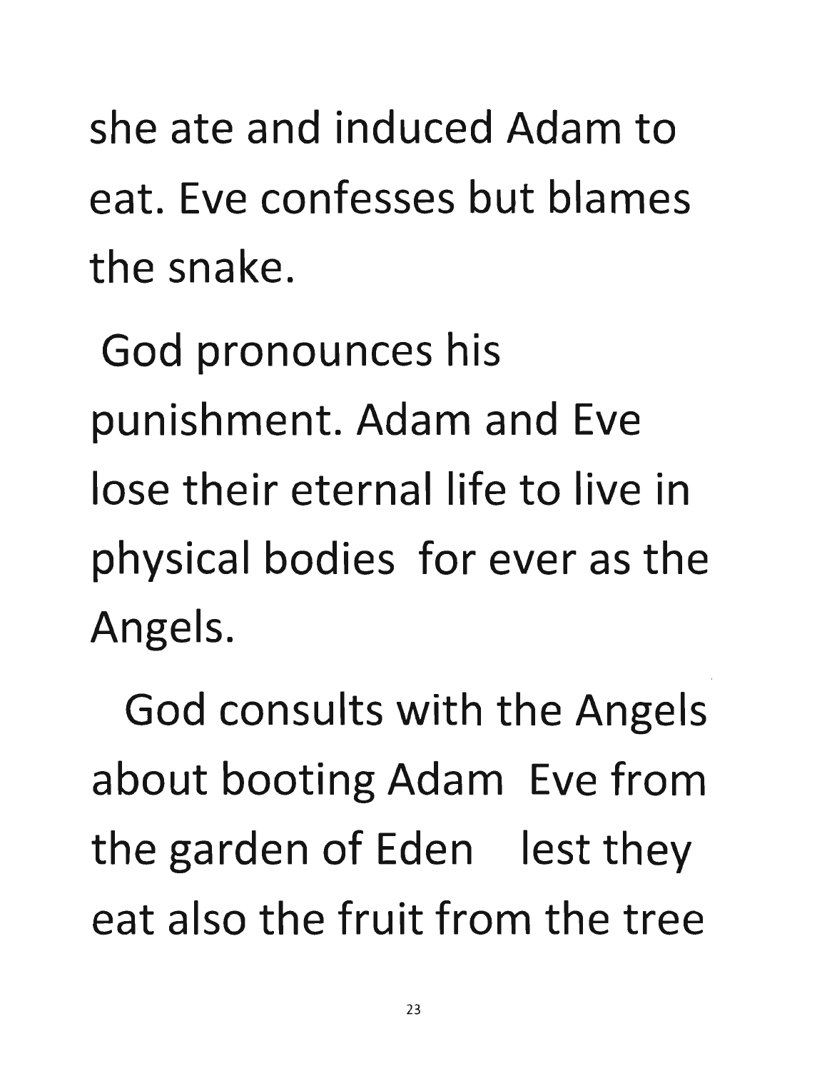she ate and induced Adam to eat. Eve confesses but blames the snake.

God pronounces his punishment. Adam and Eve lose their eternal life to live in physical bodies for ever as the Angels.

God consults with the Angels about booting Adam Eve from the garden of Eden lest they eat also the fruit from the tree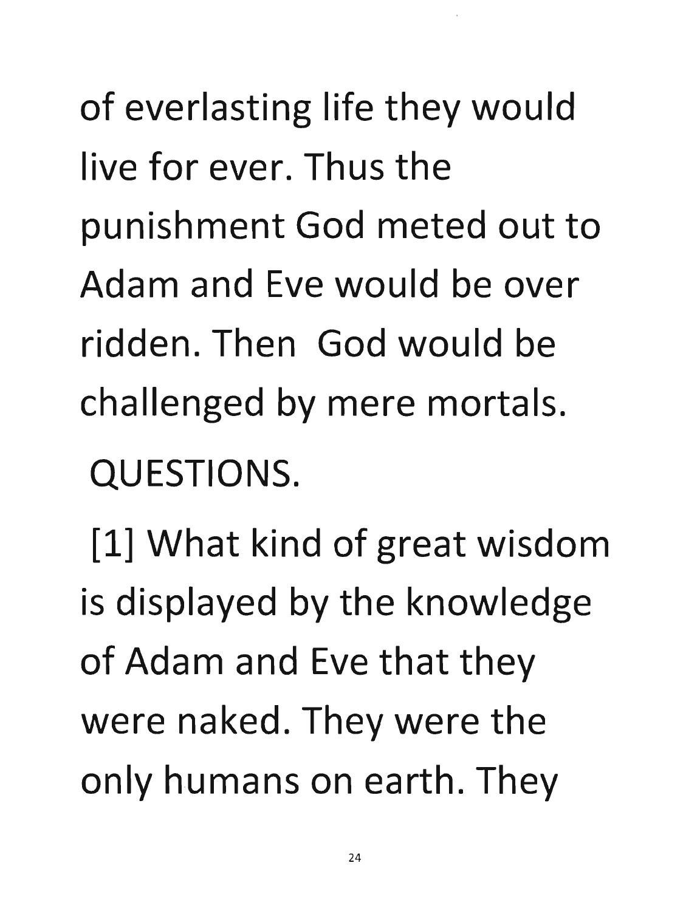of everlasting life they would live for ever. Thus the punishment God meted out to Adam and Eve would be over ridden. Then God would be challenged by mere mortals.

QUESTIONS.

[1] What kind of great wisdom is displayed by the knowledge of Adam and Eve that they were naked. They were the only humans on earth. They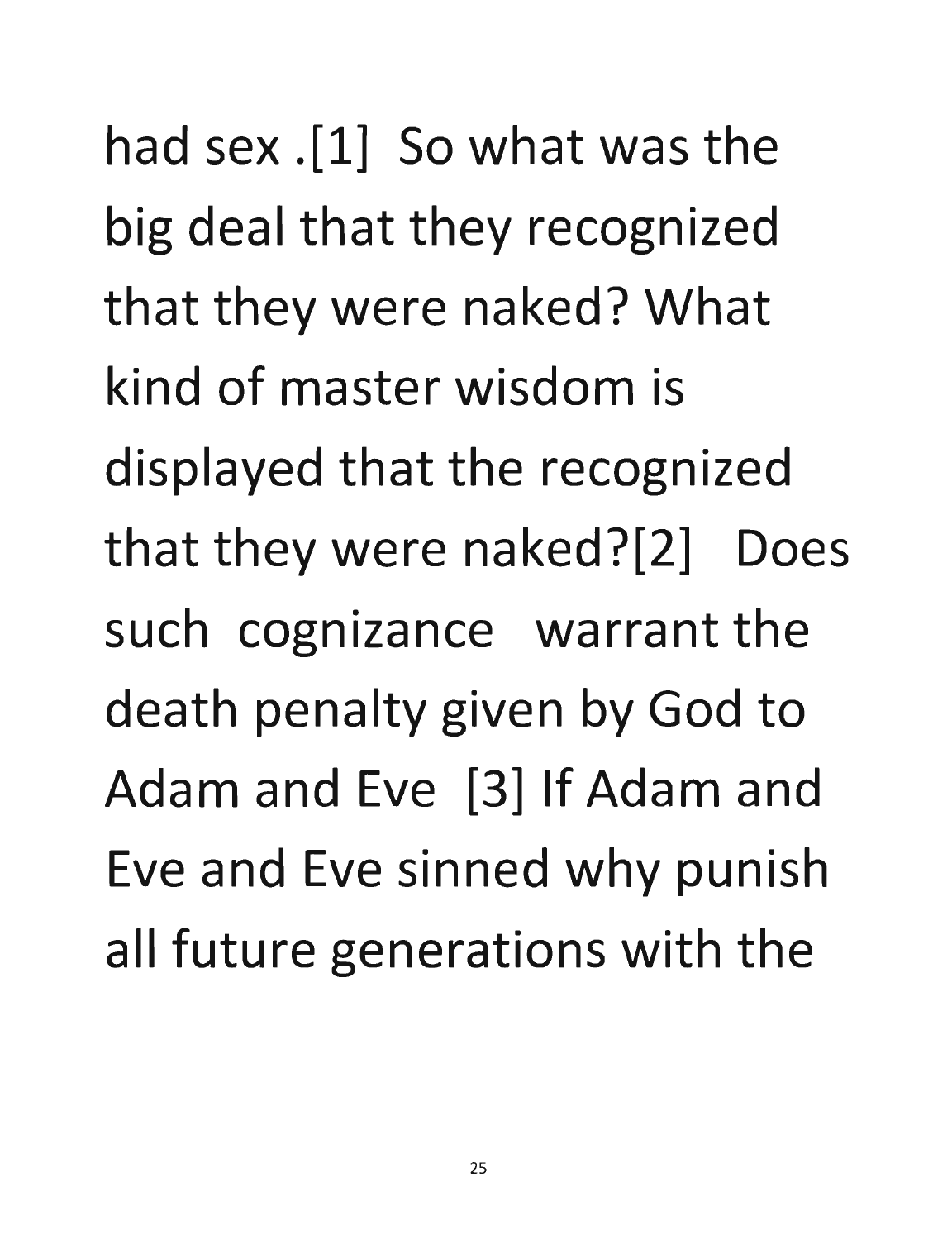had sex .[1] So what was the big deal that they recognized that they were naked? What kind of master wisdom is displayed that the recognized that they were naked?[2] Does such cognizance warrant the death penalty given by God to Adam and Eve [3] If Adam and Eve and Eve sinned why punish all future generations with the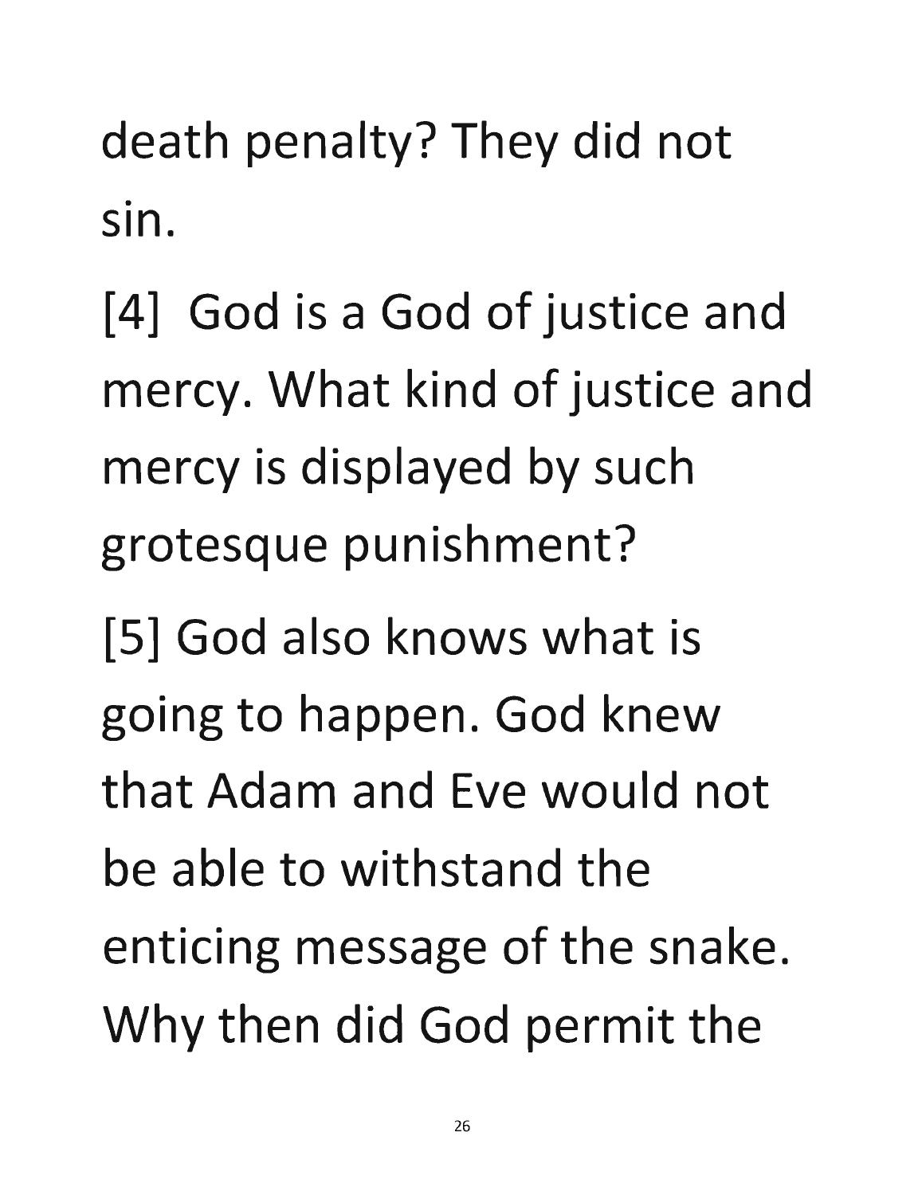death penalty? They did not sin.

[4] God is a God of justice and mercy. What kind of justice and mercy is displayed by such grotesque punishment?

[5] God also knows what is going to happen. God knew that Adam and Eve would not be able to withstand the enticing message of the snake. Why then did God permit the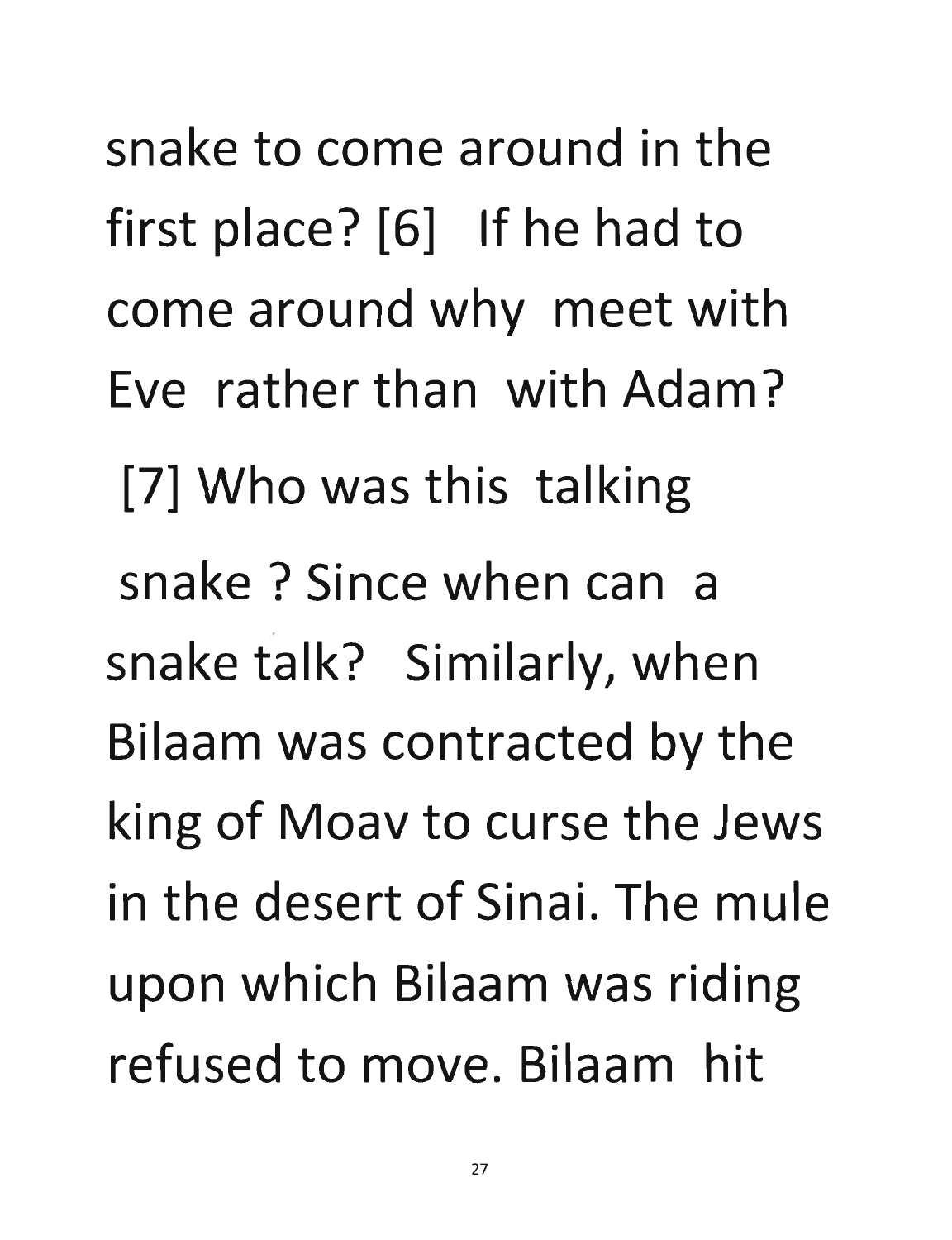snake to come around in the first place? [6] If he had to come around why meet with Eve rather than with Adam?

[7] Who was this talking snake ? Since when can a snake talk? Similarly, when Bilaam was contracted by the king of Moav to curse the Jews in the desert of Sinai. The mule upon which Bilaam was riding refused to move. Bilaam hit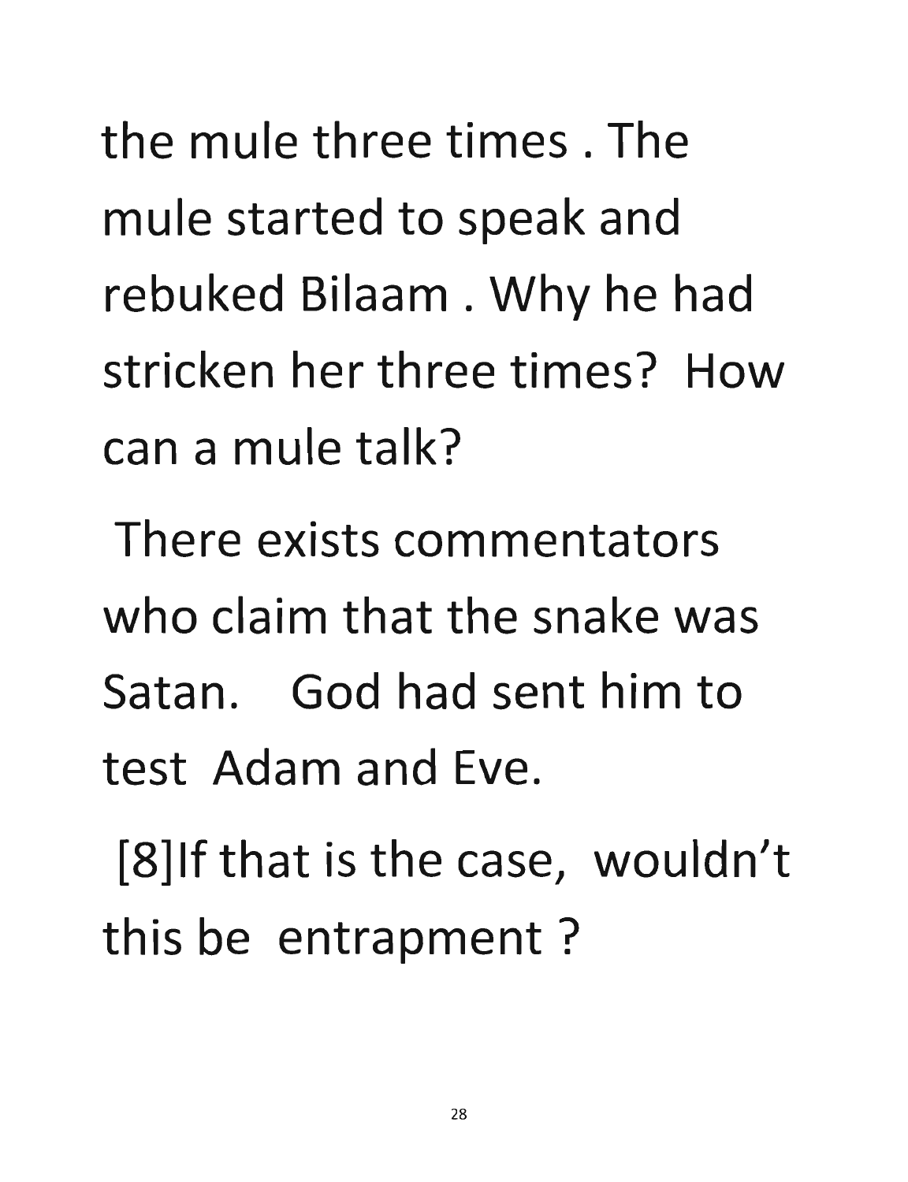the mule three times . The mule started to speak and rebuked Bilaam . Why he had stricken her three times? How can a mule talk?

There exists commentators who claim that the snake was Satan. God had sent him to test Adam and Eve.

[8]If that is the case, wouldn't this be entrapment ?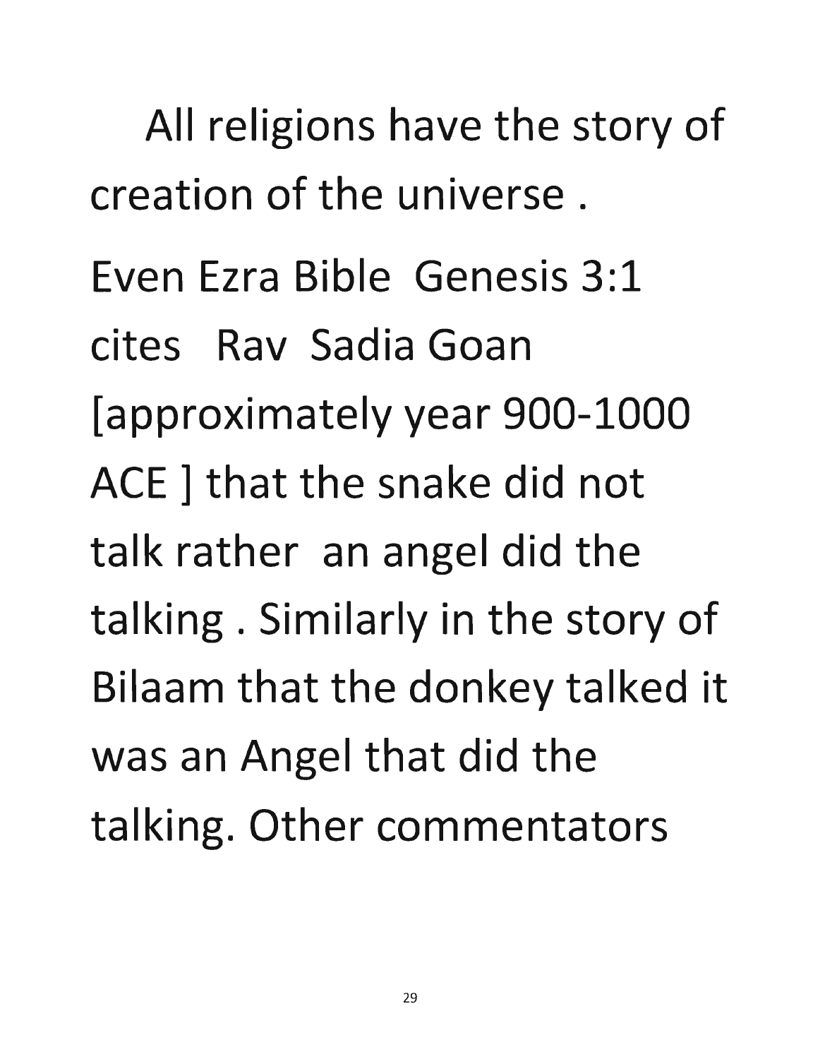All religions have the story of creation of the universe .

Even Ezra Bible Genesis 3:1 cites Rav Sadia Goan [approximately year 900-1000 ACE ] that the snake did not talk rather an angel did the talking . Similarly in the story of Bilaam that the donkey talked it was an Angel that did the talking. Other commentators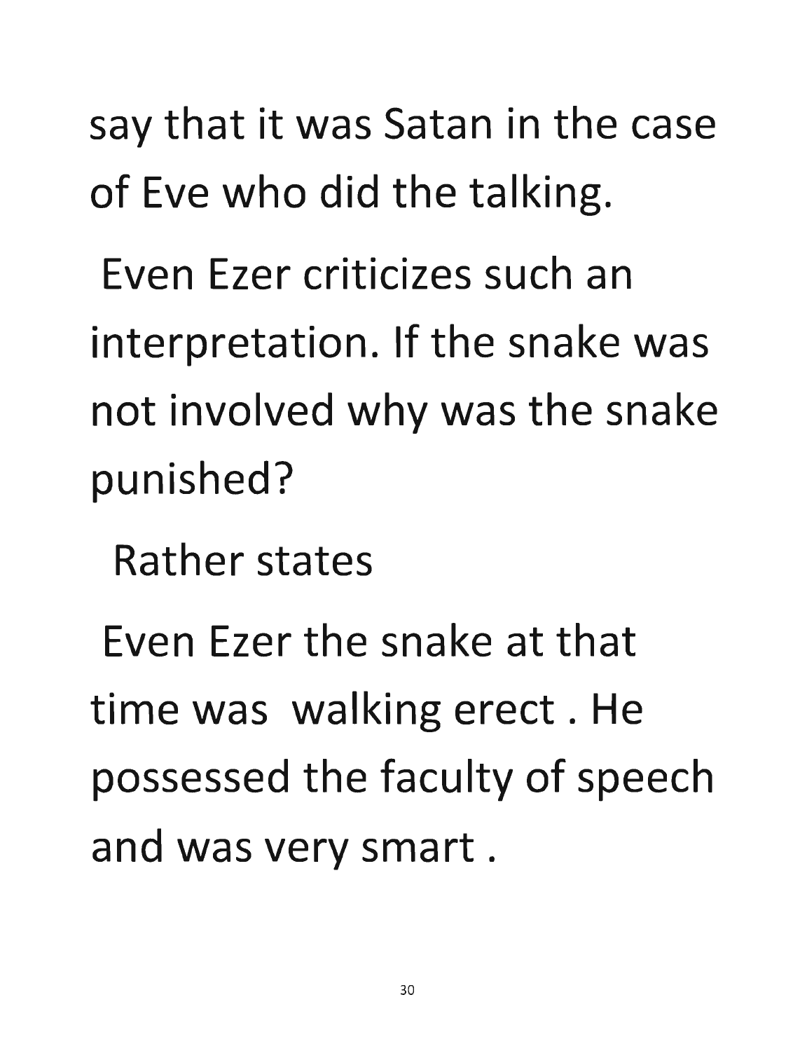say that it was Satan in the case of Eve who did the talking.

Even Ezer criticizes such an interpretation. If the snake was not involved why was the snake punished?

Rather states

Even Ezer the snake at that time was walking erect . He possessed the faculty of speech and was very smart .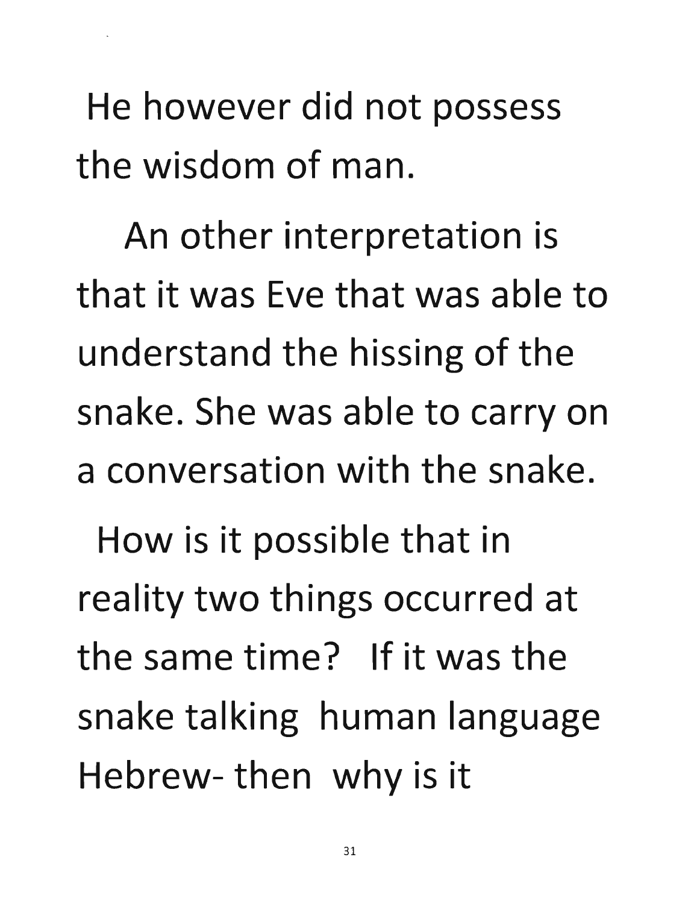He however did not possess the wisdom of man.

An other interpretation is that it was Eve that was able to understand the hissing of the snake. She was able to carry on a conversation with the snake.

How is it possible that in reality two things occurred at the same time? If it was the snake talking human language Hebrew- then why is it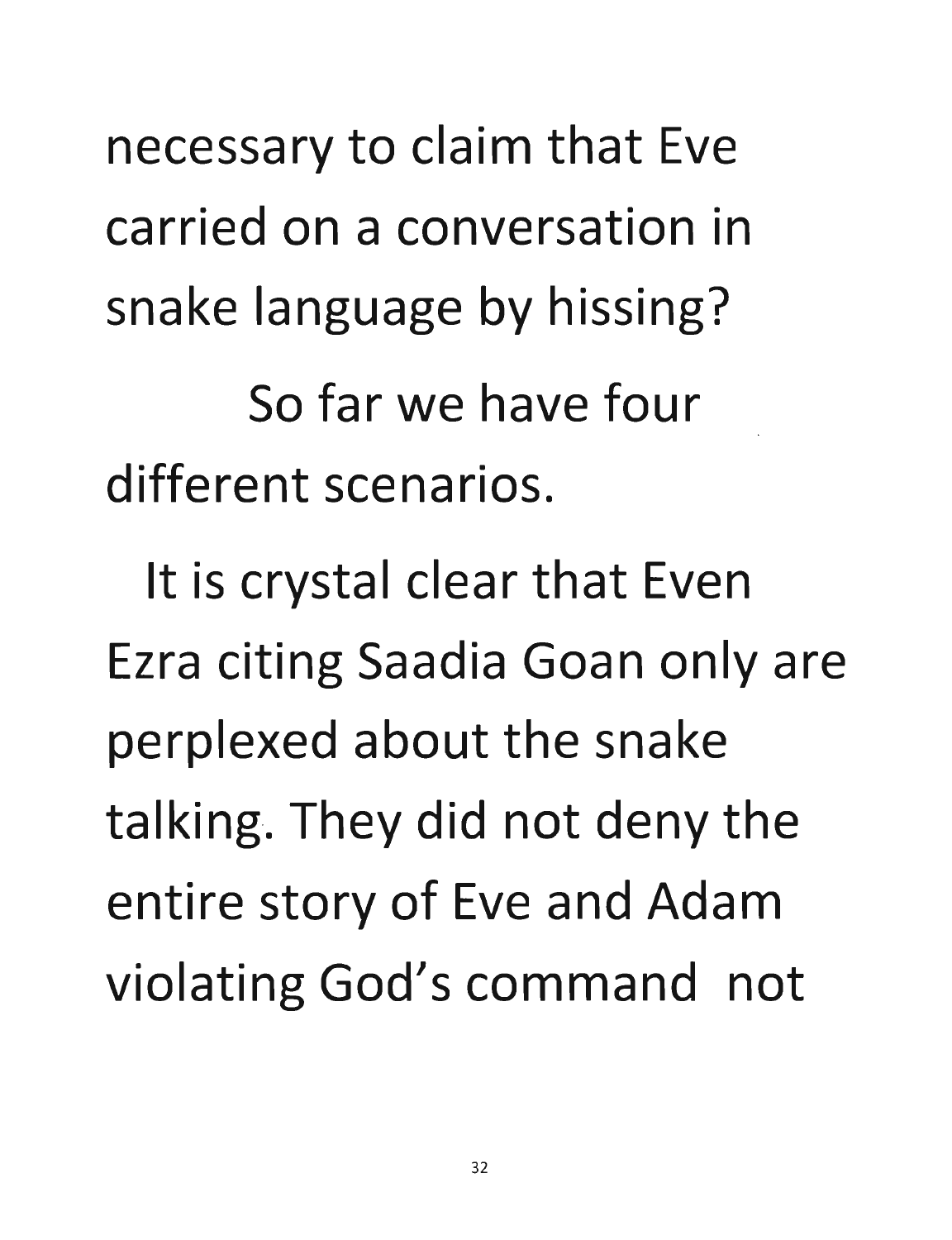necessary to claim that Eve carried on a conversation in snake language by hissing?

So far we have four different scenarios.

It is crystal clear that Even Ezra citing Saadia Goan only are perplexed about the snake talking. They did not deny the entire story of Eve and Adam violating God's command not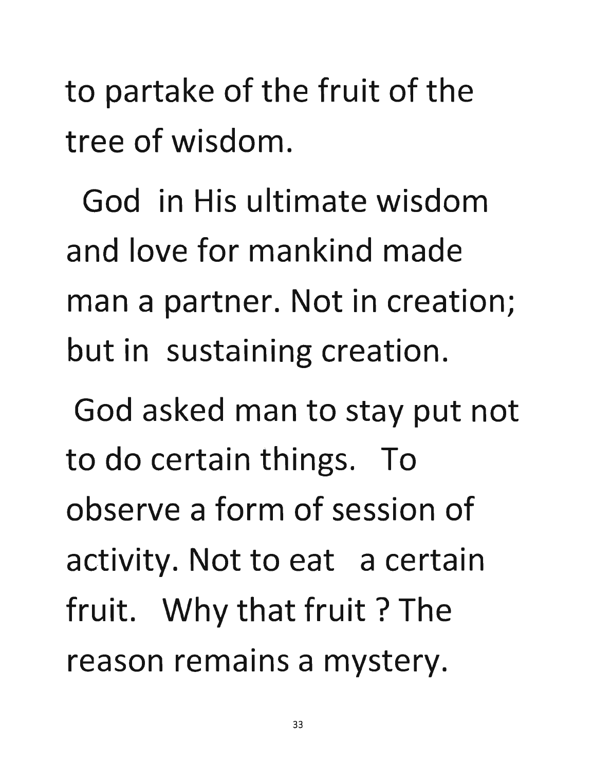to partake of the fruit of the tree of wisdom.

God in His ultimate wisdom and love for mankind made man a partner. Not in creation; but in sustaining creation.

God asked man to stay put not to do certain things. To observe a form of session of activity. Not to eat a certain fruit. Why that fruit ? The reason remains a mystery.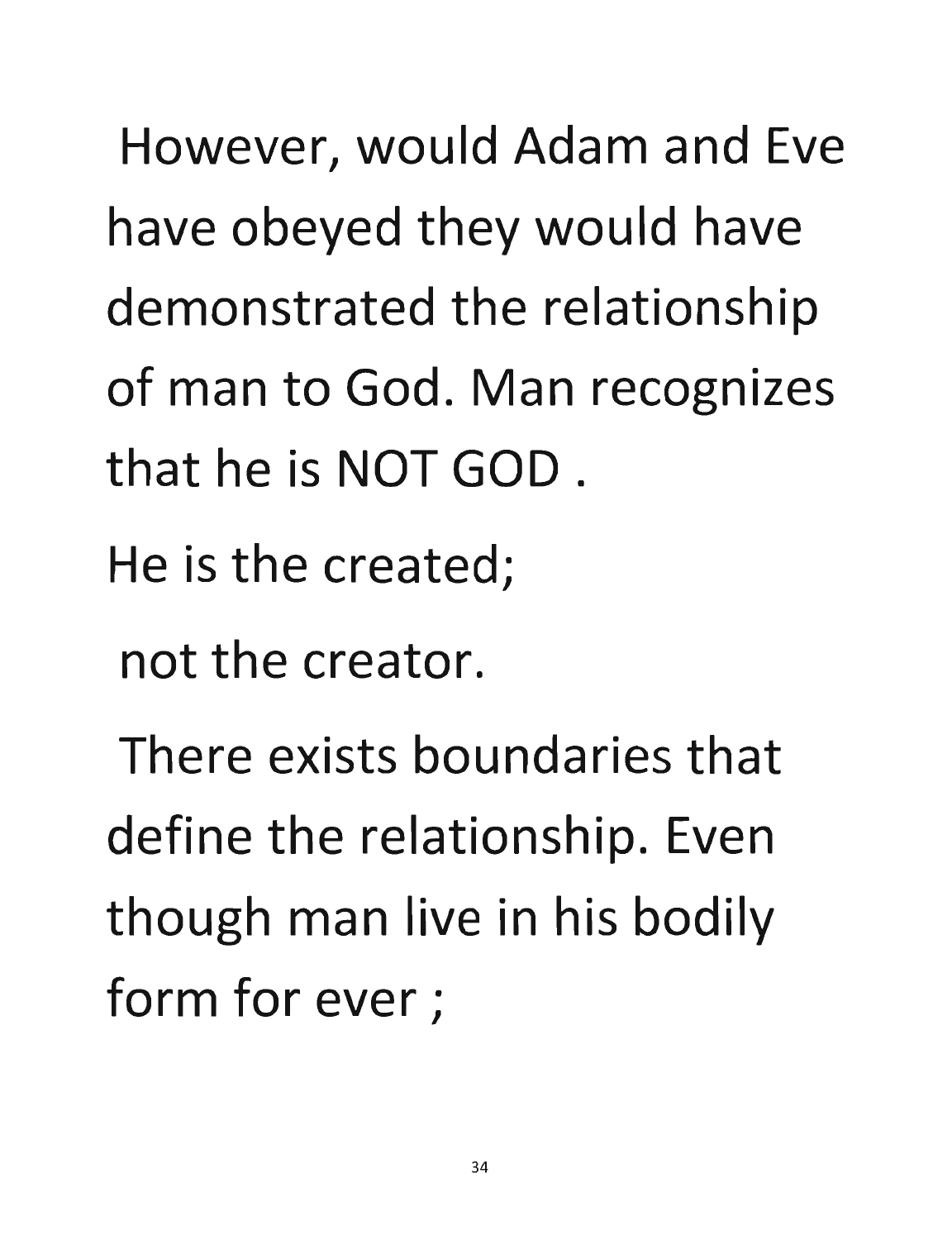However, would Adam and Eve have obeyed they would have demonstrated the relationship of man to God. Man recognizes that he is NOT GOD .

He is the created;

not the creator.

There exists boundaries that define the relationship. Even though man live in his bodily form for ever ;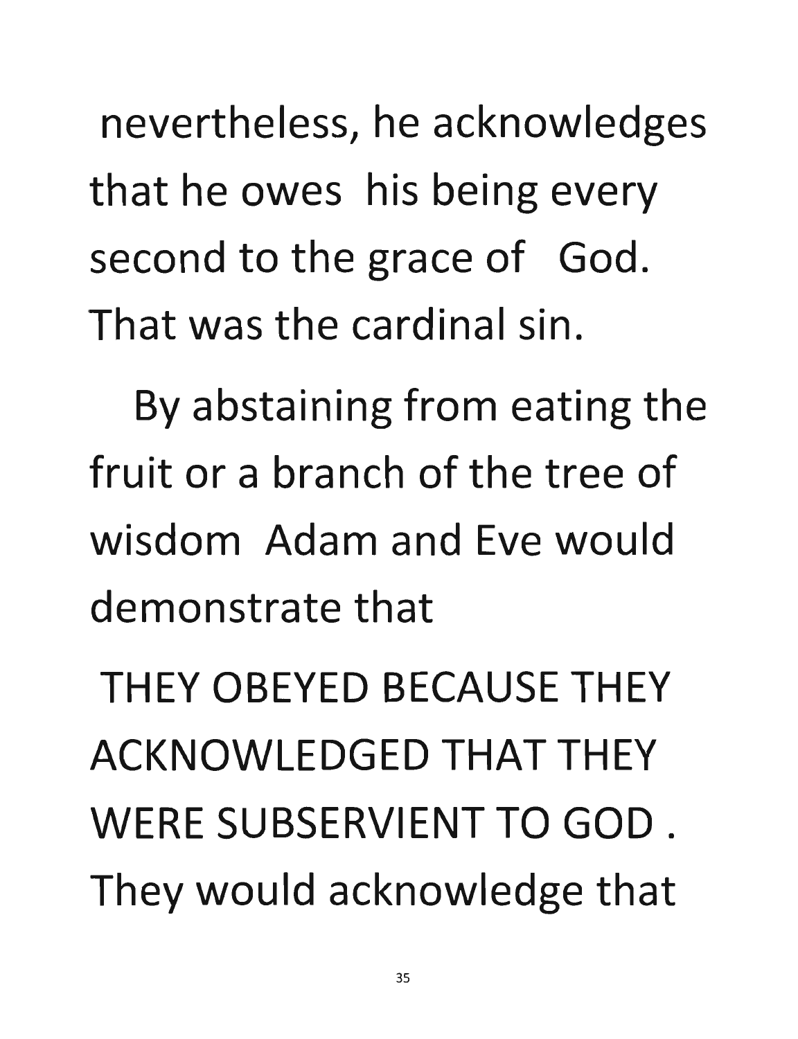nevertheless, he acknowledges that he owes his being every second to the grace of God. That was the cardinal sin.

By abstaining from eating the fruit or a branch of the tree of wisdom Adam and Eve would demonstrate that

THEY OBEYED BECAUSE THEY ACKNOWLEDGED THAT THEY WERE SUBSERVIENT TO GOD . They would acknowledge that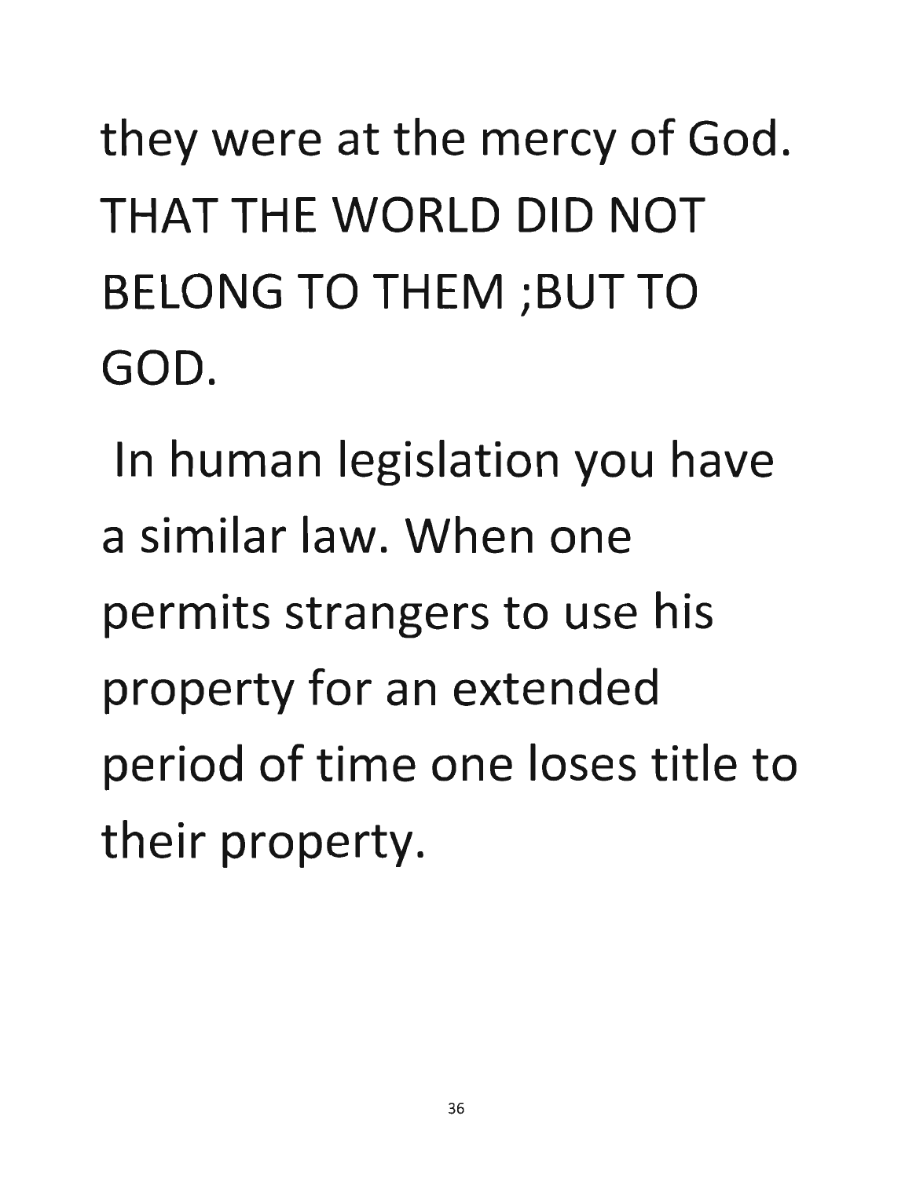they were at the mercy of God. THAT THE WORLD DID NOT BELONG TO THEM ;BUT TO GOD.

In human legislation you have a similar law. When one permits strangers to use his property for an extended period of time one loses title to their property.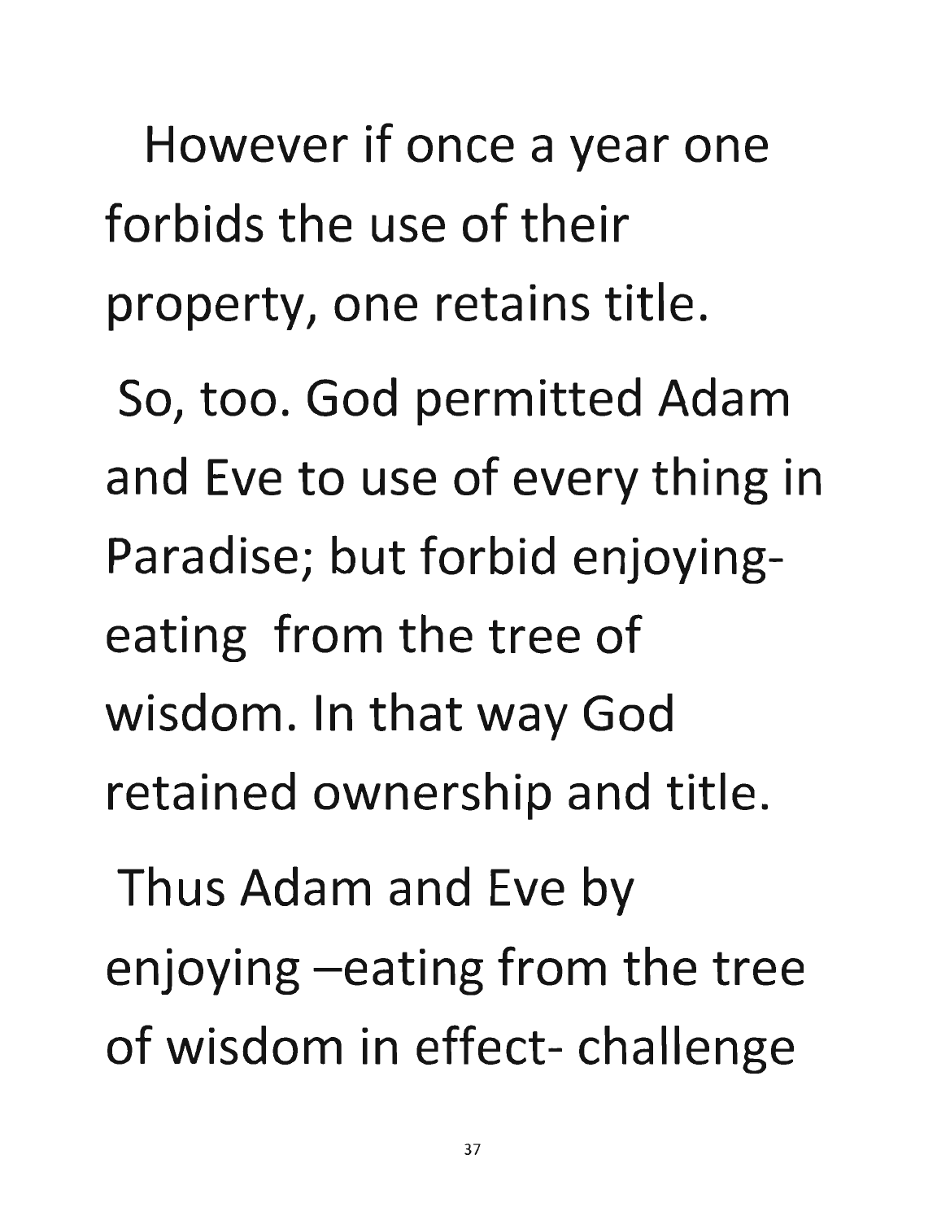However if once a year one forbids the use of their property, one retains title.

So, too. God permitted Adam and Eve to use of every thing in Paradise; but forbid enjoying-eating from the tree of wisdom. In that way God retained ownership and title.

Thus Adam and Eve by enjoying –eating from the tree of wisdom in effect- challenge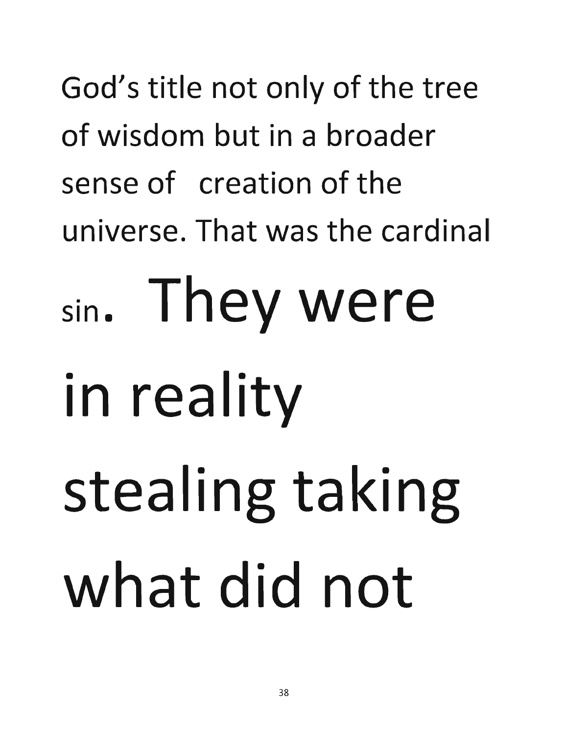God's title not only of the tree of wisdom but in a broader sense of  creation of the universe. That was the cardinal sin. They were in reality stealing taking what did not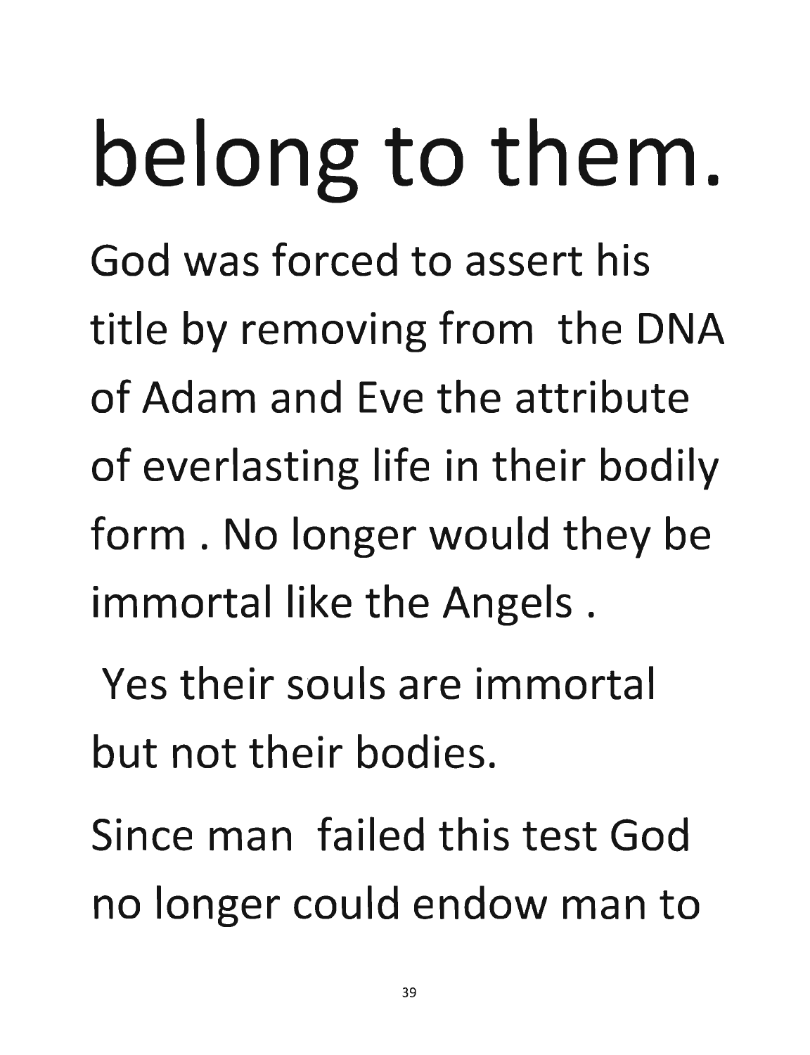# belong to them.

God was forced to assert his title by removing from the DNA of Adam and Eve the attribute of everlasting life in their bodily form . No longer would they be immortal like the Angels .

Yes their souls are immortal but not their bodies.

Since man failed this test God no longer could endow man to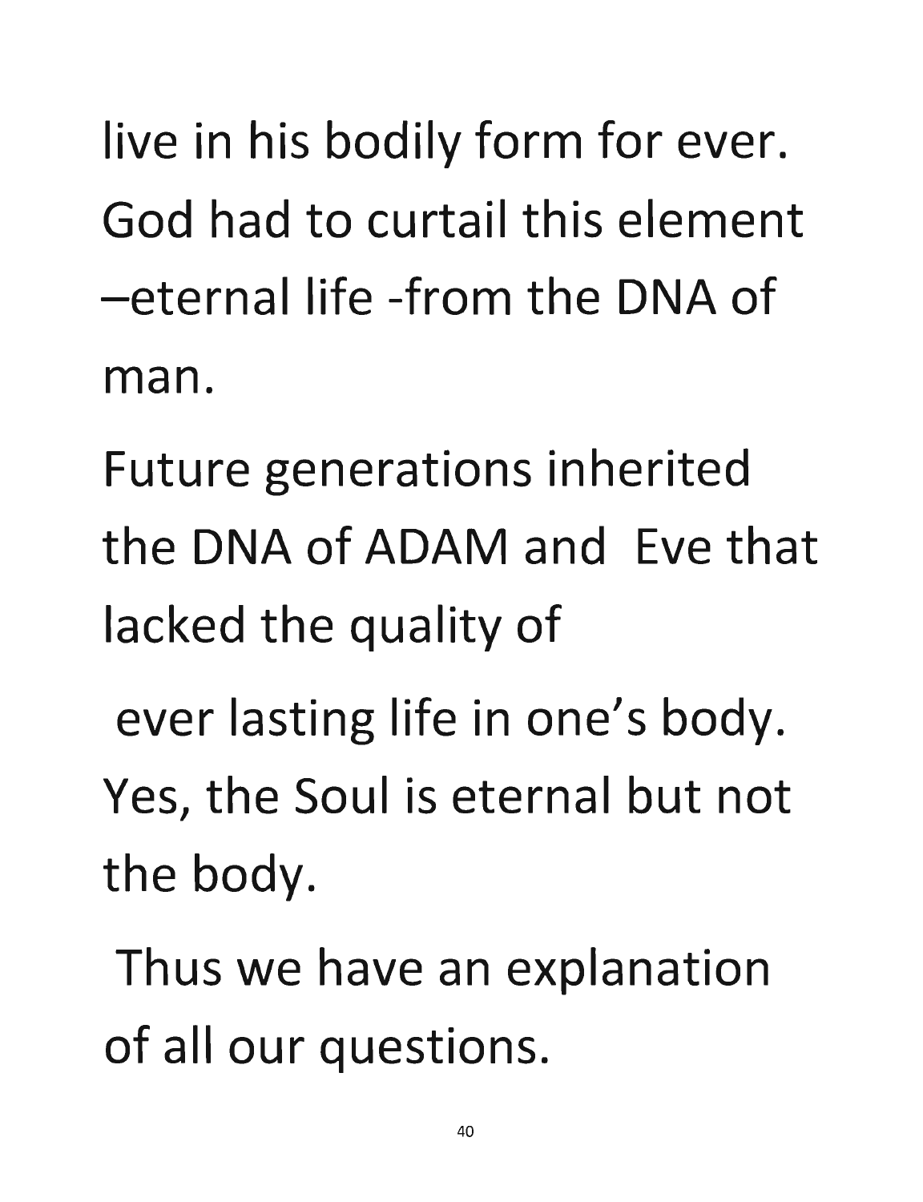live in his bodily form for ever. God had to curtail this element –eternal life -from the DNA of man.

Future generations inherited the DNA of ADAM and Eve that lacked the quality of

ever lasting life in one's body. Yes, the Soul is eternal but not the body.

Thus we have an explanation of all our questions.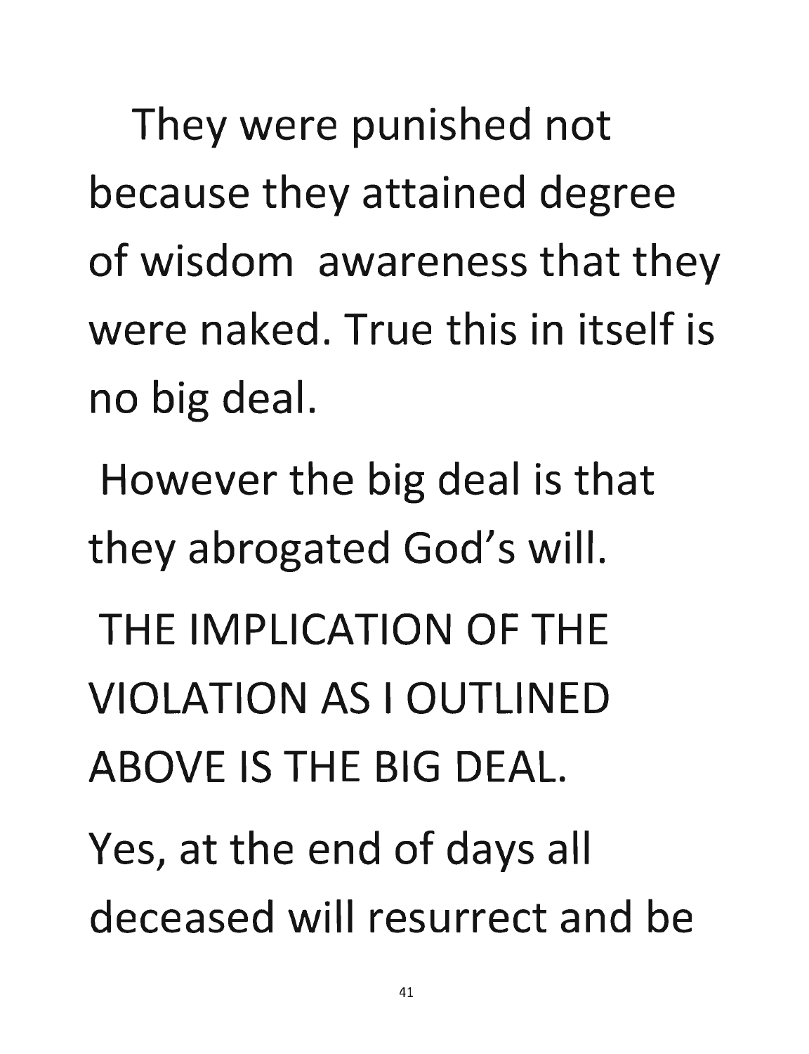They were punished not because they attained degree of wisdom awareness that they were naked. True this in itself is no big deal.

However the big deal is that they abrogated God's will.

THE IMPLICATION OF THE VIOLATION AS I OUTLINED ABOVE IS THE BIG DEAL.

Yes, at the end of days all deceased will resurrect and be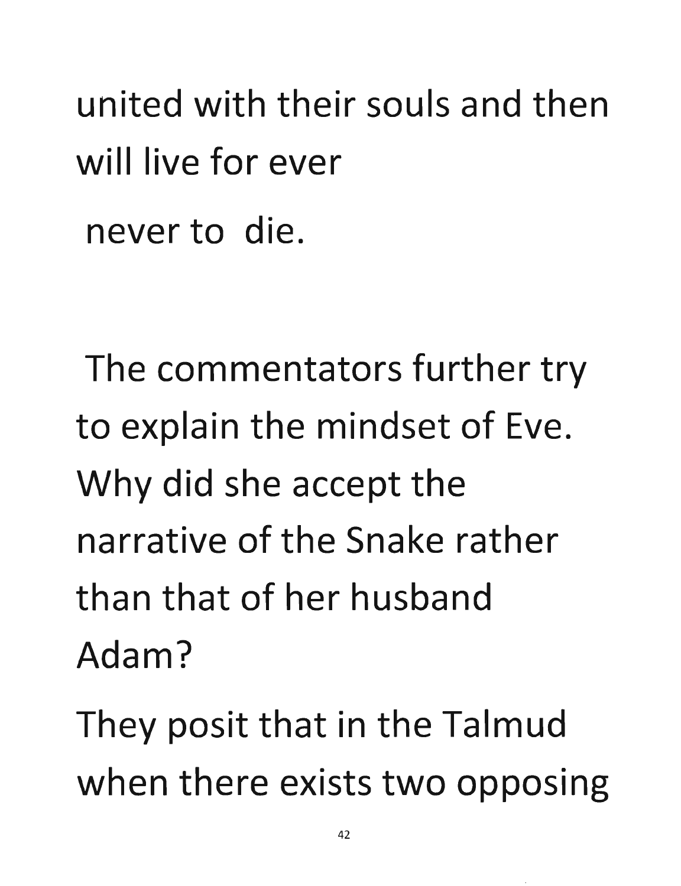united with their souls and then will live for ever

never to die.

The commentators further try to explain the mindset of Eve. Why did she accept the narrative of the Snake rather than that of her husband Adam?

They posit that in the Talmud when there exists two opposing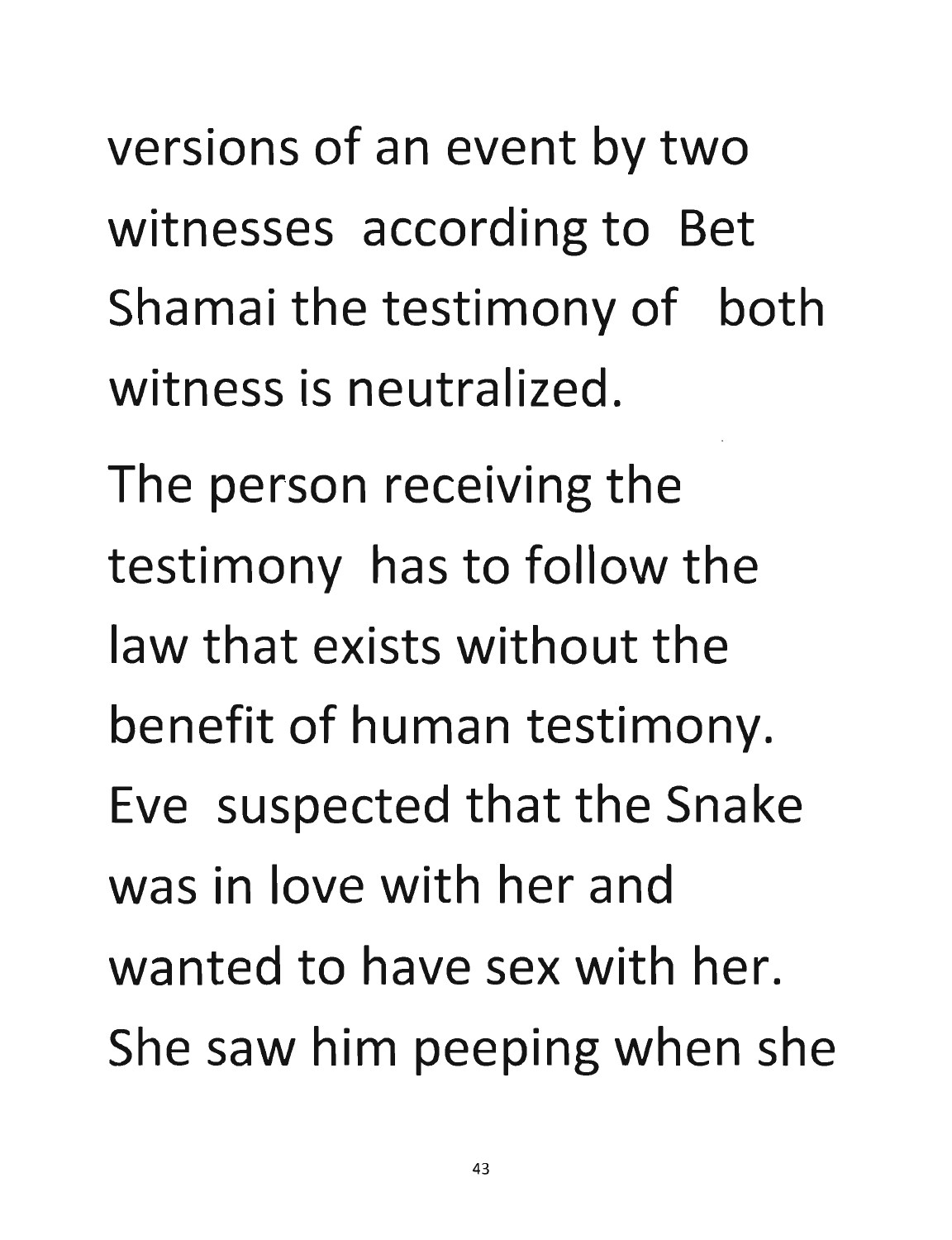versions of an event by two witnesses according to Bet Shamai the testimony of both witness is neutralized.

The person receiving the testimony has to follow the law that exists without the benefit of human testimony. Eve suspected that the Snake was in love with her and wanted to have sex with her. She saw him peeping when she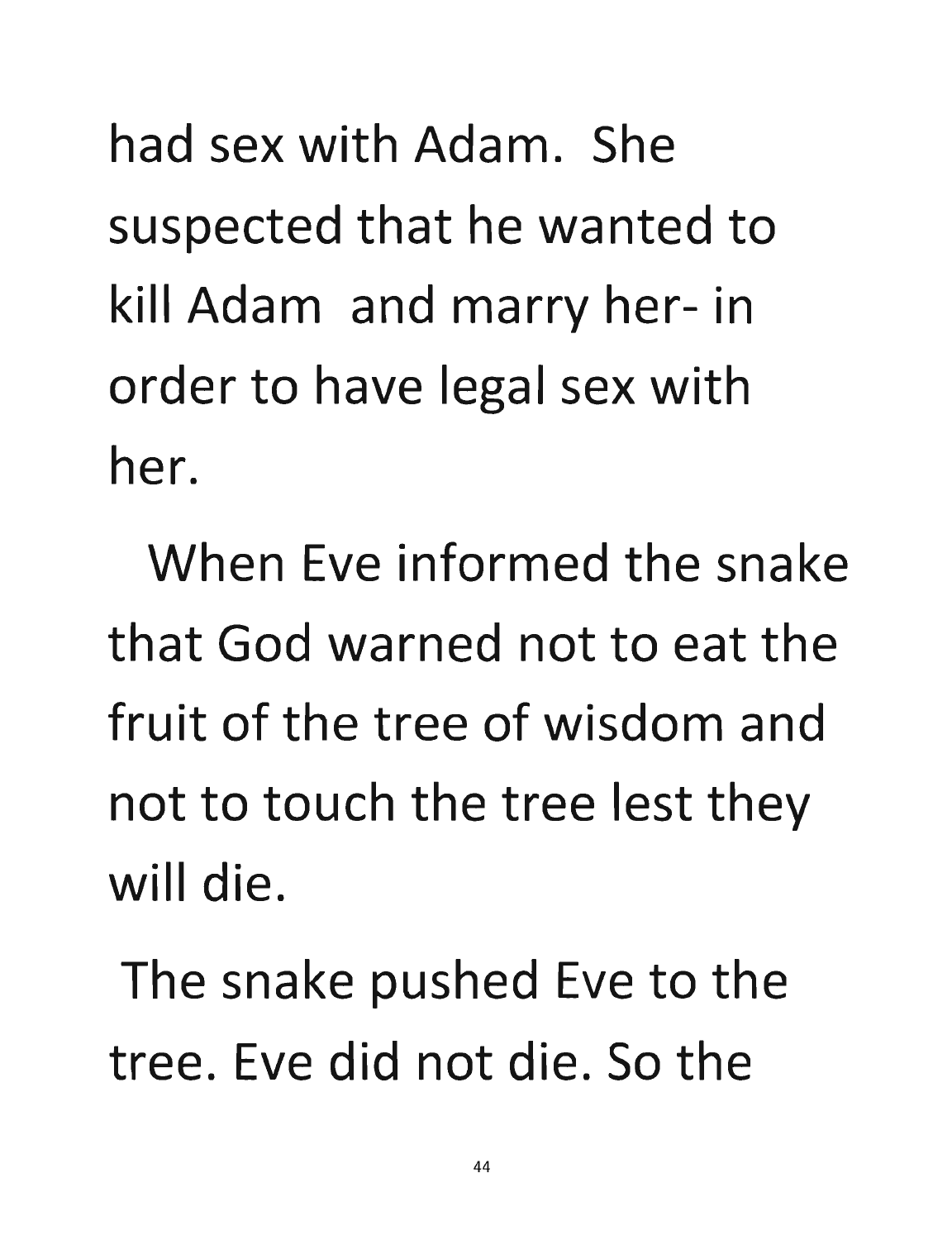had sex with Adam. She suspected that he wanted to kill Adam and marry her- in order to have legal sex with her.

When Eve informed the snake that God warned not to eat the fruit of the tree of wisdom and not to touch the tree lest they will die.

The snake pushed Eve to the tree. Eve did not die. So the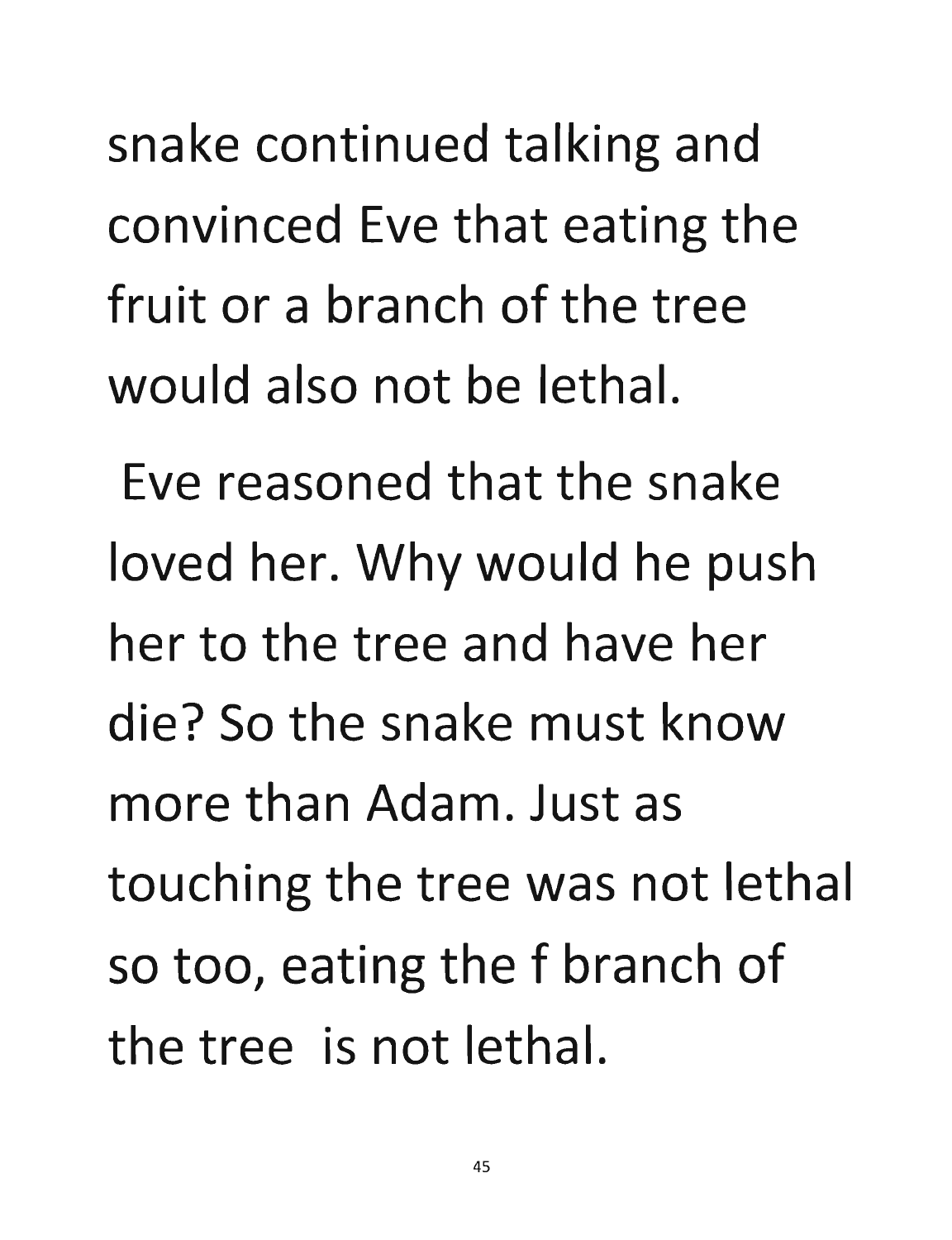snake continued talking and convinced Eve that eating the fruit or a branch of the tree would also not be lethal.

Eve reasoned that the snake loved her. Why would he push her to the tree and have her die? So the snake must know more than Adam. Just as touching the tree was not lethal so too, eating the f branch of the tree is not lethal.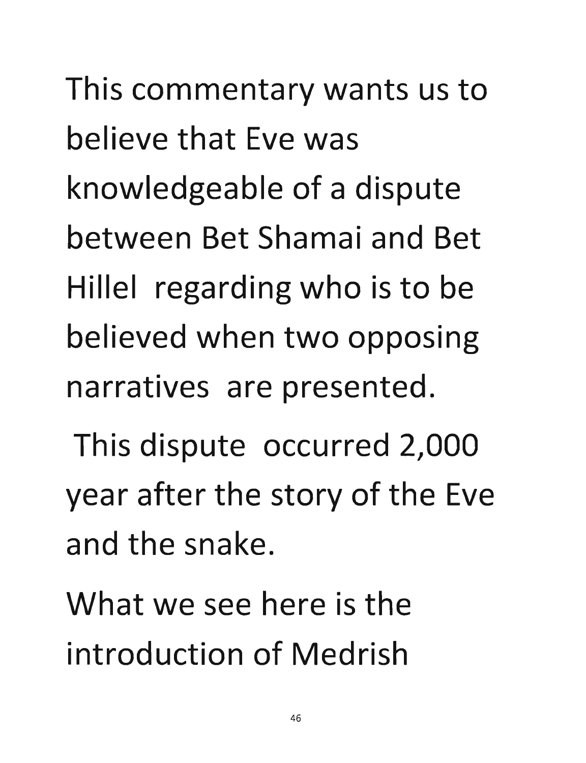This commentary wants us to believe that Eve was knowledgeable of a dispute between Bet Shamai and Bet Hillel regarding who is to be believed when two opposing narratives are presented.

This dispute occurred 2,000 year after the story of the Eve and the snake.

What we see here is the introduction of Medrish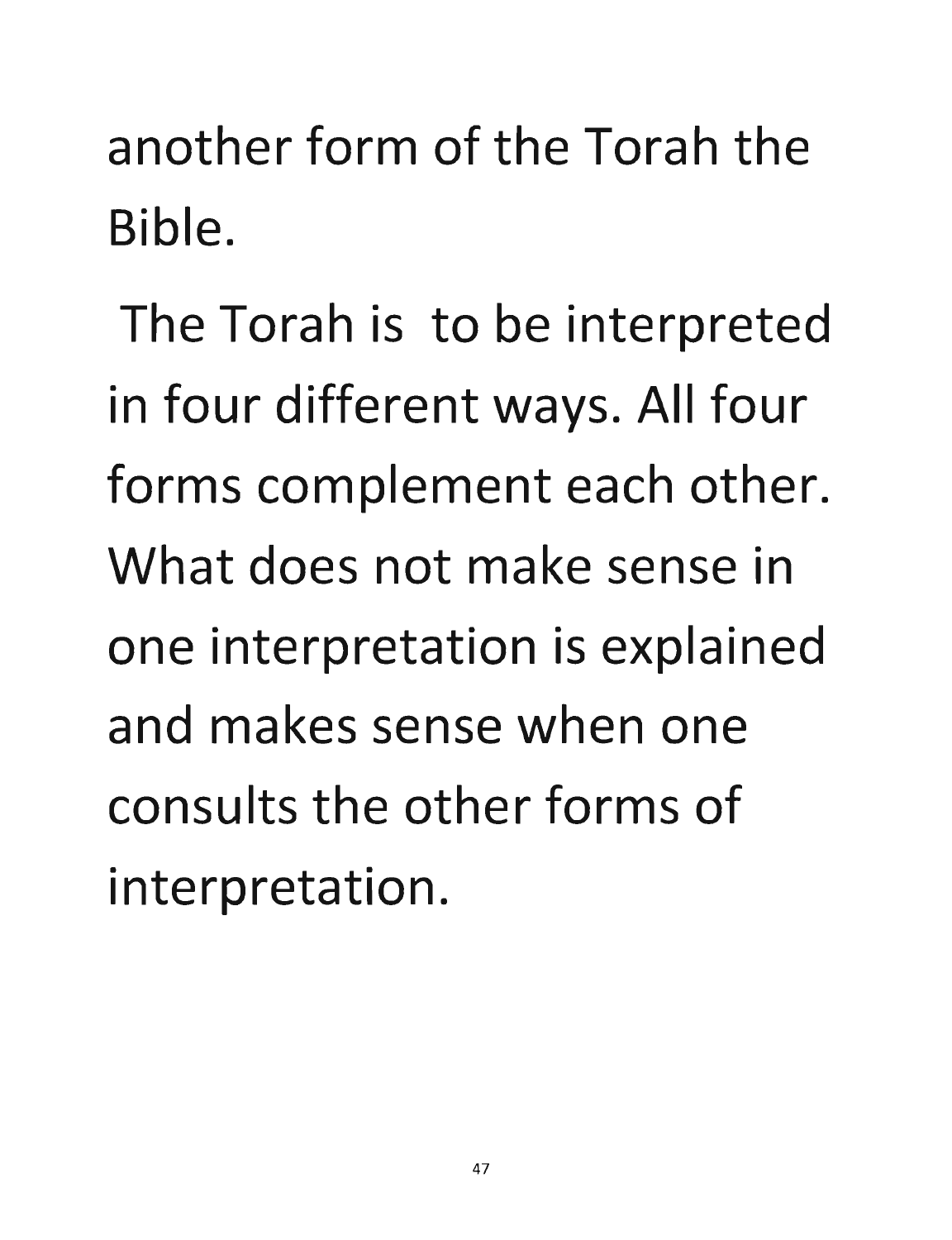another form of the Torah the Bible.

The Torah is to be interpreted in four different ways. All four forms complement each other. What does not make sense in one interpretation is explained and makes sense when one consults the other forms of interpretation.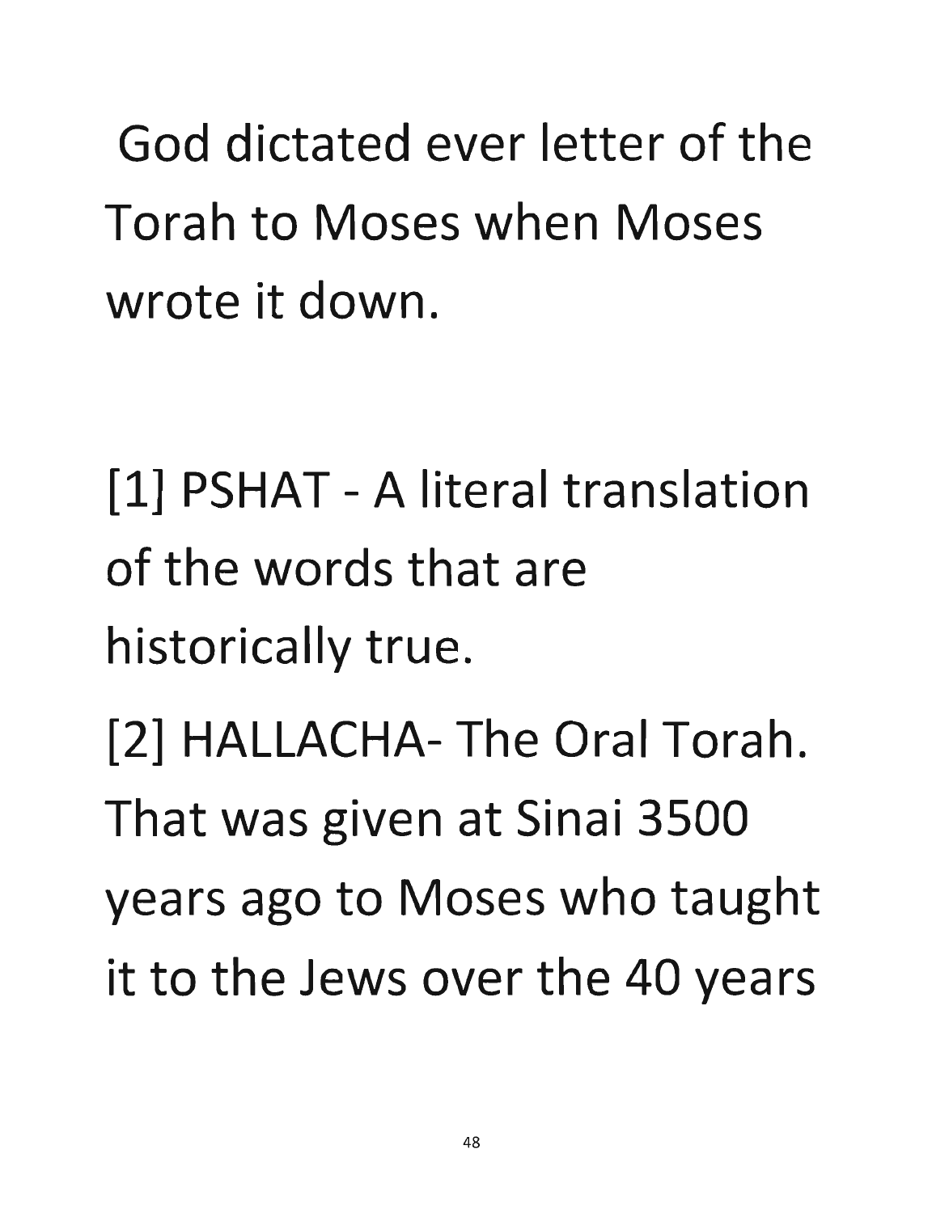God dictated ever letter of the Torah to Moses when Moses wrote it down.

[1] PSHAT - A literal translation of the words that are historically true.

[2] HALLACHA- The Oral Torah. That was given at Sinai 3500 years ago to Moses who taught it to the Jews over the 40 years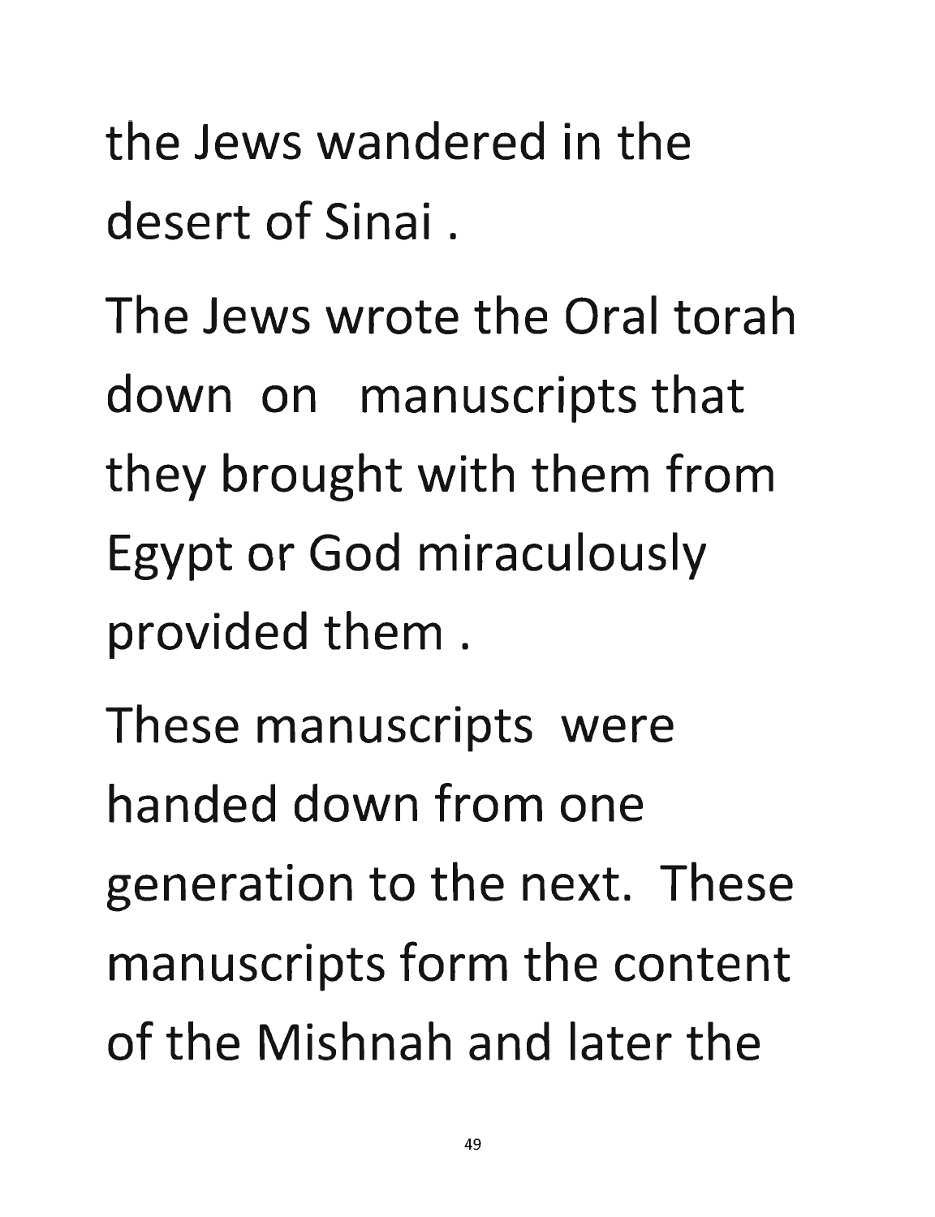the Jews wandered in the desert of Sinai .

The Jews wrote the Oral torah down on manuscripts that they brought with them from Egypt or God miraculously provided them .

These manuscripts were handed down from one generation to the next. These manuscripts form the content of the Mishnah and later the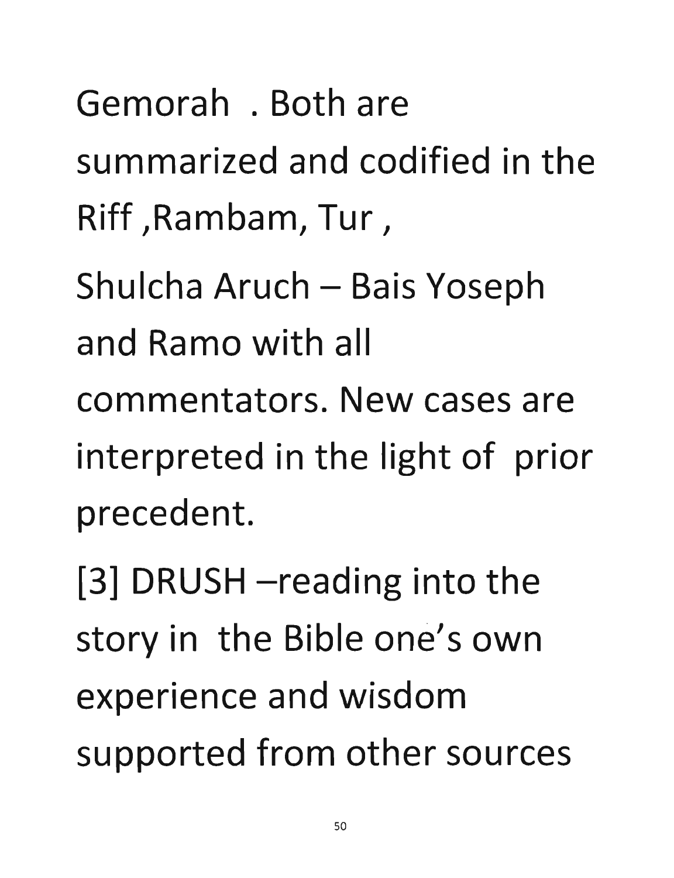Gemorah . Both are summarized and codified in the Riff ,Rambam, Tur ,

Shulcha Aruch – Bais Yoseph and Ramo with all commentators. New cases are interpreted in the light of prior precedent.

[3] DRUSH –reading into the story in the Bible one's own experience and wisdom supported from other sources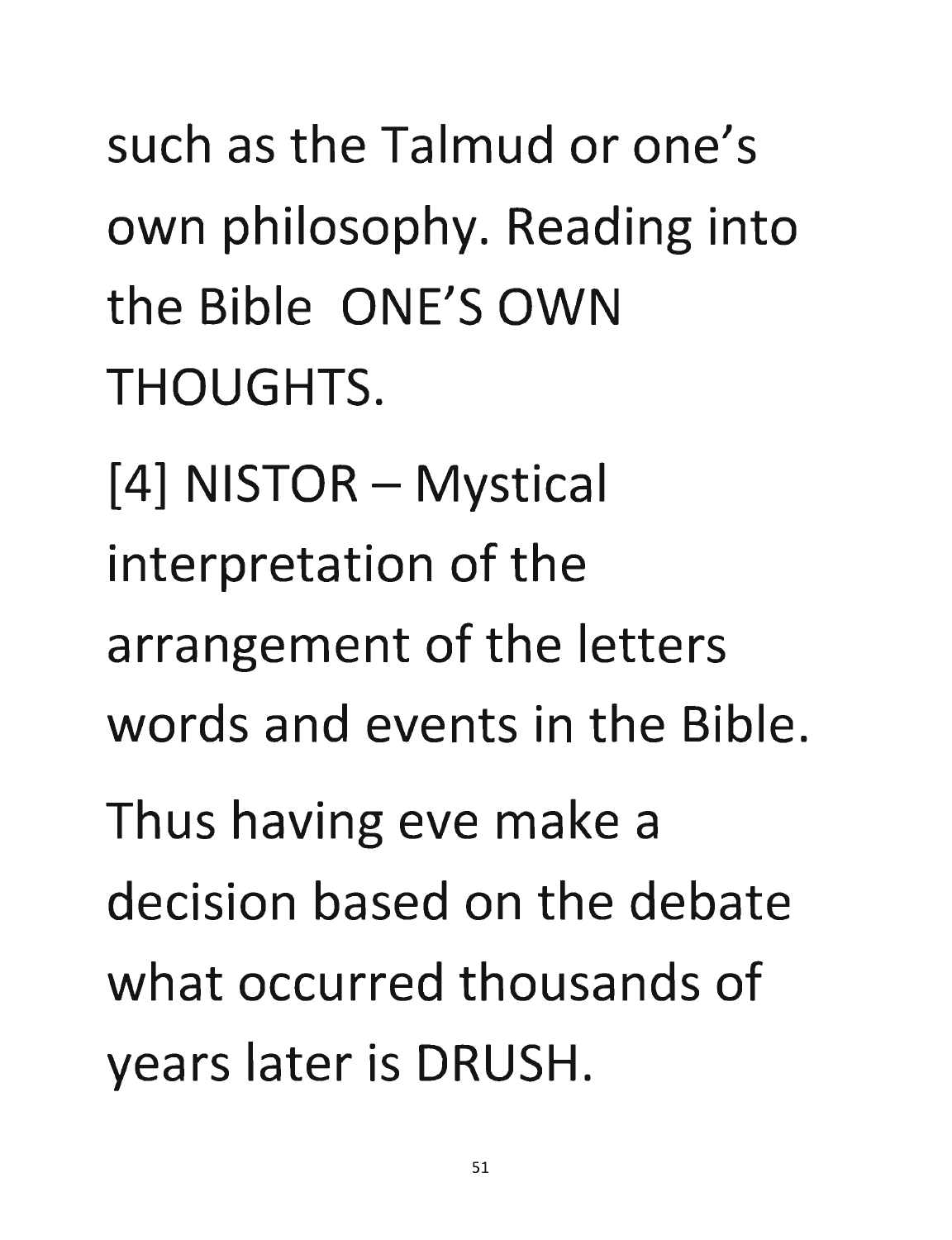such as the Talmud or one's own philosophy. Reading into the Bible ONE'S OWN THOUGHTS.

[4] NISTOR – Mystical interpretation of the arrangement of the letters words and events in the Bible.

Thus having eve make a decision based on the debate what occurred thousands of years later is DRUSH.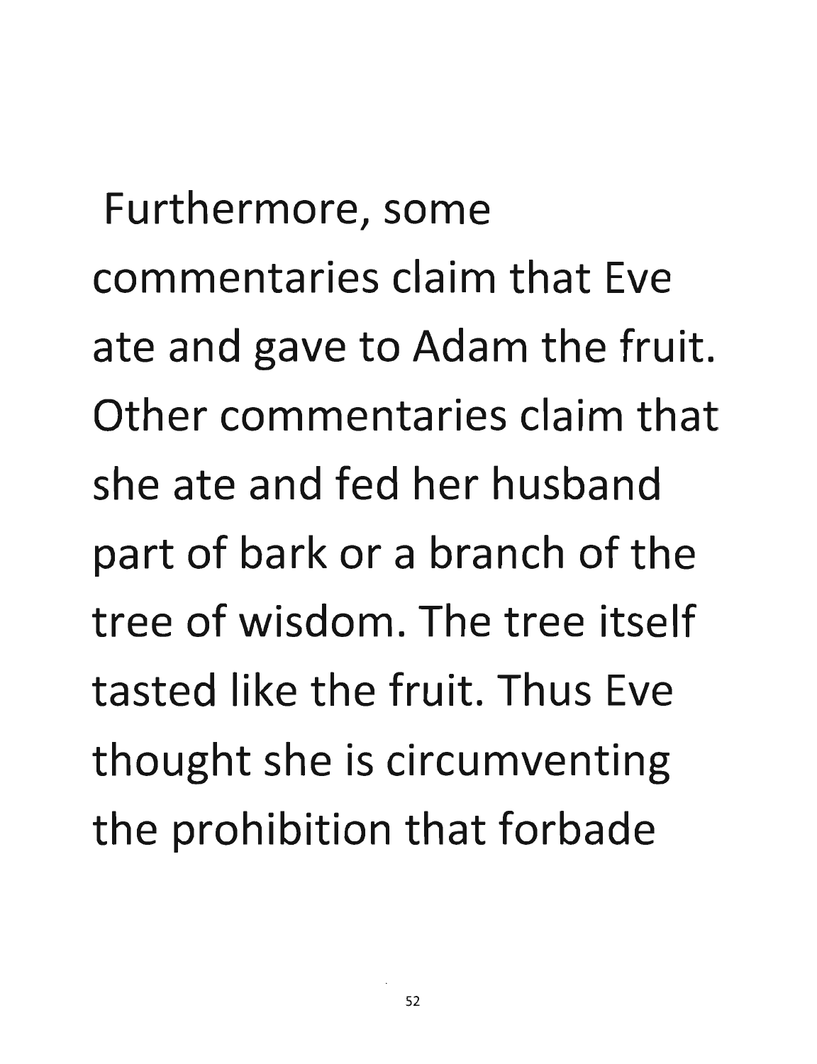Furthermore, some commentaries claim that Eve ate and gave to Adam the fruit. Other commentaries claim that she ate and fed her husband part of bark or a branch of the tree of wisdom. The tree itself tasted like the fruit. Thus Eve thought she is circumventing the prohibition that forbade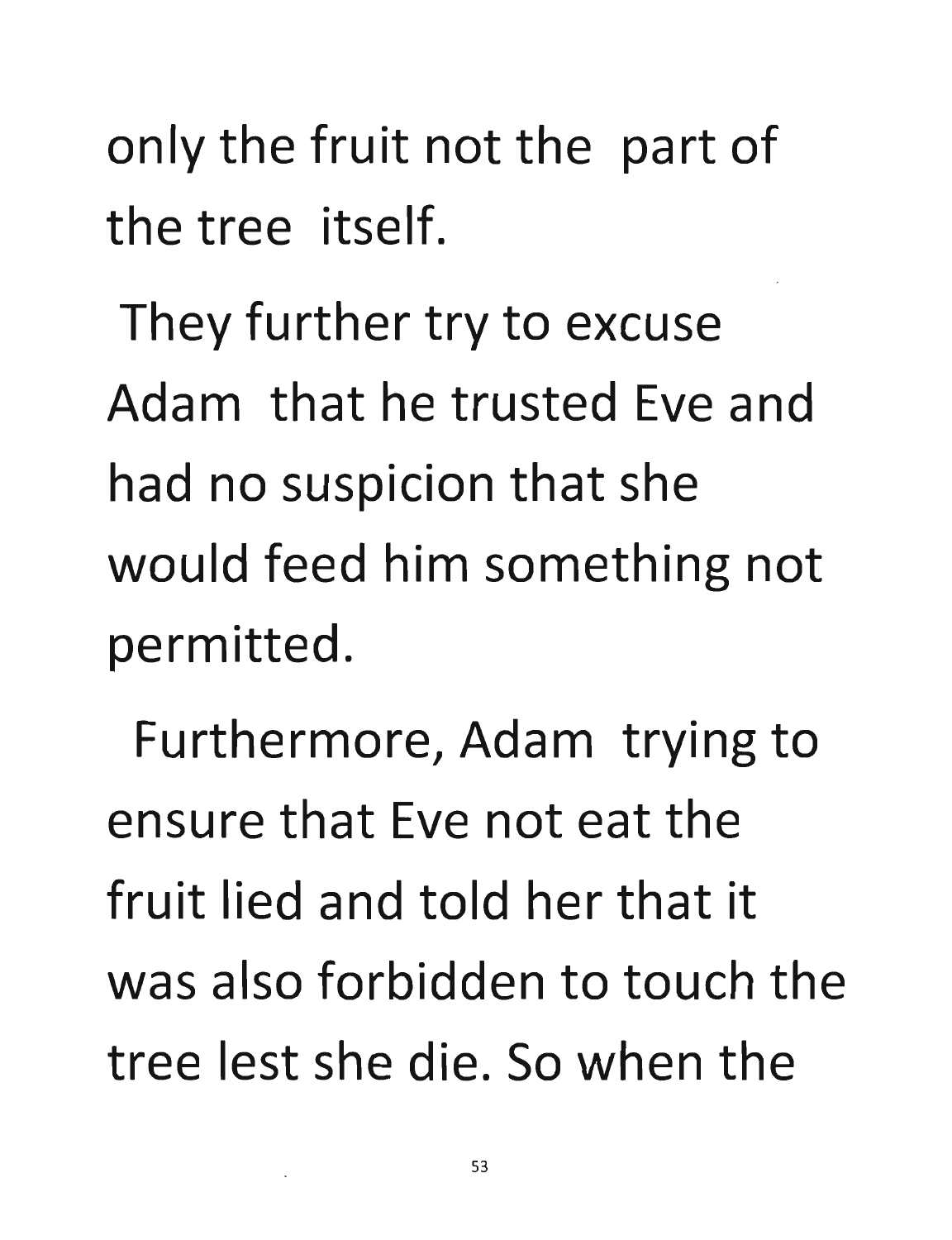only the fruit not the part of the tree itself.

They further try to excuse Adam that he trusted Eve and had no suspicion that she would feed him something not permitted.

Furthermore, Adam trying to ensure that Eve not eat the fruit lied and told her that it was also forbidden to touch the tree lest she die. So when the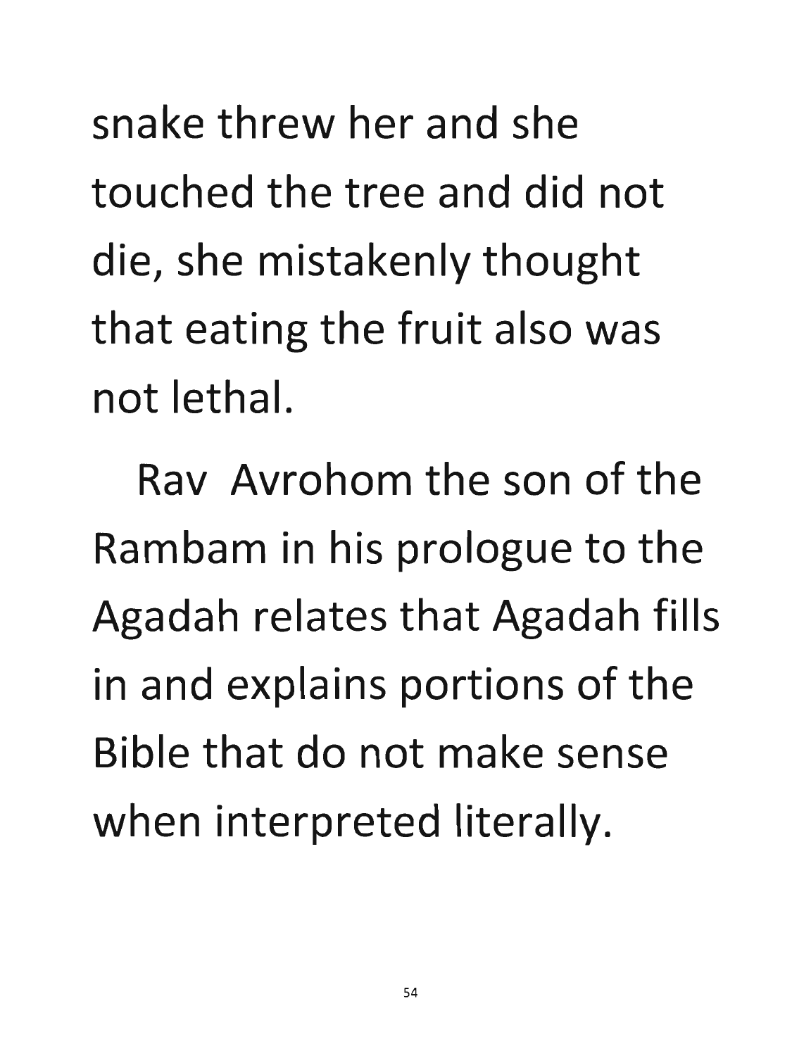snake threw her and she touched the tree and did not die, she mistakenly thought that eating the fruit also was not lethal.

Rav Avrohom the son of the Rambam in his prologue to the Agadah relates that Agadah fills in and explains portions of the Bible that do not make sense when interpreted literally.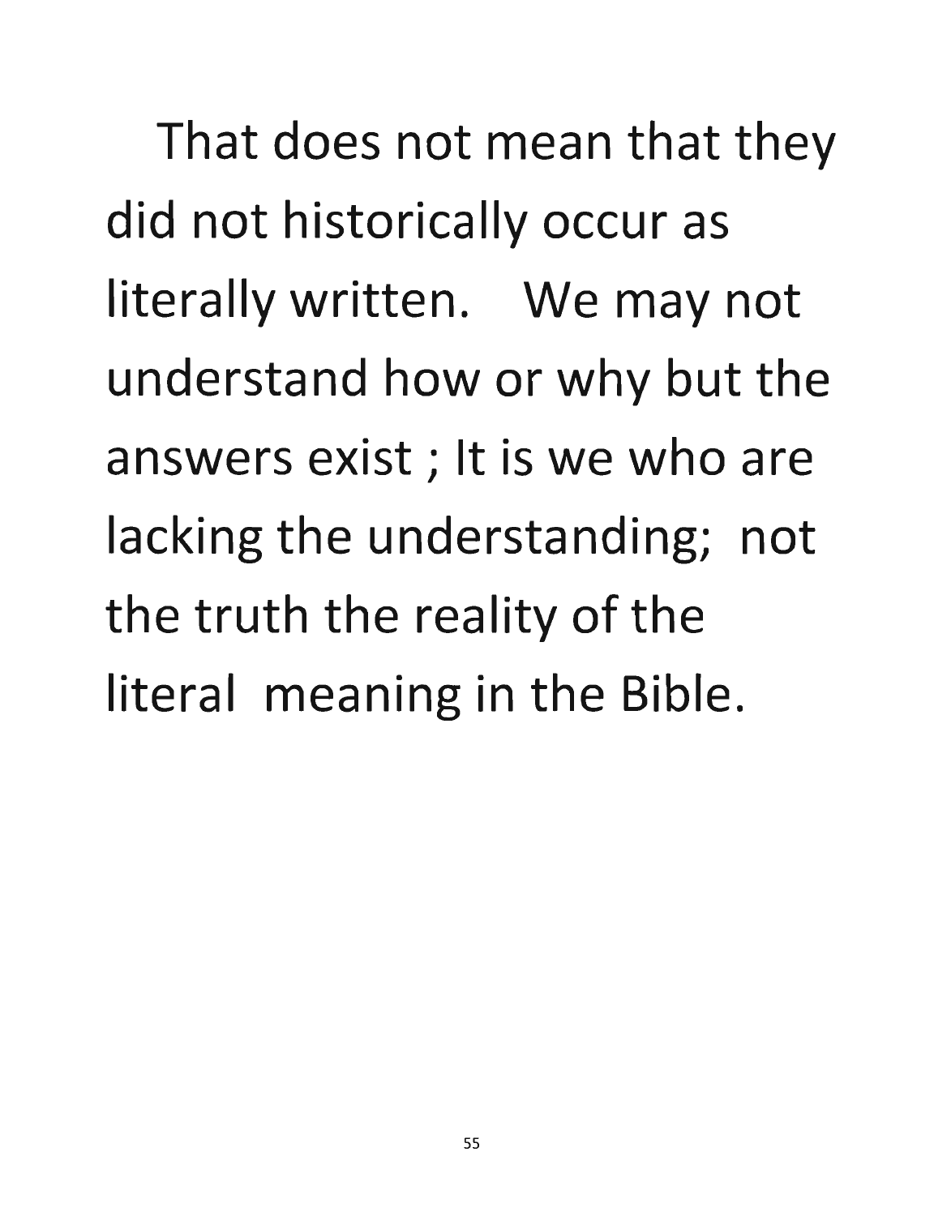That does not mean that they did not historically occur as literally written.  We may not understand how or why but the answers exist ; It is we who are lacking the understanding;  not the truth the reality of the literal  meaning in the Bible.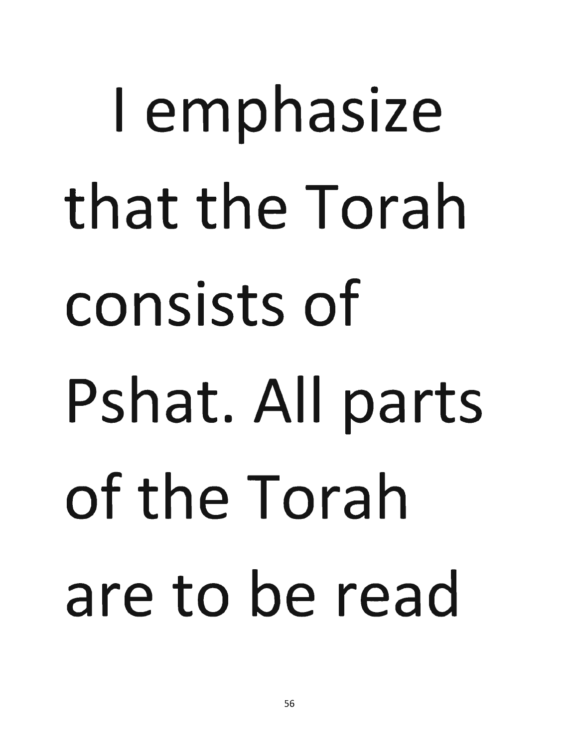I emphasize that the Torah consists of Pshat. All parts of the Torah are to be read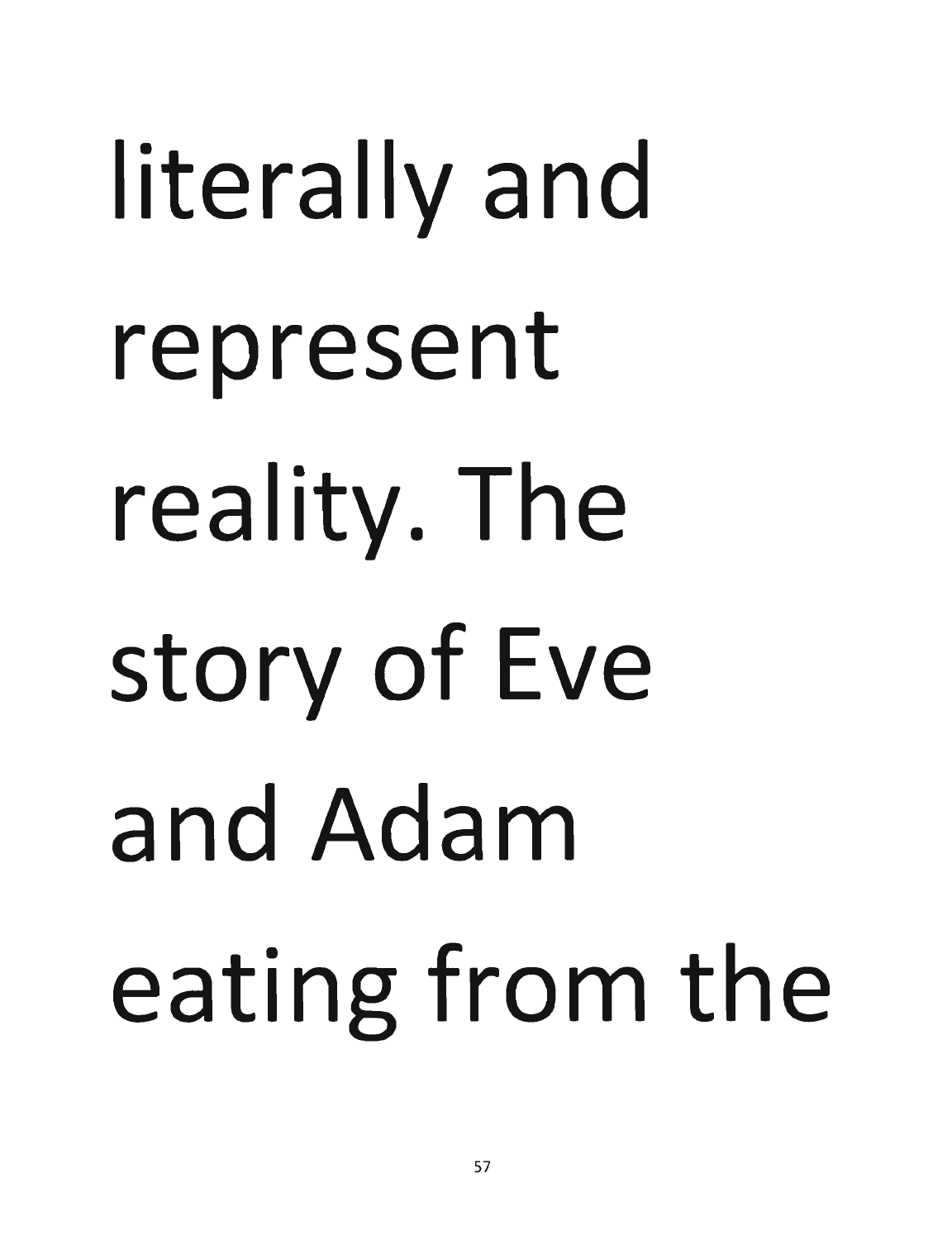literally and represent reality. The story of Eve and Adam eating from the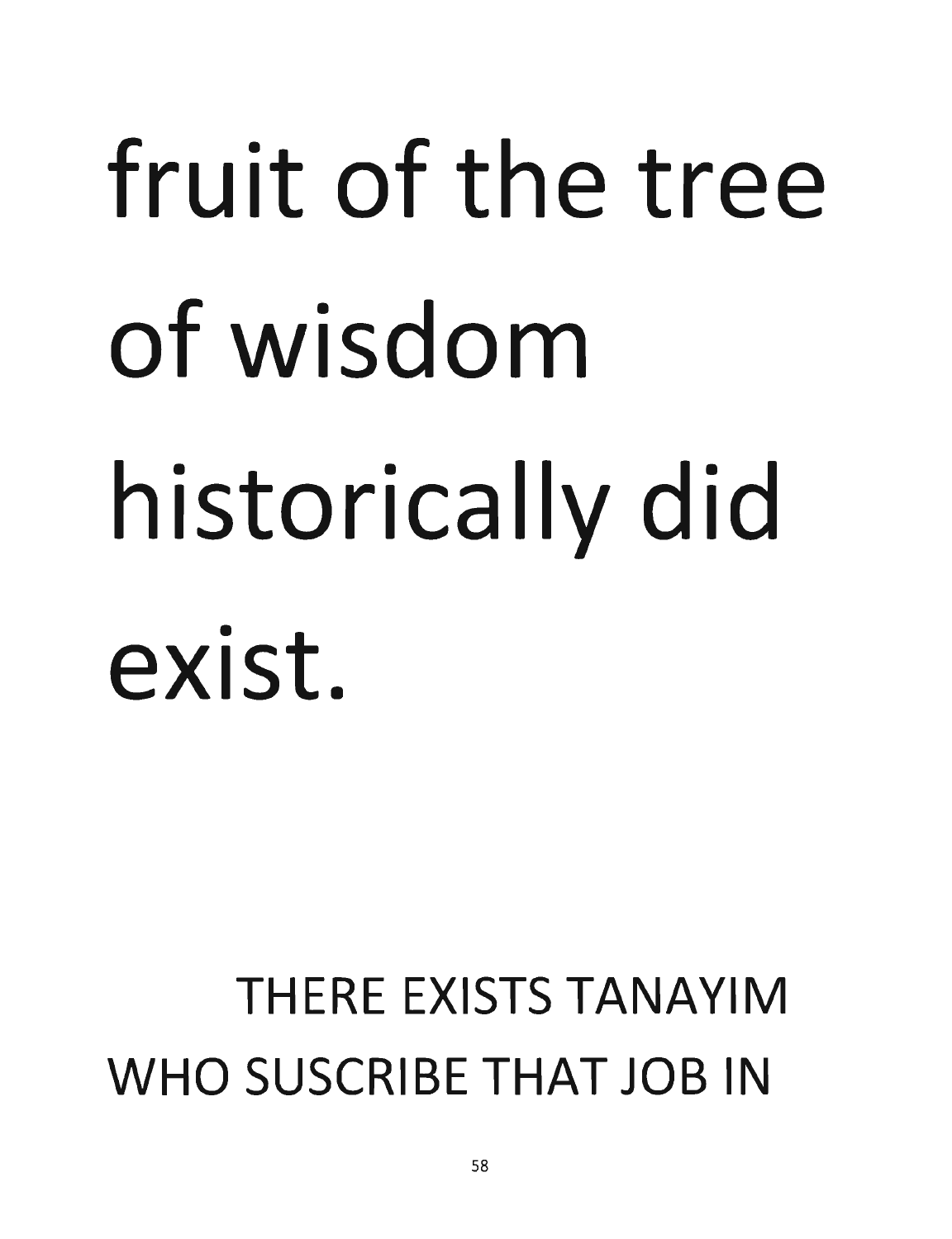fruit of the tree of wisdom historically did exist.

THERE EXISTS TANAYIM WHO SUSCRIBE THAT JOB IN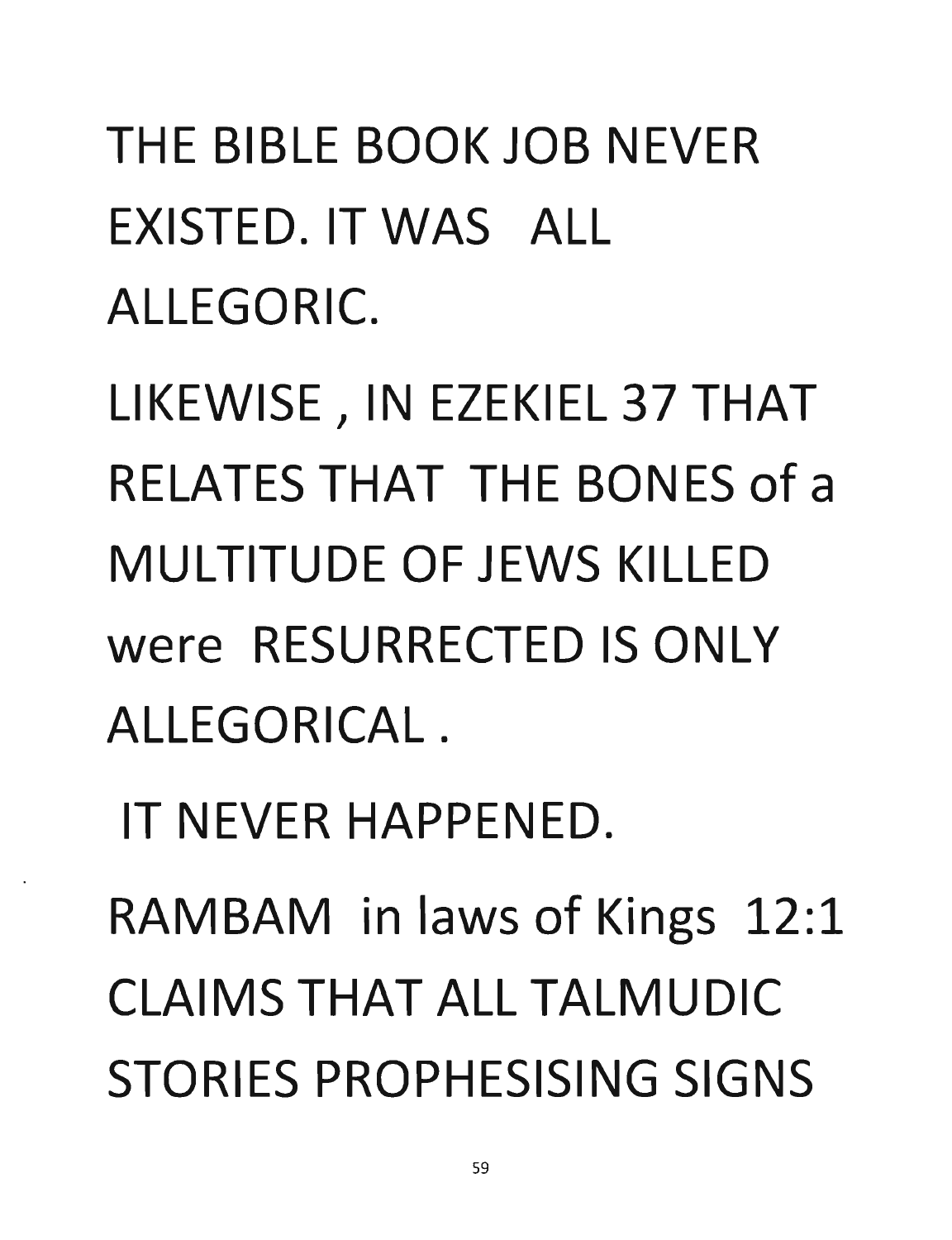THE BIBLE BOOK JOB NEVER EXISTED. IT WAS ALL ALLEGORIC.

LIKEWISE , IN EZEKIEL 37 THAT RELATES THAT THE BONES of a MULTITUDE OF JEWS KILLED were RESURRECTED IS ONLY ALLEGORICAL .

IT NEVER HAPPENED.

RAMBAM in laws of Kings 12:1 CLAIMS THAT ALL TALMUDIC STORIES PROPHESISING SIGNS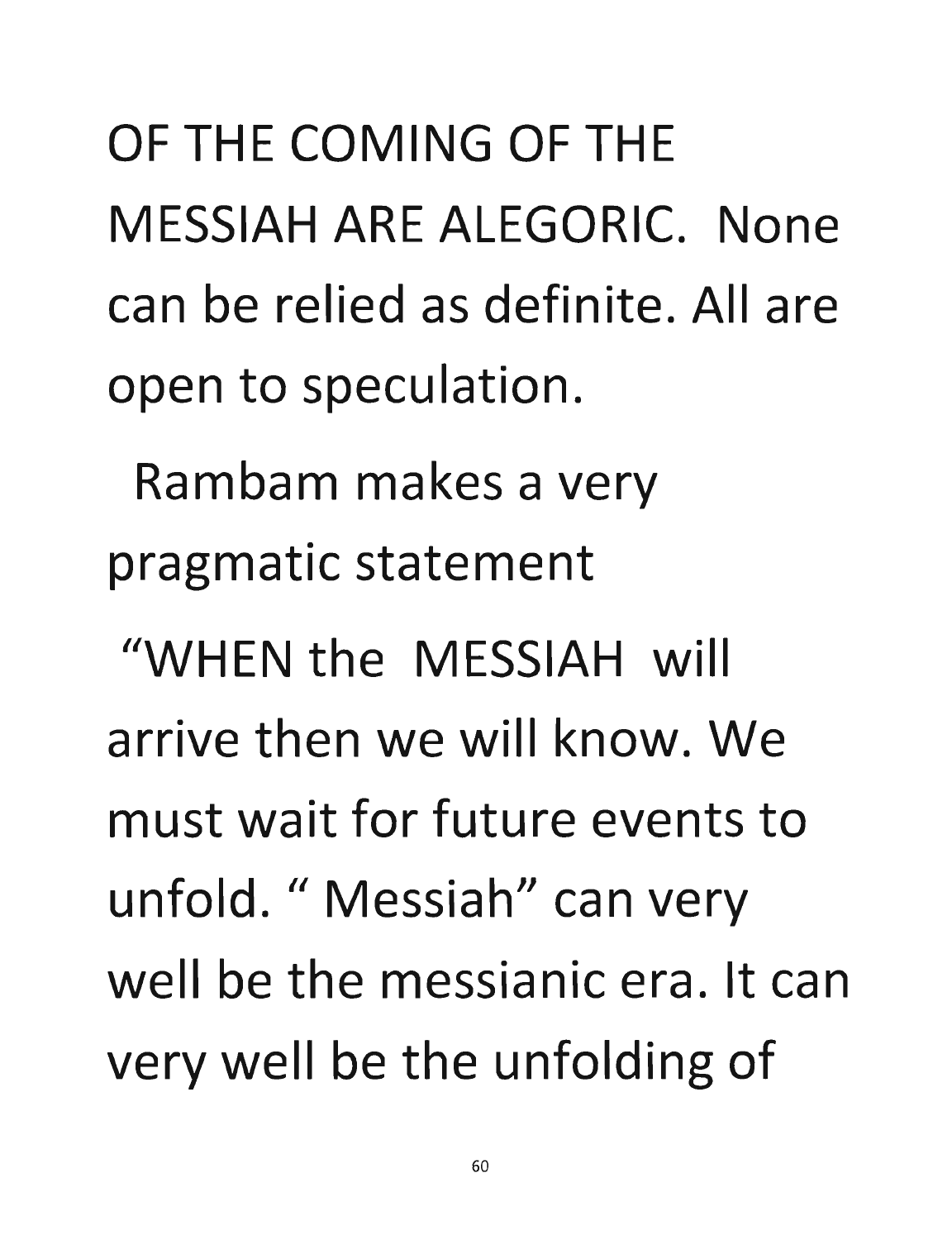OF THE COMING OF THE MESSIAH ARE ALEGORIC. None can be relied as definite. All are open to speculation.

Rambam makes a very pragmatic statement

"WHEN the MESSIAH will arrive then we will know. We must wait for future events to unfold. " Messiah" can very well be the messianic era. It can very well be the unfolding of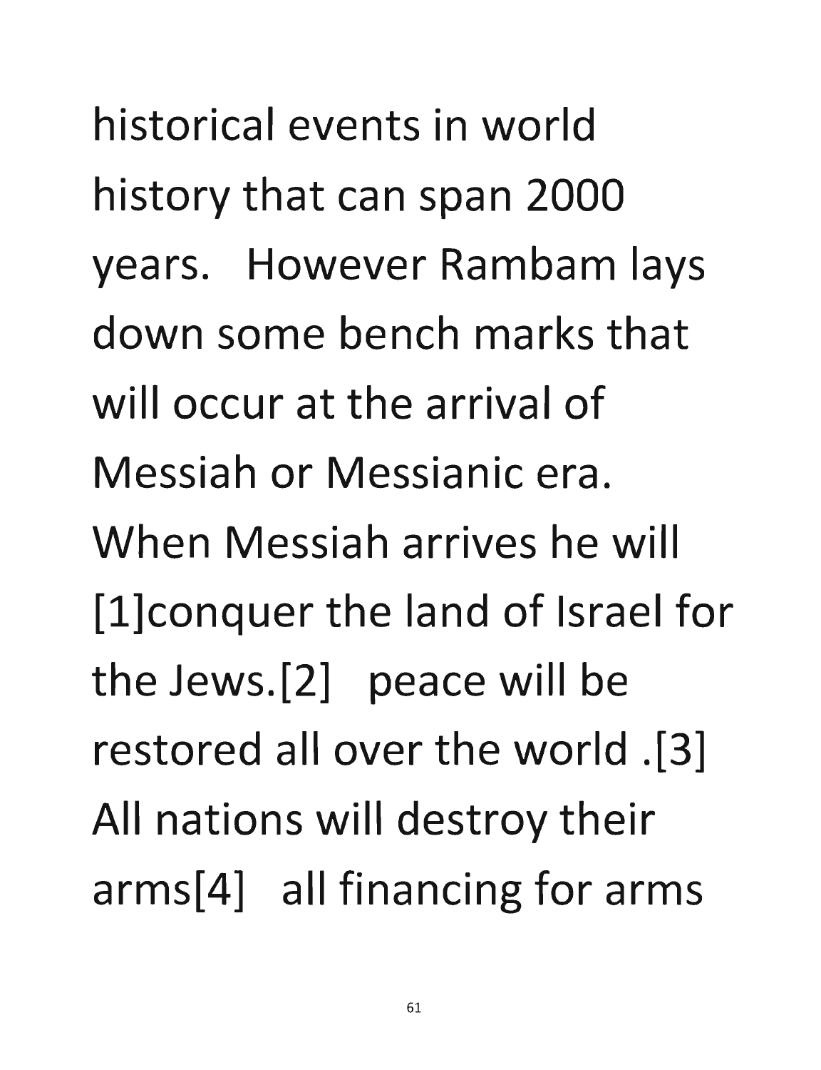historical events in world history that can span 2000 years. However Rambam lays down some bench marks that will occur at the arrival of Messiah or Messianic era. When Messiah arrives he will [1]conquer the land of Israel for the Jews.[2] peace will be restored all over the world .[3] All nations will destroy their arms[4] all financing for arms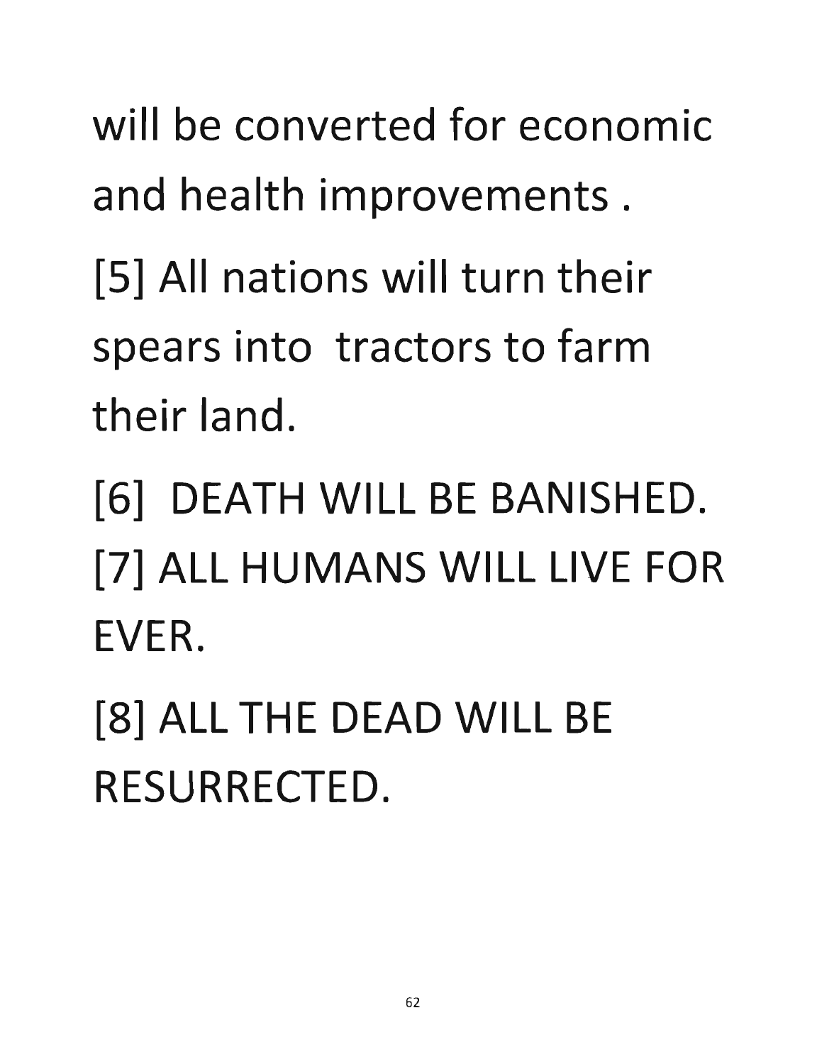will be converted for economic and health improvements .

[5] All nations will turn their spears into  tractors to farm their land.

[6]  DEATH WILL BE BANISHED.

[7] ALL HUMANS WILL LIVE FOR EVER.

[8] ALL THE DEAD WILL BE RESURRECTED.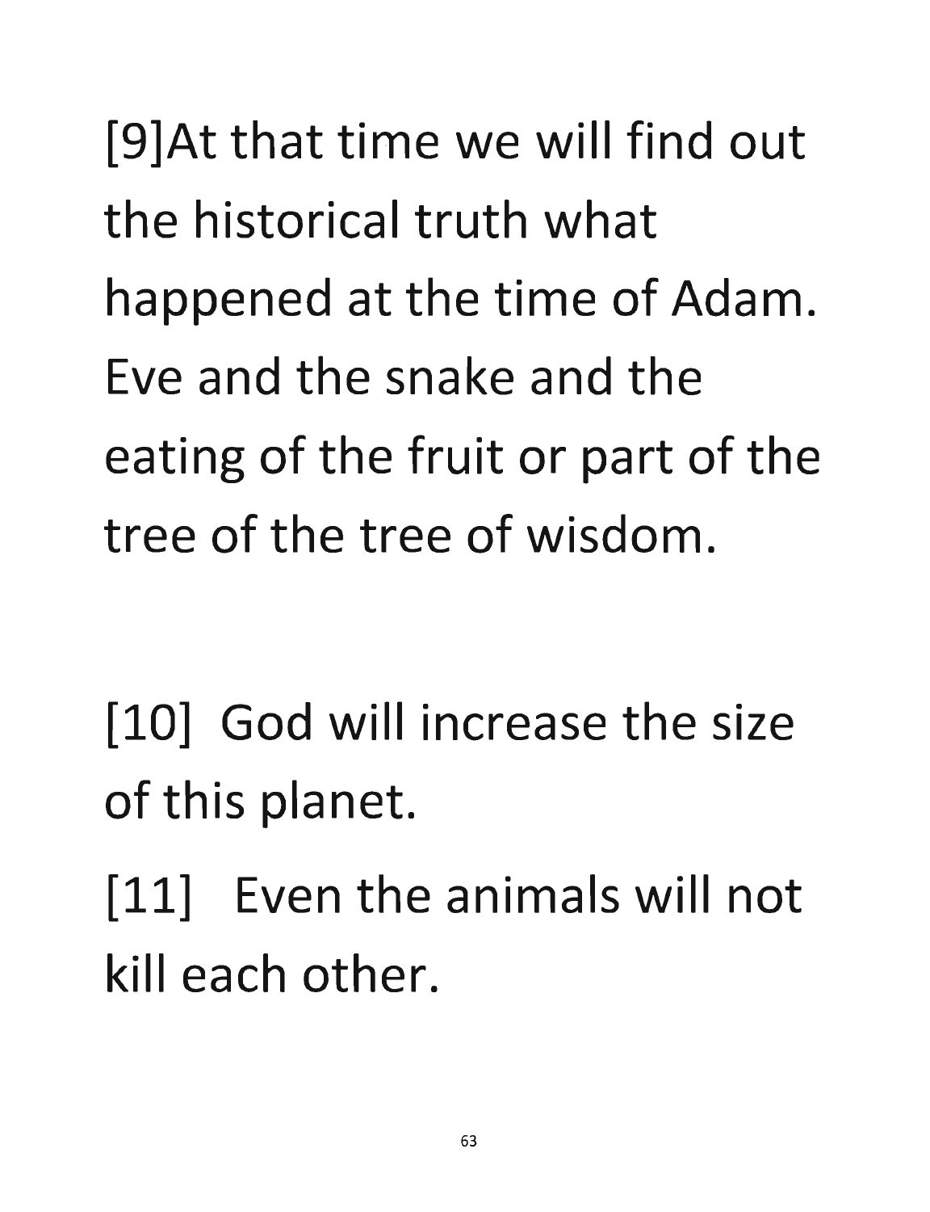[9]At that time we will find out the historical truth what happened at the time of Adam. Eve and the snake and the eating of the fruit or part of the tree of the tree of wisdom.

[10] God will increase the size of this planet.

[11] Even the animals will not kill each other.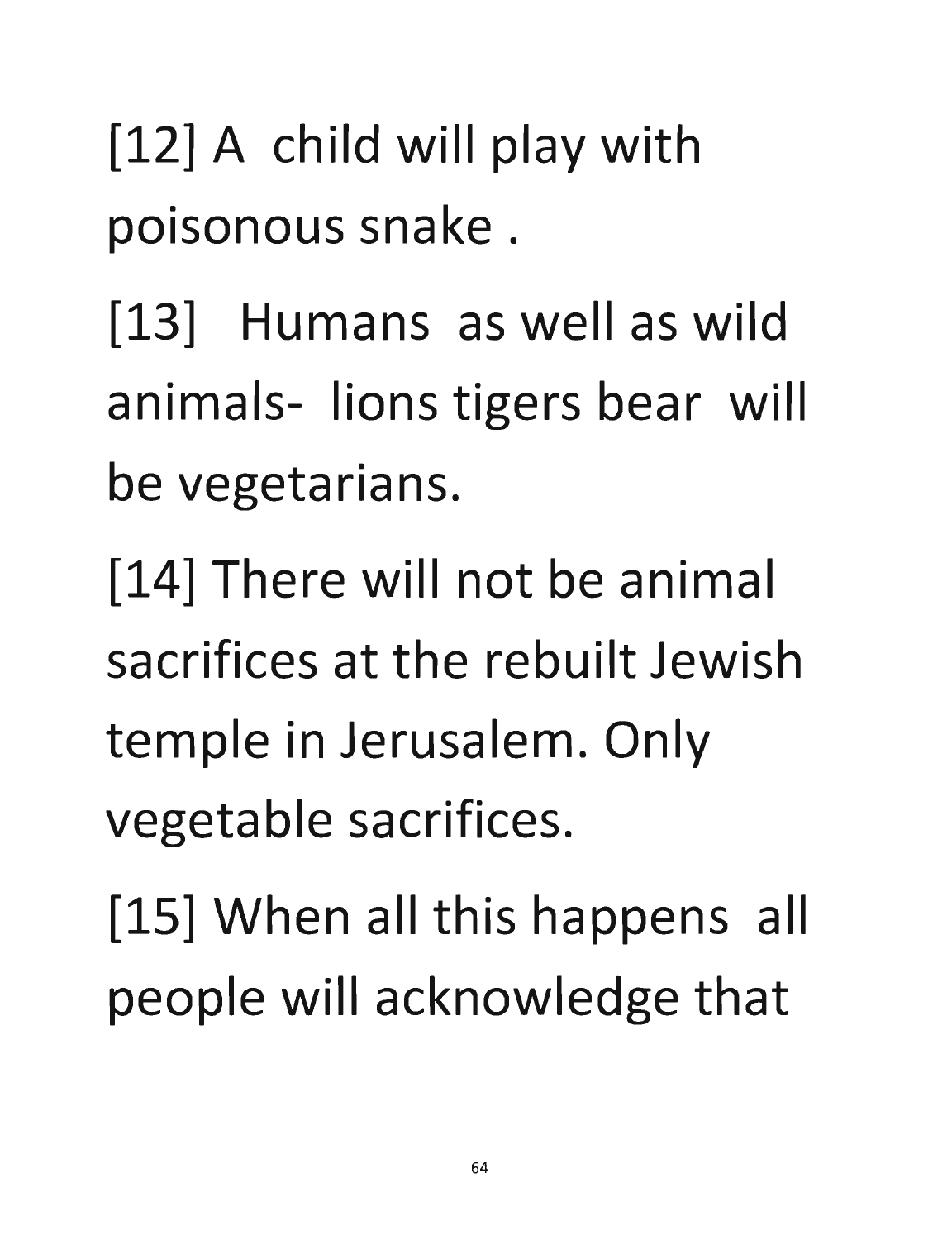[12] A child will play with poisonous snake .

[13] Humans as well as wild animals- lions tigers bear will be vegetarians.

[14] There will not be animal sacrifices at the rebuilt Jewish temple in Jerusalem. Only vegetable sacrifices.

[15] When all this happens all people will acknowledge that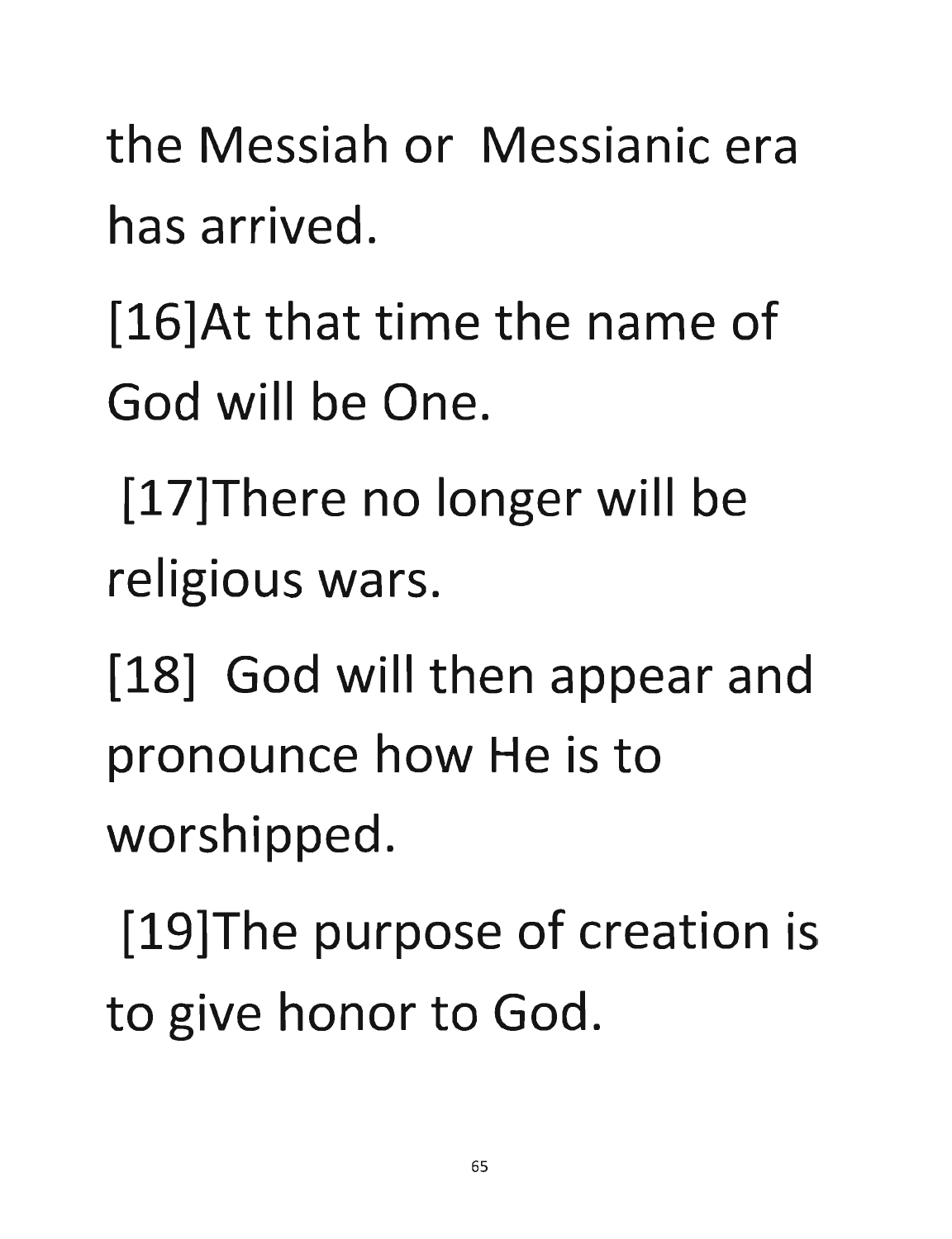the Messiah or Messianic era has arrived.

[16]At that time the name of God will be One.

[17]There no longer will be religious wars.

[18] God will then appear and pronounce how He is to worshipped.

[19]The purpose of creation is to give honor to God.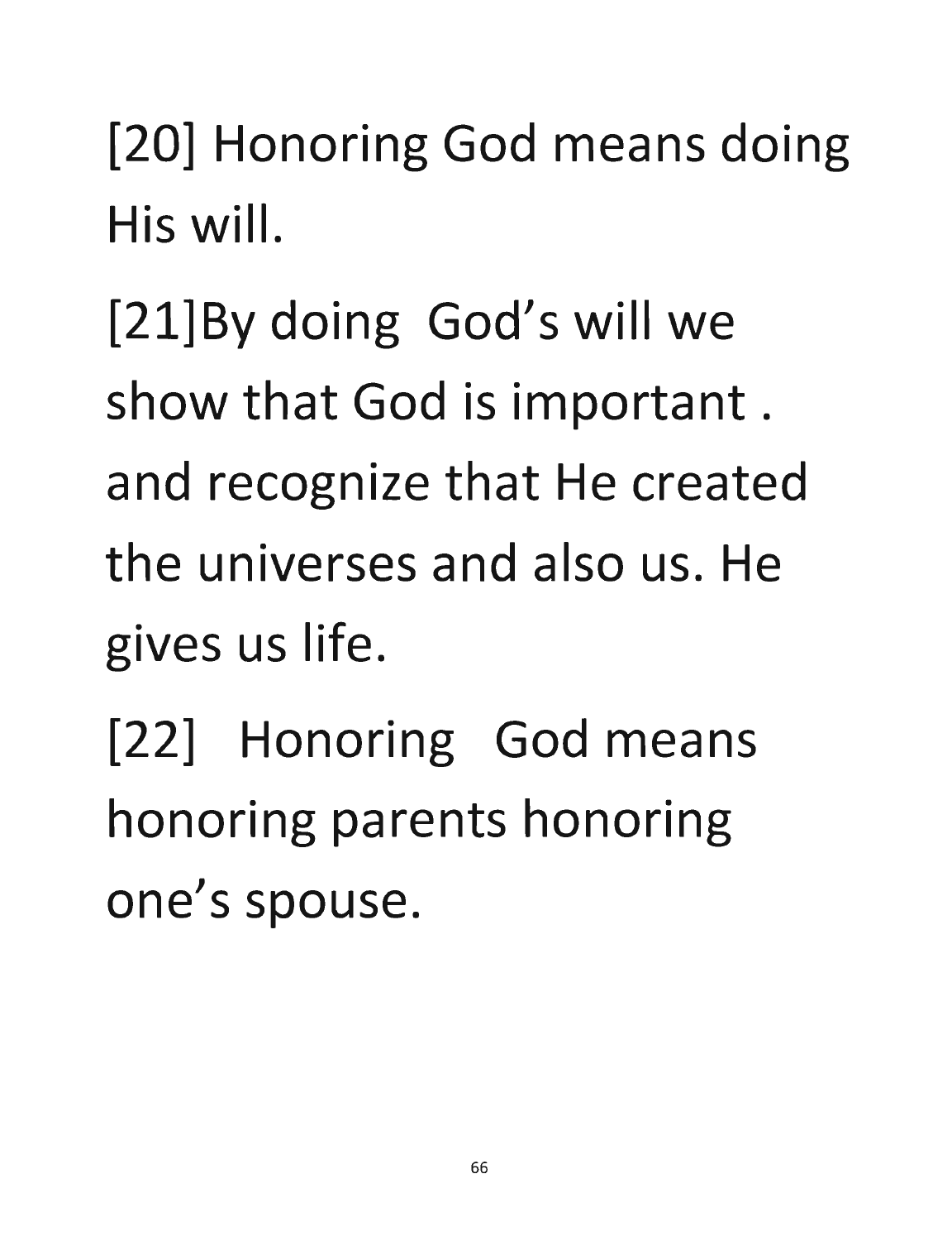[20] Honoring God means doing His will.

[21]By doing God's will we show that God is important . and recognize that He created the universes and also us. He gives us life.

[22] Honoring God means honoring parents honoring one's spouse.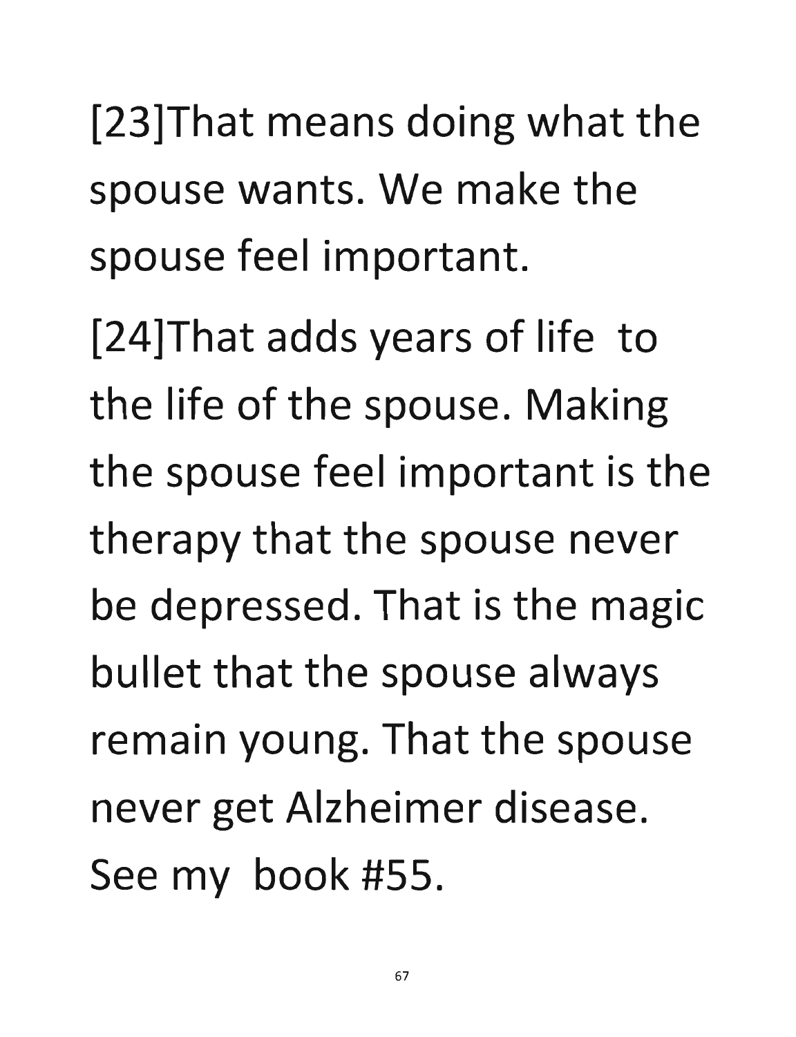[23]That means doing what the spouse wants. We make the spouse feel important.

[24]That adds years of life to the life of the spouse. Making the spouse feel important is the therapy that the spouse never be depressed. That is the magic bullet that the spouse always remain young. That the spouse never get Alzheimer disease. See my book #55.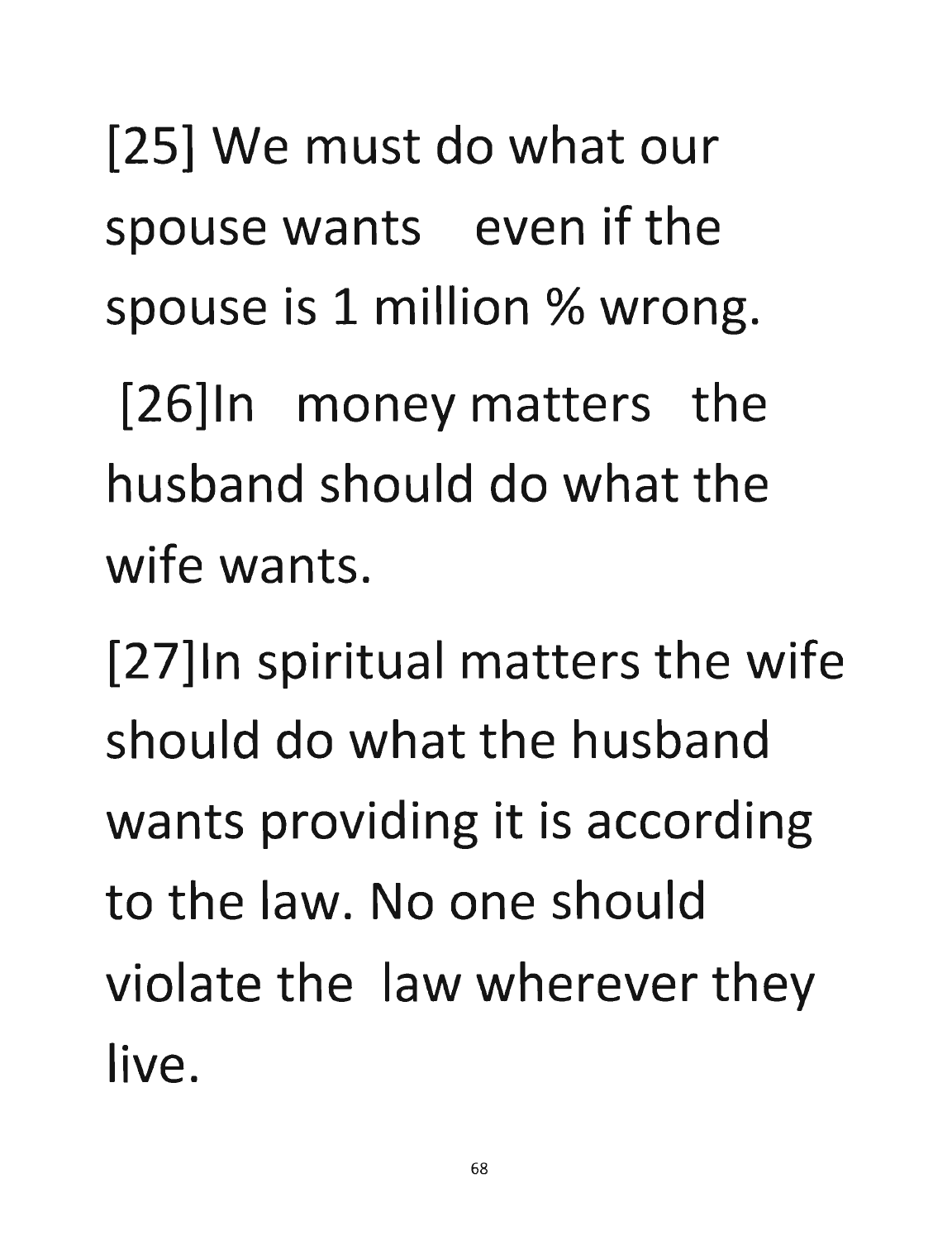[25] We must do what our spouse wants even if the spouse is 1 million % wrong.

[26]In money matters the husband should do what the wife wants.

[27]In spiritual matters the wife should do what the husband wants providing it is according to the law. No one should violate the law wherever they live.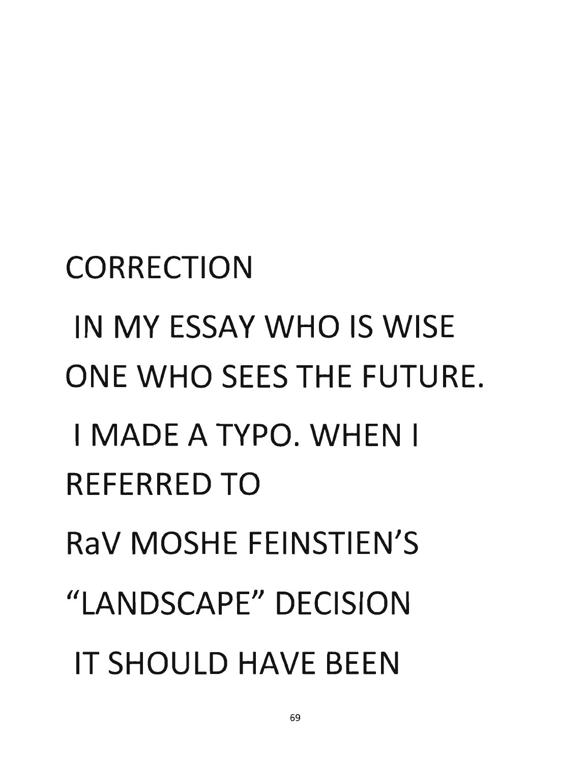CORRECTION

IN MY ESSAY WHO IS WISE ONE WHO SEES THE FUTURE.

I MADE A TYPO. WHEN I REFERRED TO

RaV MOSHE FEINSTIEN'S

"LANDSCAPE" DECISION

IT SHOULD HAVE BEEN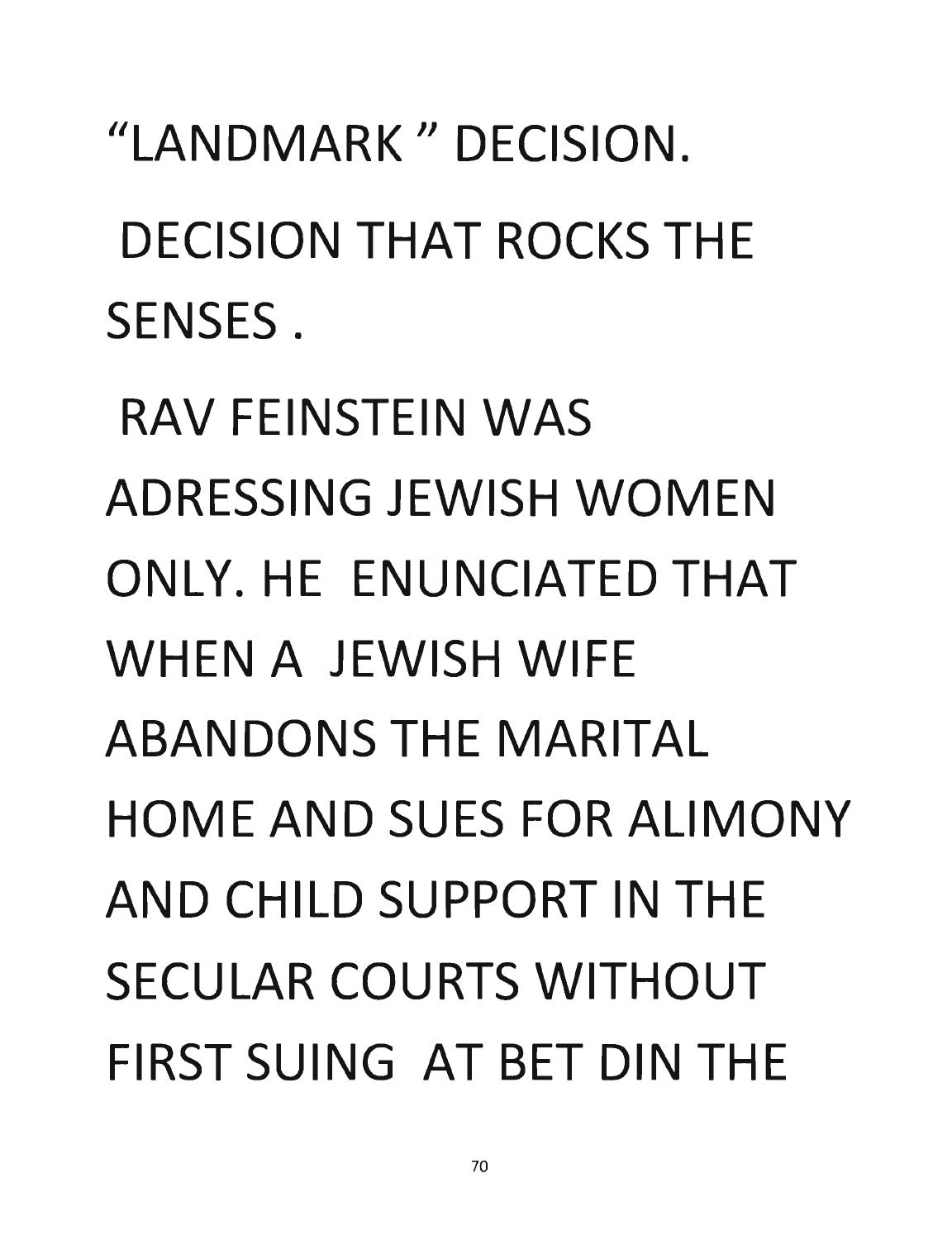"LANDMARK " DECISION.

DECISION THAT ROCKS THE SENSES .

RAV FEINSTEIN WAS ADRESSING JEWISH WOMEN ONLY. HE ENUNCIATED THAT WHEN A JEWISH WIFE ABANDONS THE MARITAL HOME AND SUES FOR ALIMONY AND CHILD SUPPORT IN THE SECULAR COURTS WITHOUT FIRST SUING AT BET DIN THE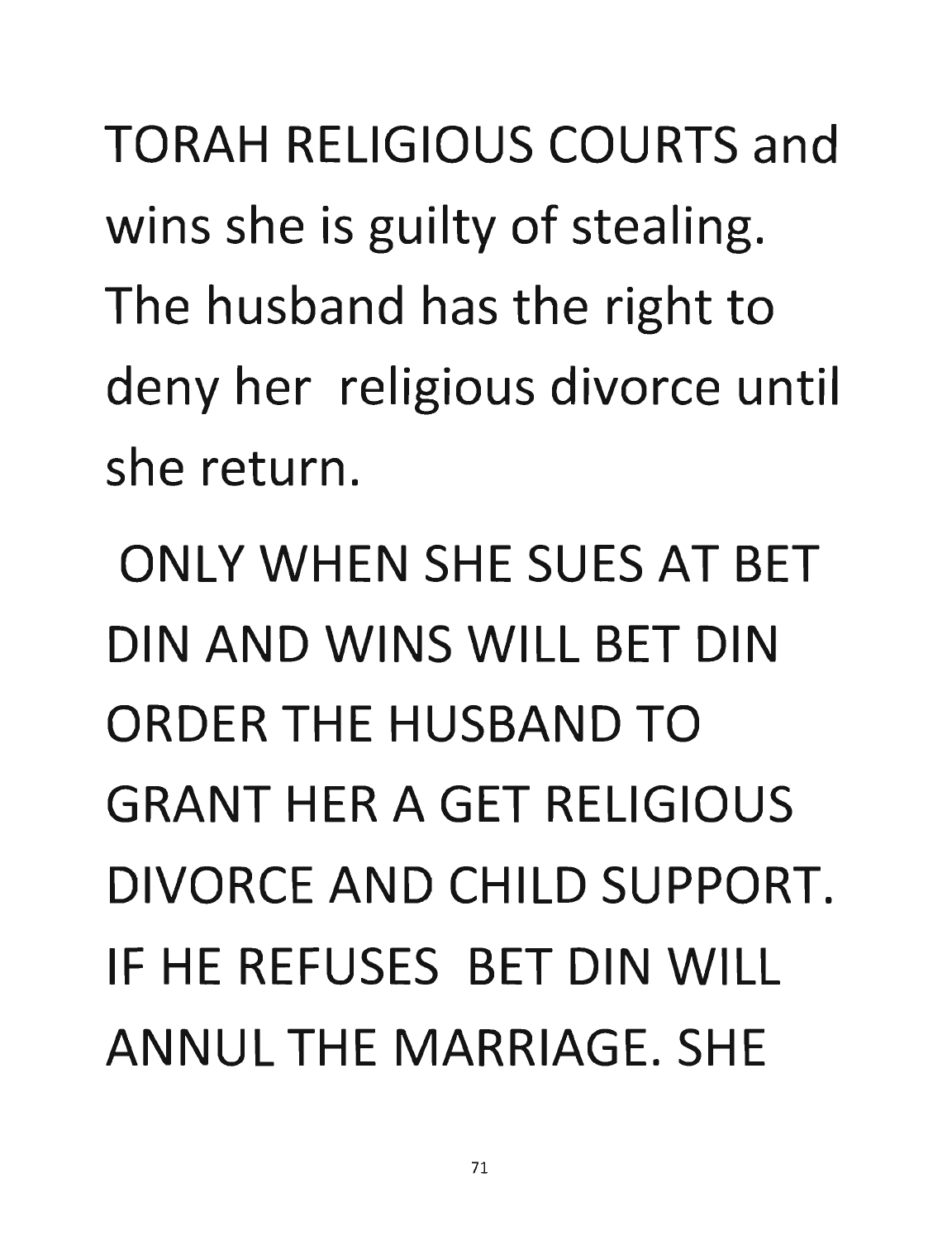TORAH RELIGIOUS COURTS and wins she is guilty of stealing. The husband has the right to deny her religious divorce until she return.

ONLY WHEN SHE SUES AT BET DIN AND WINS WILL BET DIN ORDER THE HUSBAND TO GRANT HER A GET RELIGIOUS DIVORCE AND CHILD SUPPORT. IF HE REFUSES BET DIN WILL ANNUL THE MARRIAGE. SHE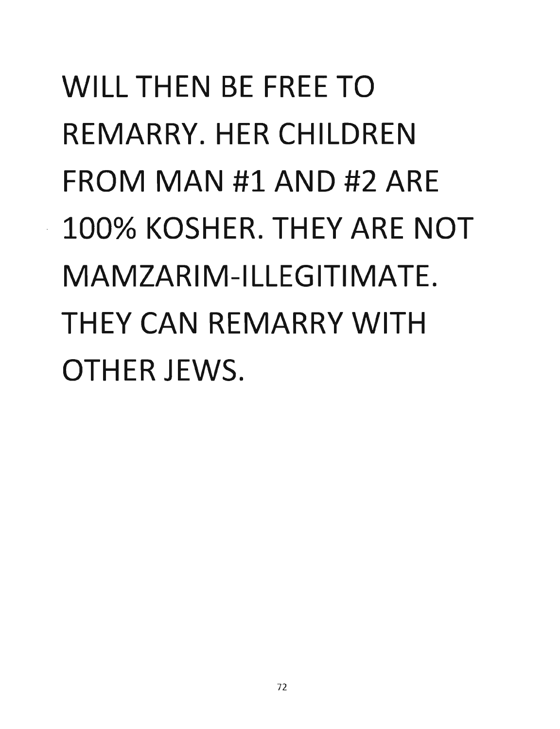WILL THEN BE FREE TO REMARRY. HER CHILDREN FROM MAN #1 AND #2 ARE 100% KOSHER. THEY ARE NOT MAMZARIM-ILLEGITIMATE. THEY CAN REMARRY WITH OTHER JEWS.